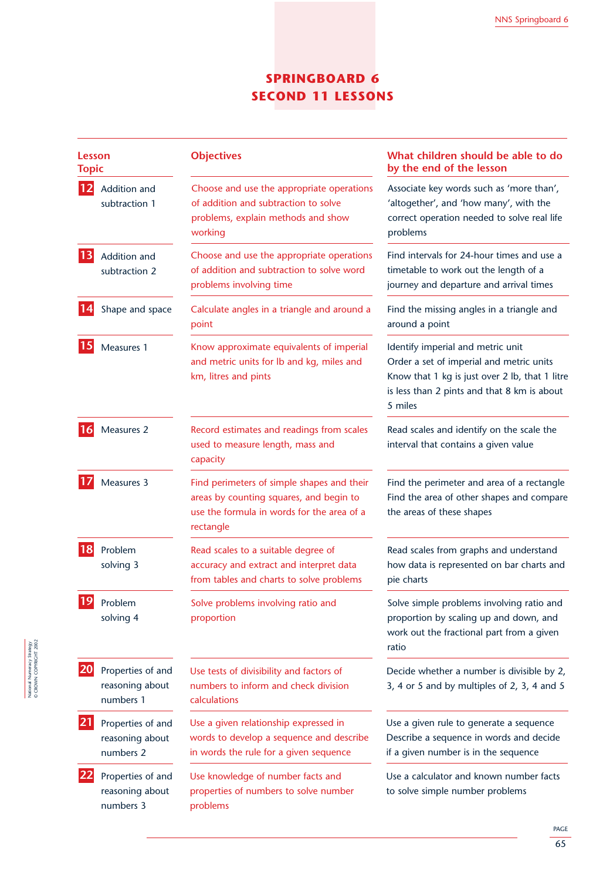# SPRINGBOARD 6
## SECOND 11 LESSONS

| Lesson Topic | Objectives | What children should be able to do by the end of the lesson |
|---|---|---|
| **12** Addition and subtraction 1 | Choose and use the appropriate operations of addition and subtraction to solve problems, explain methods and show working | Associate key words such as 'more than', 'altogether', and 'how many', with the correct operation needed to solve real life problems |
| **13** Addition and subtraction 2 | Choose and use the appropriate operations of addition and subtraction to solve word problems involving time | Find intervals for 24-hour times and use a timetable to work out the length of a journey and departure and arrival times |
| **14** Shape and space | Calculate angles in a triangle and around a point | Find the missing angles in a triangle and around a point |
| **15** Measures 1 | Know approximate equivalents of imperial and metric units for lb and kg, miles and km, litres and pints | Identify imperial and metric unit<br>Order a set of imperial and metric units<br>Know that 1 kg is just over 2 lb, that 1 litre is less than 2 pints and that 8 km is about 5 miles |
| **16** Measures 2 | Record estimates and readings from scales used to measure length, mass and capacity | Read scales and identify on the scale the interval that contains a given value |
| **17** Measures 3 | Find perimeters of simple shapes and their areas by counting squares, and begin to use the formula in words for the area of a rectangle | Find the perimeter and area of a rectangle<br>Find the area of other shapes and compare the areas of these shapes |
| **18** Problem solving 3 | Read scales to a suitable degree of accuracy and extract and interpret data from tables and charts to solve problems | Read scales from graphs and understand how data is represented on bar charts and pie charts |
| **19** Problem solving 4 | Solve problems involving ratio and proportion | Solve simple problems involving ratio and proportion by scaling up and down, and work out the fractional part from a given ratio |
| **20** Properties of and reasoning about numbers 1 | Use tests of divisibility and factors of numbers to inform and check division calculations | Decide whether a number is divisible by 2, 3, 4 or 5 and by multiples of 2, 3, 4 and 5 |
| **21** Properties of and reasoning about numbers 2 | Use a given relationship expressed in words to develop a sequence and describe in words the rule for a given sequence | Use a given rule to generate a sequence<br>Describe a sequence in words and decide if a given number is in the sequence |
| **22** Properties of and reasoning about numbers 3 | Use knowledge of number facts and properties of numbers to solve number problems | Use a calculator and known number facts to solve simple number problems |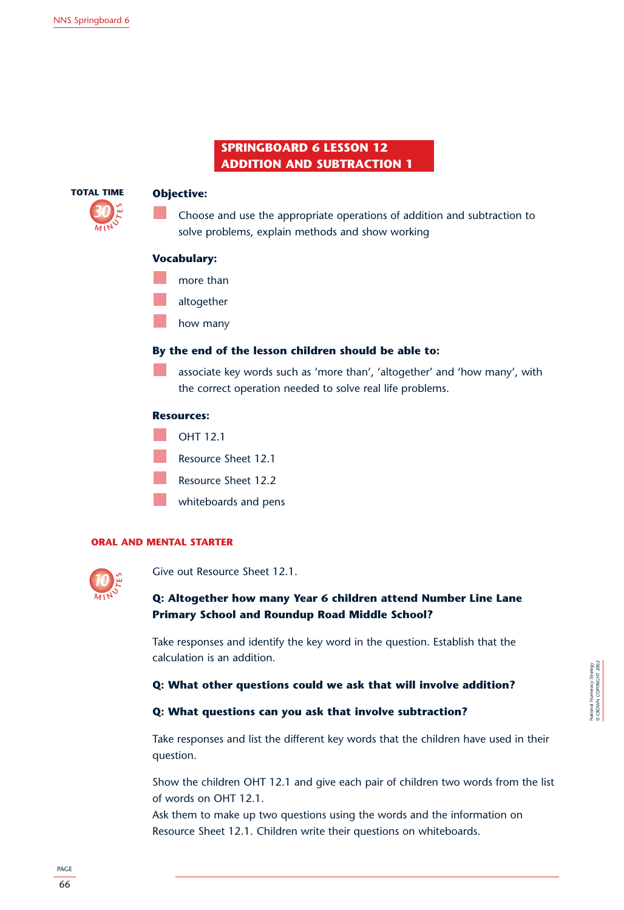# SPRINGBOARD 6 LESSON 12
# ADDITION AND SUBTRACTION 1

**TOTAL TIME** 30 MINUTES

**Objective:**

- Choose and use the appropriate operations of addition and subtraction to solve problems, explain methods and show working

**Vocabulary:**

- more than
- altogether
- how many

**By the end of the lesson children should be able to:**

- associate key words such as 'more than', 'altogether' and 'how many', with the correct operation needed to solve real life problems.

**Resources:**

- OHT 12.1
- Resource Sheet 12.1
- Resource Sheet 12.2
- whiteboards and pens

## ORAL AND MENTAL STARTER

10 MINUTES

Give out Resource Sheet 12.1.

**Q: Altogether how many Year 6 children attend Number Line Lane Primary School and Roundup Road Middle School?**

Take responses and identify the key word in the question. Establish that the calculation is an addition.

**Q: What other questions could we ask that will involve addition?**

**Q: What questions can you ask that involve subtraction?**

Take responses and list the different key words that the children have used in their question.

Show the children OHT 12.1 and give each pair of children two words from the list of words on OHT 12.1.

Ask them to make up two questions using the words and the information on Resource Sheet 12.1. Children write their questions on whiteboards.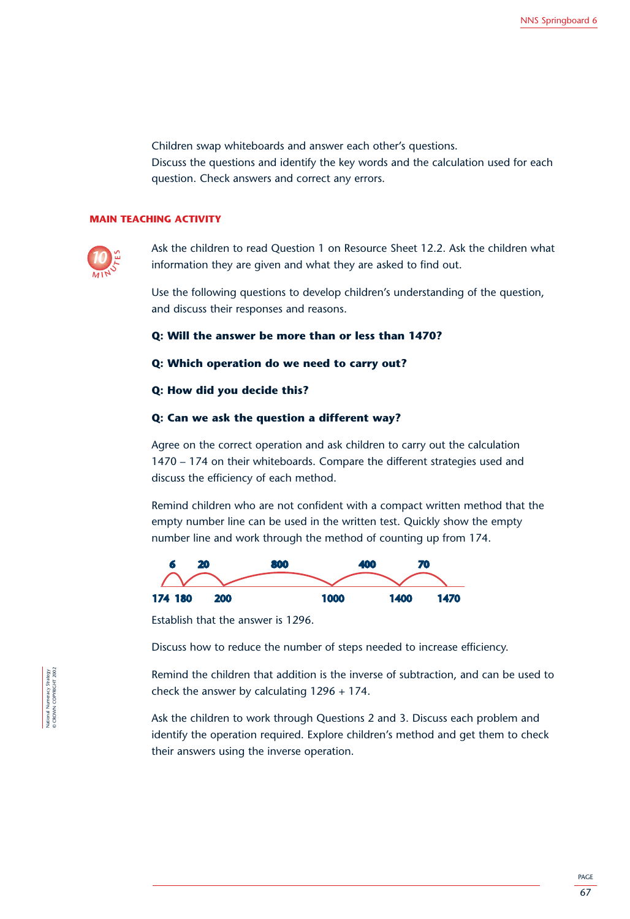Children swap whiteboards and answer each other's questions.
Discuss the questions and identify the key words and the calculation used for each question. Check answers and correct any errors.

## MAIN TEACHING ACTIVITY

10 MINUTES

Ask the children to read Question 1 on Resource Sheet 12.2. Ask the children what information they are given and what they are asked to find out.

Use the following questions to develop children's understanding of the question, and discuss their responses and reasons.

**Q: Will the answer be more than or less than 1470?**

**Q: Which operation do we need to carry out?**

**Q: How did you decide this?**

**Q: Can we ask the question a different way?**

Agree on the correct operation and ask children to carry out the calculation 1470 – 174 on their whiteboards. Compare the different strategies used and discuss the efficiency of each method.

Remind children who are not confident with a compact written method that the empty number line can be used in the written test. Quickly show the empty number line and work through the method of counting up from 174.

| Jump | 6 | 20 | 800 | 400 | 70 |
|---|---|---|---|---|---|
| From → To | 174 → 180 | 180 → 200 | 200 → 1000 | 1000 → 1400 | 1400 → 1470 |

Establish that the answer is 1296.

Discuss how to reduce the number of steps needed to increase efficiency.

Remind the children that addition is the inverse of subtraction, and can be used to check the answer by calculating 1296 + 174.

Ask the children to work through Questions 2 and 3. Discuss each problem and identify the operation required. Explore children's method and get them to check their answers using the inverse operation.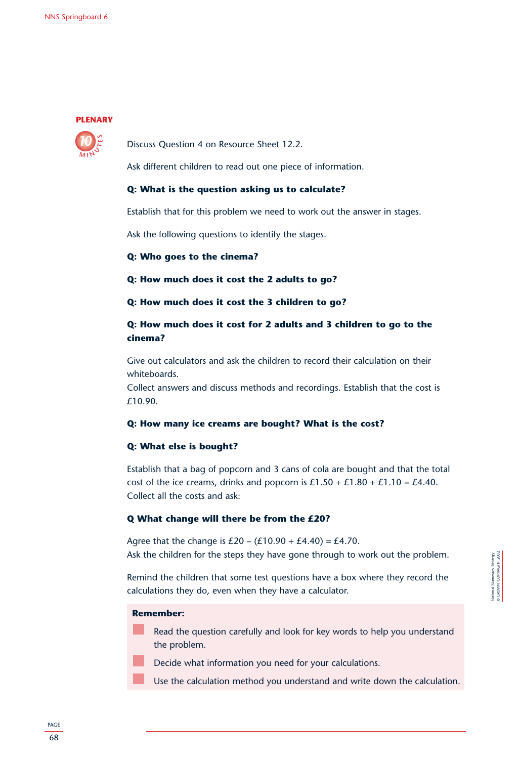## PLENARY

10 MINUTES

Discuss Question 4 on Resource Sheet 12.2.

Ask different children to read out one piece of information.

**Q: What is the question asking us to calculate?**

Establish that for this problem we need to work out the answer in stages.

Ask the following questions to identify the stages.

**Q: Who goes to the cinema?**

**Q: How much does it cost the 2 adults to go?**

**Q: How much does it cost the 3 children to go?**

**Q: How much does it cost for 2 adults and 3 children to go to the cinema?**

Give out calculators and ask the children to record their calculation on their whiteboards.
Collect answers and discuss methods and recordings. Establish that the cost is £10.90.

**Q: How many ice creams are bought? What is the cost?**

**Q: What else is bought?**

Establish that a bag of popcorn and 3 cans of cola are bought and that the total cost of the ice creams, drinks and popcorn is £1.50 + £1.80 + £1.10 = £4.40.
Collect all the costs and ask:

**Q What change will there be from the £20?**

Agree that the change is £20 – (£10.90 + £4.40) = £4.70.
Ask the children for the steps they have gone through to work out the problem.

Remind the children that some test questions have a box where they record the calculations they do, even when they have a calculator.

**Remember:**

- Read the question carefully and look for key words to help you understand the problem.
- Decide what information you need for your calculations.
- Use the calculation method you understand and write down the calculation.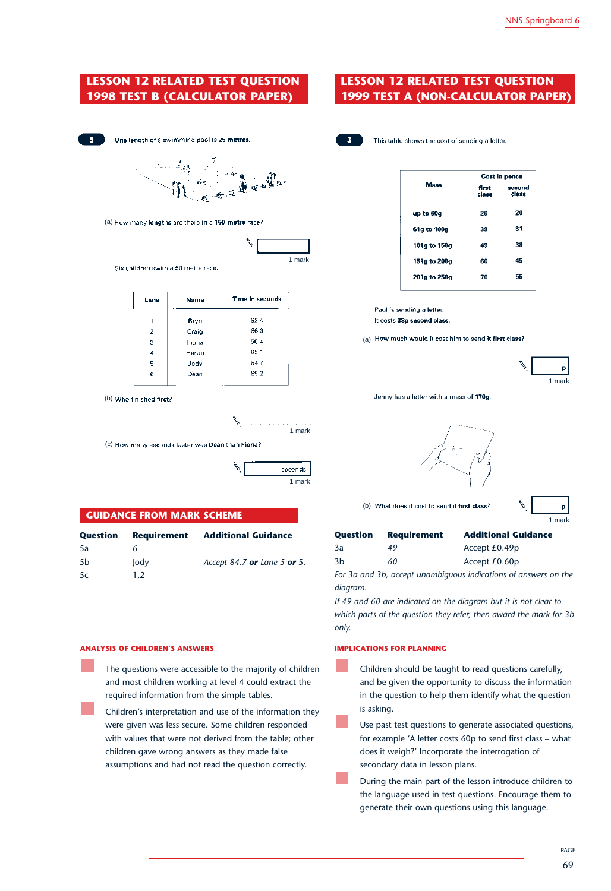## LESSON 12 RELATED TEST QUESTION 1998 TEST B (CALCULATOR PAPER)

**5** One length of a swimming pool is **25 metres**.

(a) How many **lengths** are there in a **150 metre** race?

1 mark

Six children swim a 50 metre race.

| Lane | Name | Time in seconds |
|---|---|---|
| 1 | Bryn | 92.4 |
| 2 | Craig | 86.3 |
| 3 | Fiona | 90.4 |
| 4 | Harun | 85.1 |
| 5 | Jody | 84.7 |
| 6 | Dean | 89.2 |

(b) Who finished **first**?

1 mark

(c) How many seconds faster was **Dean** than **Fiona**?

seconds

1 mark

## GUIDANCE FROM MARK SCHEME

| Question | Requirement | Additional Guidance |
|---|---|---|
| 5a | 6 | |
| 5b | Jody | *Accept 84.7 **or** Lane 5 **or** 5.* |
| 5c | 1.2 | |

## LESSON 12 RELATED TEST QUESTION 1999 TEST A (NON-CALCULATOR PAPER)

**3** This table shows the cost of sending a letter.

| Mass | Cost in pence | |
|---|---|---|
| | first class | second class |
| up to 60g | 26 | 20 |
| 61g to 100g | 39 | 31 |
| 101g to 150g | 49 | 38 |
| 151g to 200g | 60 | 45 |
| 201g to 250g | 70 | 55 |

Paul is sending a letter.
It costs **38p second class**.

(a) How much would it cost him to send it **first class**?

p

1 mark

Jenny has a letter with a mass of **170g**.

(b) What does it cost to send it **first class**?

p

1 mark

| Question | Requirement | Additional Guidance |
|---|---|---|
| 3a | *49* | Accept £0.49p |
| 3b | *60* | Accept £0.60p |

*For 3a and 3b, accept unambiguous indications of answers on the diagram.*

*If 49 and 60 are indicated on the diagram but it is not clear to which parts of the question they refer, then award the mark for 3b only.*

### ANALYSIS OF CHILDREN'S ANSWERS

- The questions were accessible to the majority of children and most children working at level 4 could extract the required information from the simple tables.
- Children's interpretation and use of the information they were given was less secure. Some children responded with values that were not derived from the table; other children gave wrong answers as they made false assumptions and had not read the question correctly.

### IMPLICATIONS FOR PLANNING

- Children should be taught to read questions carefully, and be given the opportunity to discuss the information in the question to help them identify what the question is asking.
- Use past test questions to generate associated questions, for example 'A letter costs 60p to send first class – what does it weigh?' Incorporate the interrogation of secondary data in lesson plans.
- During the main part of the lesson introduce children to the language used in test questions. Encourage them to generate their own questions using this language.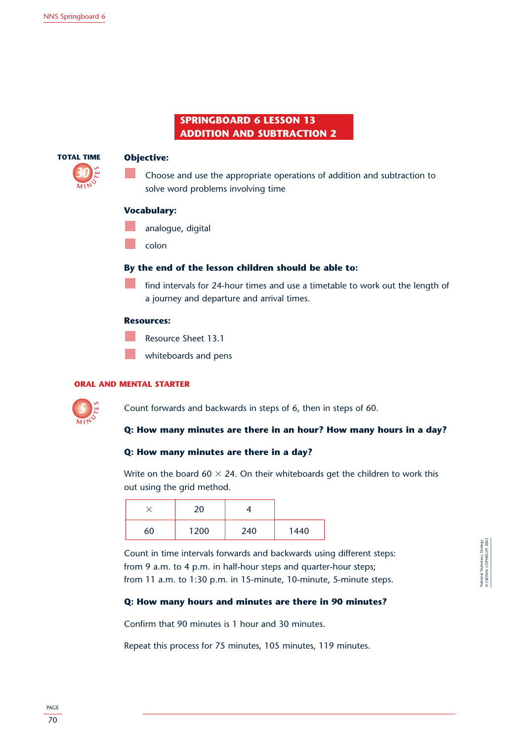# SPRINGBOARD 6 LESSON 13
# ADDITION AND SUBTRACTION 2

**TOTAL TIME** 30 MINUTES

**Objective:**

- Choose and use the appropriate operations of addition and subtraction to solve word problems involving time

**Vocabulary:**

- analogue, digital
- colon

**By the end of the lesson children should be able to:**

- find intervals for 24-hour times and use a timetable to work out the length of a journey and departure and arrival times.

**Resources:**

- Resource Sheet 13.1
- whiteboards and pens

## ORAL AND MENTAL STARTER

5 MINUTES

Count forwards and backwards in steps of 6, then in steps of 60.

**Q: How many minutes are there in an hour? How many hours in a day?**

**Q: How many minutes are there in a day?**

Write on the board 60 × 24. On their whiteboards get the children to work this out using the grid method.

| × | 20 | 4 | |
|---|---|---|---|
| 60 | 1200 | 240 | 1440 |

Count in time intervals forwards and backwards using different steps:
from 9 a.m. to 4 p.m. in half-hour steps and quarter-hour steps;
from 11 a.m. to 1:30 p.m. in 15-minute, 10-minute, 5-minute steps.

**Q: How many hours and minutes are there in 90 minutes?**

Confirm that 90 minutes is 1 hour and 30 minutes.

Repeat this process for 75 minutes, 105 minutes, 119 minutes.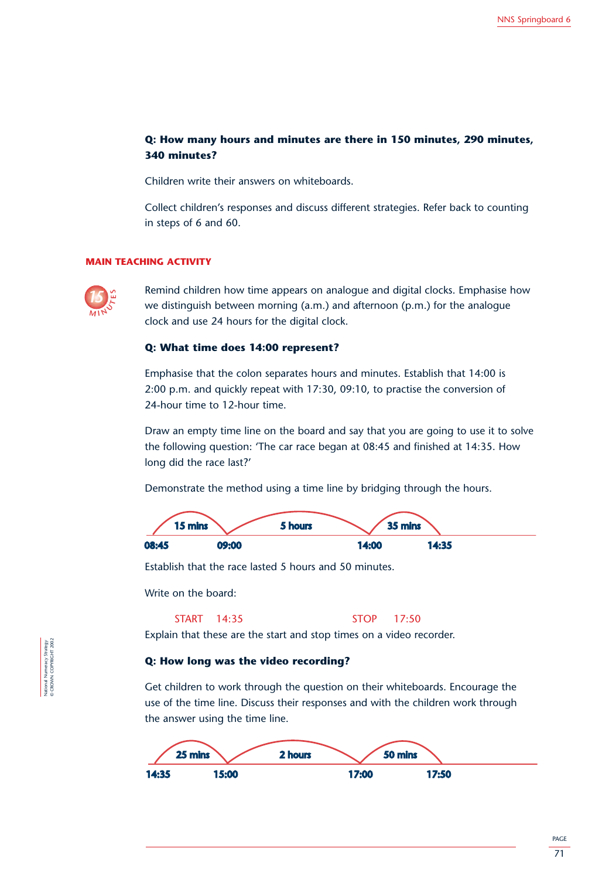**Q: How many hours and minutes are there in 150 minutes, 290 minutes, 340 minutes?**

Children write their answers on whiteboards.

Collect children's responses and discuss different strategies. Refer back to counting in steps of 6 and 60.

## MAIN TEACHING ACTIVITY

15 MINUTES

Remind children how time appears on analogue and digital clocks. Emphasise how we distinguish between morning (a.m.) and afternoon (p.m.) for the analogue clock and use 24 hours for the digital clock.

**Q: What time does 14:00 represent?**

Emphasise that the colon separates hours and minutes. Establish that 14:00 is 2:00 p.m. and quickly repeat with 17:30, 09:10, to practise the conversion of 24-hour time to 12-hour time.

Draw an empty time line on the board and say that you are going to use it to solve the following question: 'The car race began at 08:45 and finished at 14:35. How long did the race last?'

Demonstrate the method using a time line by bridging through the hours.

15 mins | 5 hours | 35 mins

08:45 — 09:00 — 14:00 — 14:35

Establish that the race lasted 5 hours and 50 minutes.

Write on the board:

START 14:35 STOP 17:50

Explain that these are the start and stop times on a video recorder.

**Q: How long was the video recording?**

Get children to work through the question on their whiteboards. Encourage the use of the time line. Discuss their responses and with the children work through the answer using the time line.

25 mins | 2 hours | 50 mins

14:35 — 15:00 — 17:00 — 17:50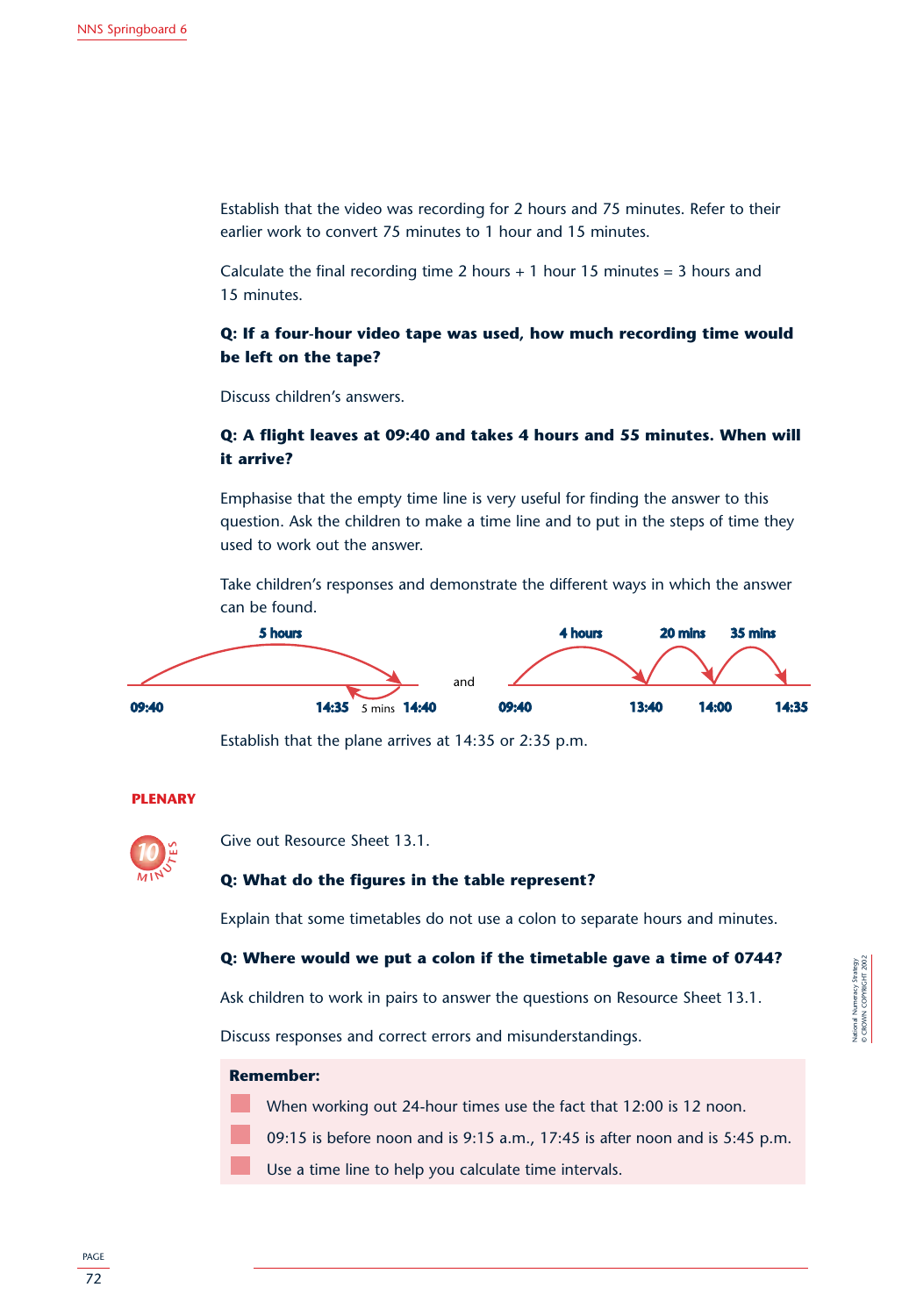Establish that the video was recording for 2 hours and 75 minutes. Refer to their earlier work to convert 75 minutes to 1 hour and 15 minutes.

Calculate the final recording time 2 hours + 1 hour 15 minutes = 3 hours and 15 minutes.

**Q: If a four-hour video tape was used, how much recording time would be left on the tape?**

Discuss children's answers.

**Q: A flight leaves at 09:40 and takes 4 hours and 55 minutes. When will it arrive?**

Emphasise that the empty time line is very useful for finding the answer to this question. Ask the children to make a time line and to put in the steps of time they used to work out the answer.

Take children's responses and demonstrate the different ways in which the answer can be found.

**5 hours**: 09:40 → 14:40; **5 mins** back: 14:40 → 14:35

and

**4 hours**: 09:40 → 13:40; **20 mins**: 13:40 → 14:00; **35 mins**: 14:00 → 14:35

Establish that the plane arrives at 14:35 or 2:35 p.m.

## PLENARY

10 MINUTES

Give out Resource Sheet 13.1.

**Q: What do the figures in the table represent?**

Explain that some timetables do not use a colon to separate hours and minutes.

**Q: Where would we put a colon if the timetable gave a time of 0744?**

Ask children to work in pairs to answer the questions on Resource Sheet 13.1.

Discuss responses and correct errors and misunderstandings.

**Remember:**

- When working out 24-hour times use the fact that 12:00 is 12 noon.
- 09:15 is before noon and is 9:15 a.m., 17:45 is after noon and is 5:45 p.m.
- Use a time line to help you calculate time intervals.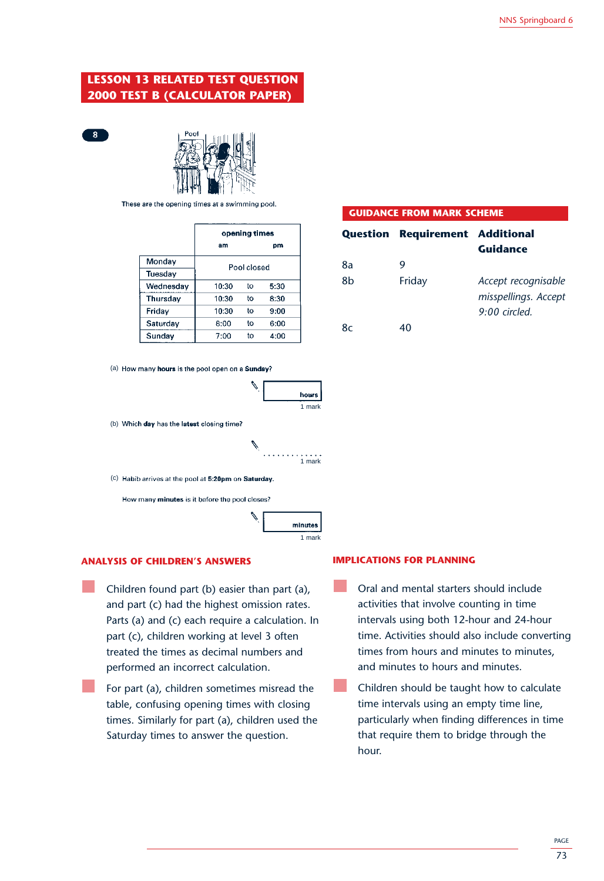## LESSON 13 RELATED TEST QUESTION 2000 TEST B (CALCULATOR PAPER)

**8**

Pool

These are the opening times at a swimming pool.

| | opening times am | | pm |
|---|---|---|---|
| Monday | Pool closed | | |
| Tuesday | | | |
| Wednesday | 10:30 | to | 5:30 |
| Thursday | 10:30 | to | 8:30 |
| Friday | 10:30 | to | 9:00 |
| Saturday | 8:00 | to | 6:00 |
| Sunday | 7:00 | to | 4:00 |

(a) How many **hours** is the pool open on a **Sunday**?

hours

1 mark

(b) Which **day** has the **latest** closing time?

. . . . . . . . . . . . .

1 mark

(c) Habib arrives at the pool at **5:20pm** on **Saturday**.

How many **minutes** is it before the pool closes?

minutes

1 mark

## GUIDANCE FROM MARK SCHEME

| Question | Requirement | Additional Guidance |
|---|---|---|
| 8a | 9 | |
| 8b | Friday | *Accept recognisable misspellings. Accept 9:00 circled.* |
| 8c | 40 | |

## ANALYSIS OF CHILDREN'S ANSWERS

- Children found part (b) easier than part (a), and part (c) had the highest omission rates. Parts (a) and (c) each require a calculation. In part (c), children working at level 3 often treated the times as decimal numbers and performed an incorrect calculation.
- For part (a), children sometimes misread the table, confusing opening times with closing times. Similarly for part (a), children used the Saturday times to answer the question.

## IMPLICATIONS FOR PLANNING

- Oral and mental starters should include activities that involve counting in time intervals using both 12-hour and 24-hour time. Activities should also include converting times from hours and minutes to minutes, and minutes to hours and minutes.
- Children should be taught how to calculate time intervals using an empty time line, particularly when finding differences in time that require them to bridge through the hour.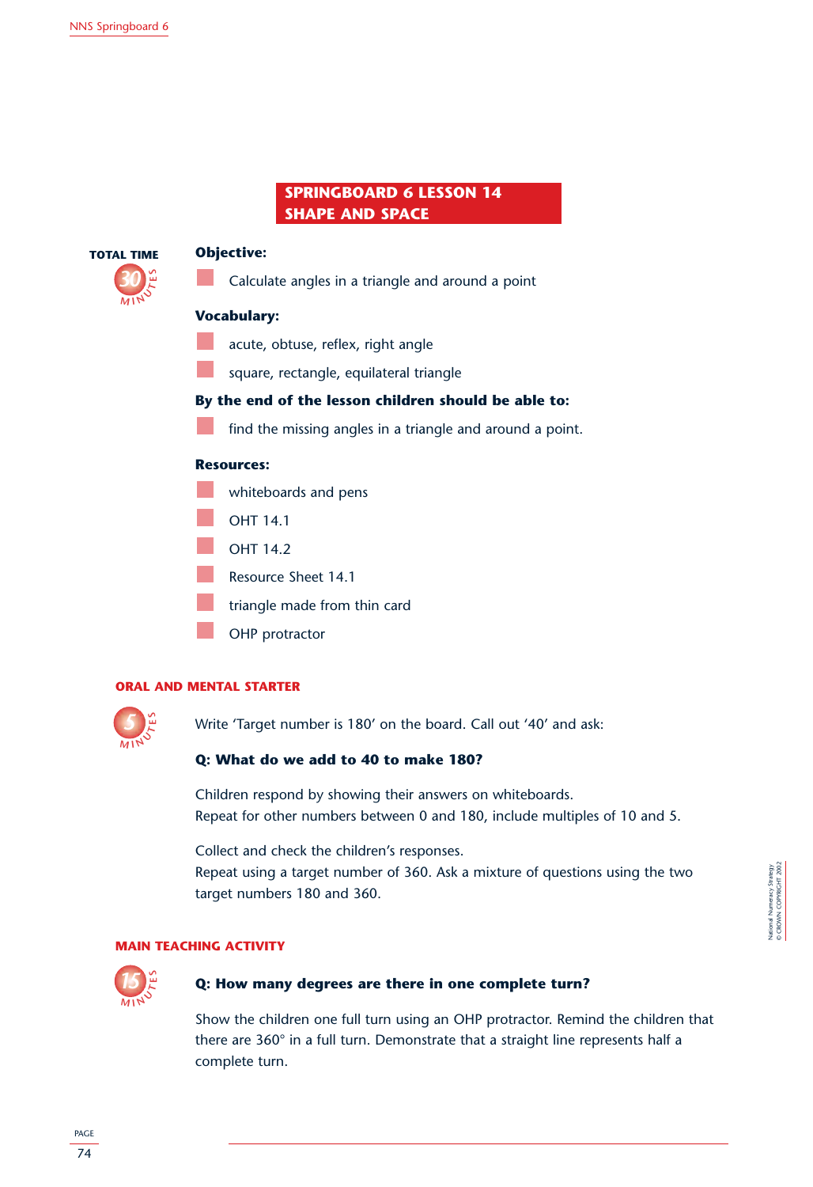# SPRINGBOARD 6 LESSON 14
## SHAPE AND SPACE

**TOTAL TIME** 30 MINUTES

**Objective:**

- Calculate angles in a triangle and around a point

**Vocabulary:**

- acute, obtuse, reflex, right angle
- square, rectangle, equilateral triangle

**By the end of the lesson children should be able to:**

- find the missing angles in a triangle and around a point.

**Resources:**

- whiteboards and pens
- OHT 14.1
- OHT 14.2
- Resource Sheet 14.1
- triangle made from thin card
- OHP protractor

### ORAL AND MENTAL STARTER

5 MINUTES

Write 'Target number is 180' on the board. Call out '40' and ask:

**Q: What do we add to 40 to make 180?**

Children respond by showing their answers on whiteboards.
Repeat for other numbers between 0 and 180, include multiples of 10 and 5.

Collect and check the children's responses.
Repeat using a target number of 360. Ask a mixture of questions using the two target numbers 180 and 360.

### MAIN TEACHING ACTIVITY

15 MINUTES

**Q: How many degrees are there in one complete turn?**

Show the children one full turn using an OHP protractor. Remind the children that there are 360° in a full turn. Demonstrate that a straight line represents half a complete turn.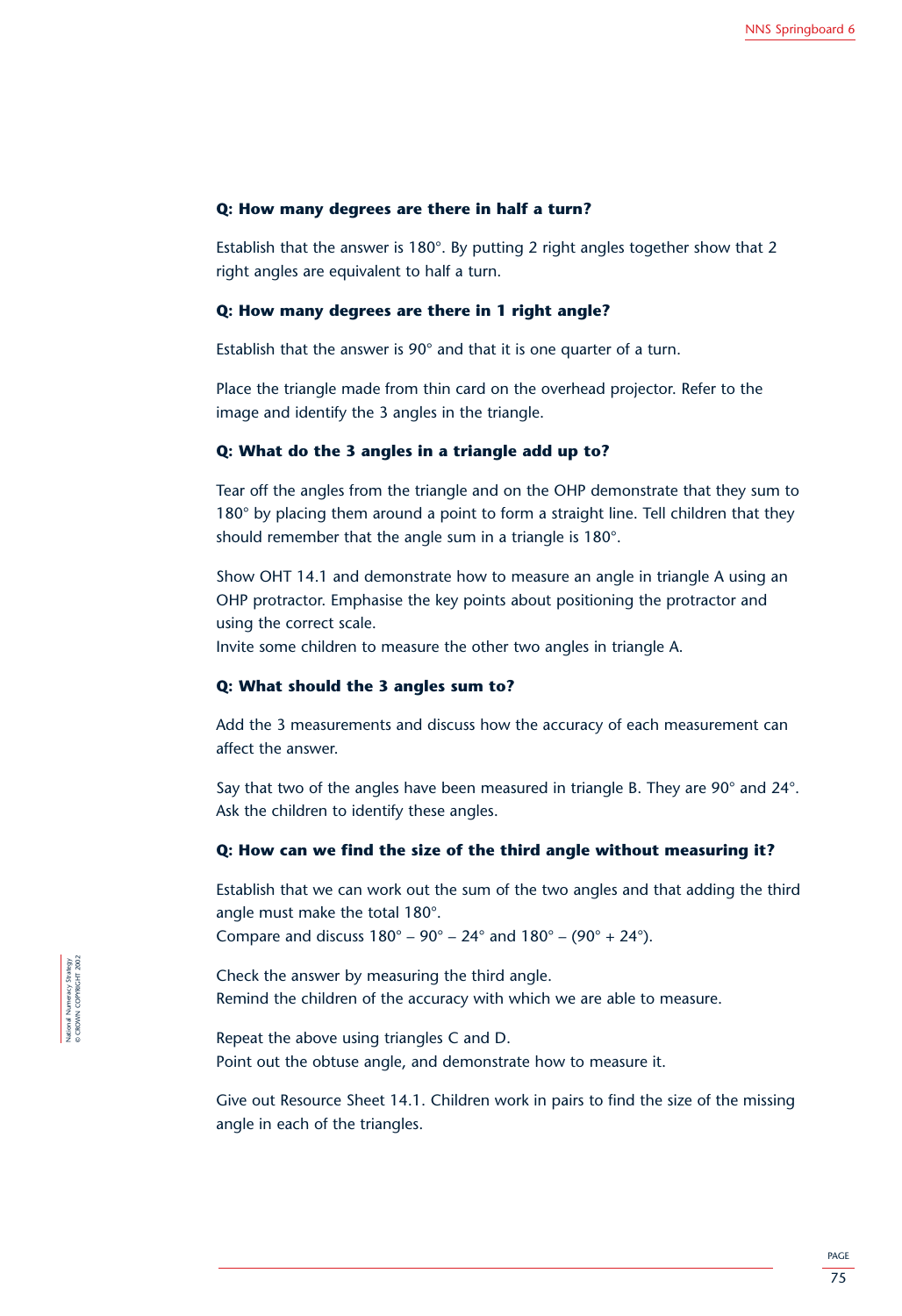**Q: How many degrees are there in half a turn?**

Establish that the answer is 180°. By putting 2 right angles together show that 2 right angles are equivalent to half a turn.

**Q: How many degrees are there in 1 right angle?**

Establish that the answer is 90° and that it is one quarter of a turn.

Place the triangle made from thin card on the overhead projector. Refer to the image and identify the 3 angles in the triangle.

**Q: What do the 3 angles in a triangle add up to?**

Tear off the angles from the triangle and on the OHP demonstrate that they sum to 180° by placing them around a point to form a straight line. Tell children that they should remember that the angle sum in a triangle is 180°.

Show OHT 14.1 and demonstrate how to measure an angle in triangle A using an OHP protractor. Emphasise the key points about positioning the protractor and using the correct scale.
Invite some children to measure the other two angles in triangle A.

**Q: What should the 3 angles sum to?**

Add the 3 measurements and discuss how the accuracy of each measurement can affect the answer.

Say that two of the angles have been measured in triangle B. They are 90° and 24°. Ask the children to identify these angles.

**Q: How can we find the size of the third angle without measuring it?**

Establish that we can work out the sum of the two angles and that adding the third angle must make the total 180°.
Compare and discuss 180° – 90° – 24° and 180° – (90° + 24°).

Check the answer by measuring the third angle.
Remind the children of the accuracy with which we are able to measure.

Repeat the above using triangles C and D.
Point out the obtuse angle, and demonstrate how to measure it.

Give out Resource Sheet 14.1. Children work in pairs to find the size of the missing angle in each of the triangles.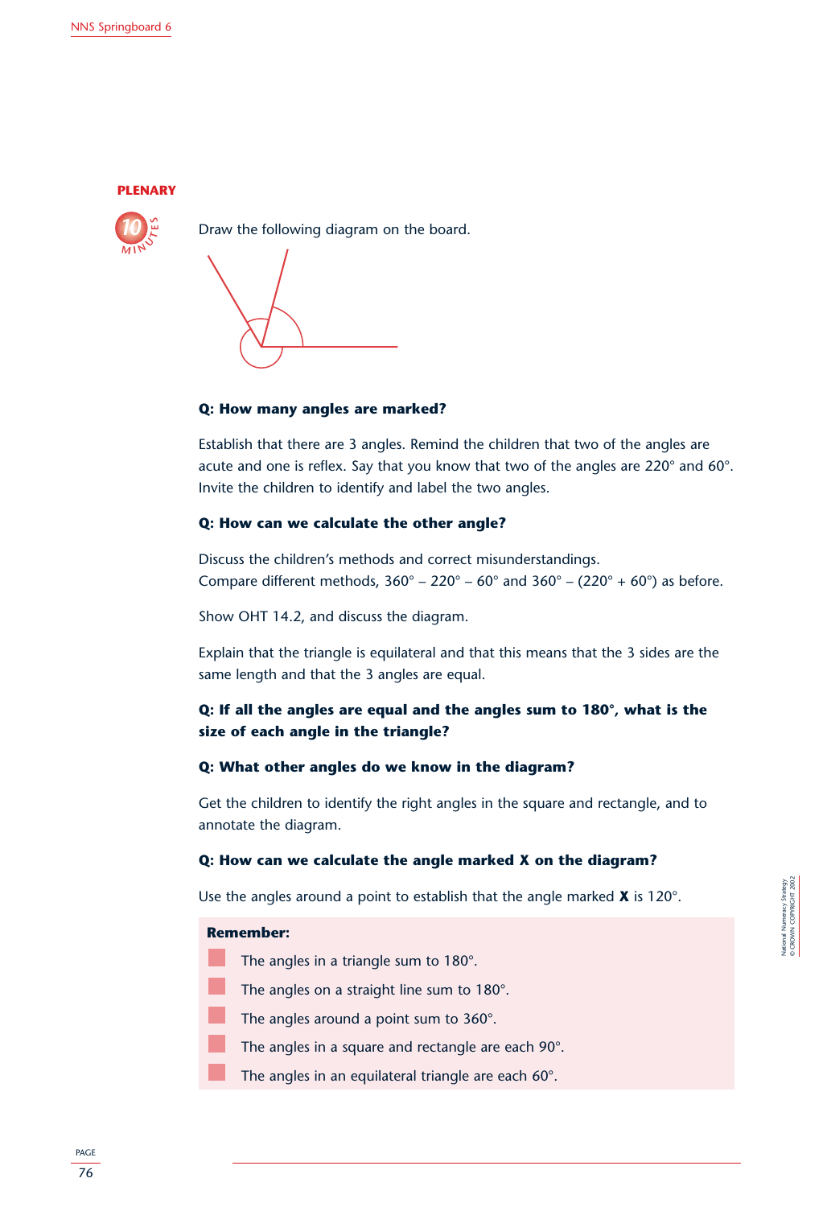**PLENARY**

10 MINUTES

Draw the following diagram on the board.

**Q: How many angles are marked?**

Establish that there are 3 angles. Remind the children that two of the angles are acute and one is reflex. Say that you know that two of the angles are 220° and 60°. Invite the children to identify and label the two angles.

**Q: How can we calculate the other angle?**

Discuss the children's methods and correct misunderstandings.
Compare different methods, 360° – 220° – 60° and 360° – (220° + 60°) as before.

Show OHT 14.2, and discuss the diagram.

Explain that the triangle is equilateral and that this means that the 3 sides are the same length and that the 3 angles are equal.

**Q: If all the angles are equal and the angles sum to 180°, what is the size of each angle in the triangle?**

**Q: What other angles do we know in the diagram?**

Get the children to identify the right angles in the square and rectangle, and to annotate the diagram.

**Q: How can we calculate the angle marked X on the diagram?**

Use the angles around a point to establish that the angle marked **X** is 120°.

**Remember:**

- The angles in a triangle sum to 180°.
- The angles on a straight line sum to 180°.
- The angles around a point sum to 360°.
- The angles in a square and rectangle are each 90°.
- The angles in an equilateral triangle are each 60°.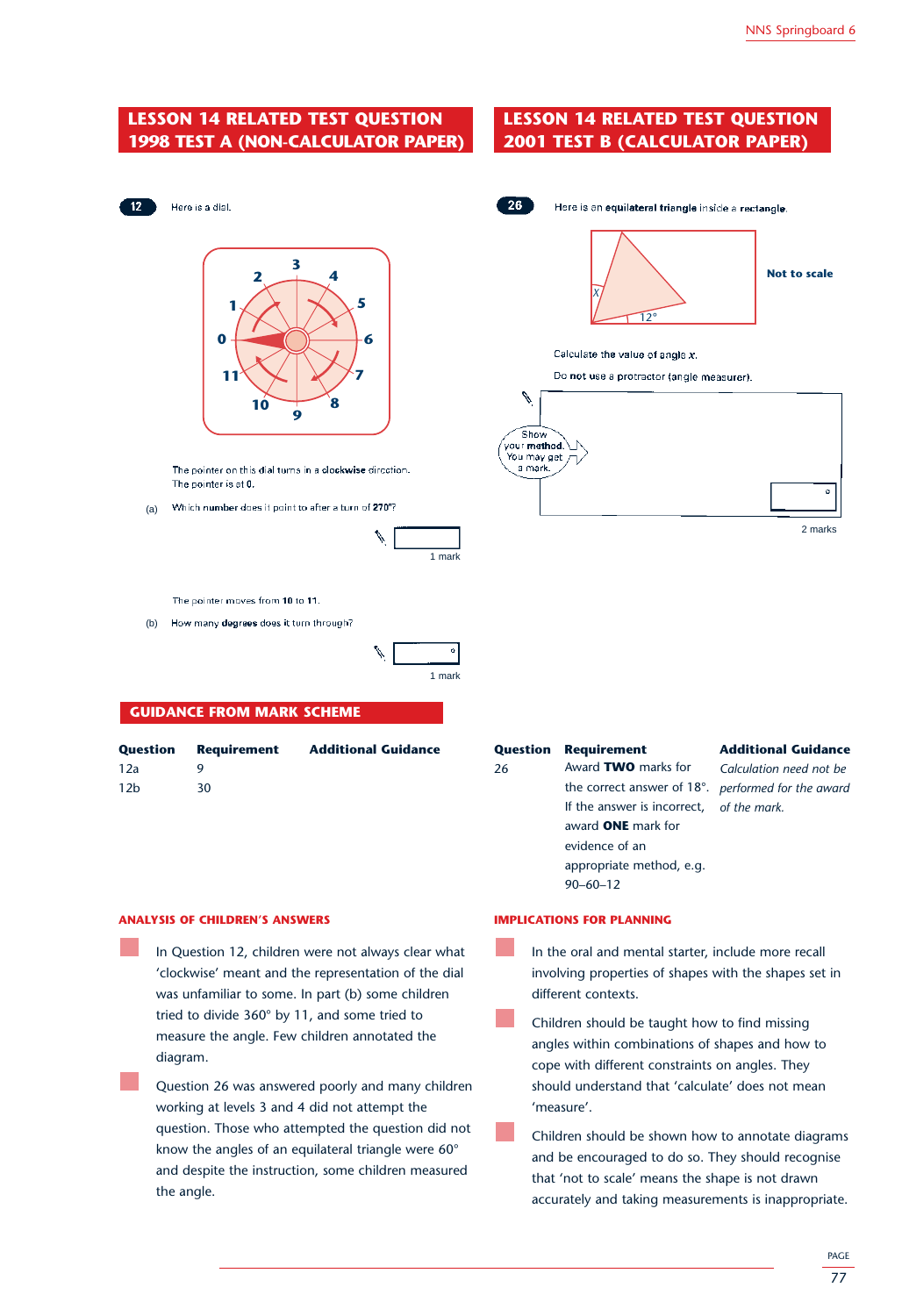## LESSON 14 RELATED TEST QUESTION 1998 TEST A (NON-CALCULATOR PAPER)

**12** Here is a dial.

The pointer on this dial turns in a **clockwise** direction.
The pointer is at **0**.

(a) Which **number** does it point to after a turn of **270°**?

1 mark

The pointer moves from **10** to **11**.

(b) How many **degrees** does it turn through?

°

1 mark

### GUIDANCE FROM MARK SCHEME

| Question | Requirement | Additional Guidance |
|---|---|---|
| 12a | 9 | |
| 12b | 30 | |

## LESSON 14 RELATED TEST QUESTION 2001 TEST B (CALCULATOR PAPER)

**26** Here is an **equilateral triangle** inside a **rectangle**.

Not to scale

$x$

12°

Calculate the value of angle $x$.

Do **not** use a protractor (angle measurer).

Show your **method**. You may get a mark.

°

2 marks

| Question | Requirement | Additional Guidance |
|---|---|---|
| 26 | Award **TWO** marks for the correct answer of 18°. If the answer is incorrect, award **ONE** mark for evidence of an appropriate method, e.g. 90–60–12 | *Calculation need not be performed for the award of the mark.* |

### ANALYSIS OF CHILDREN'S ANSWERS

- In Question 12, children were not always clear what 'clockwise' meant and the representation of the dial was unfamiliar to some. In part (b) some children tried to divide 360° by 11, and some tried to measure the angle. Few children annotated the diagram.
- Question 26 was answered poorly and many children working at levels 3 and 4 did not attempt the question. Those who attempted the question did not know the angles of an equilateral triangle were 60° and despite the instruction, some children measured the angle.

### IMPLICATIONS FOR PLANNING

- In the oral and mental starter, include more recall involving properties of shapes with the shapes set in different contexts.
- Children should be taught how to find missing angles within combinations of shapes and how to cope with different constraints on angles. They should understand that 'calculate' does not mean 'measure'.
- Children should be shown how to annotate diagrams and be encouraged to do so. They should recognise that 'not to scale' means the shape is not drawn accurately and taking measurements is inappropriate.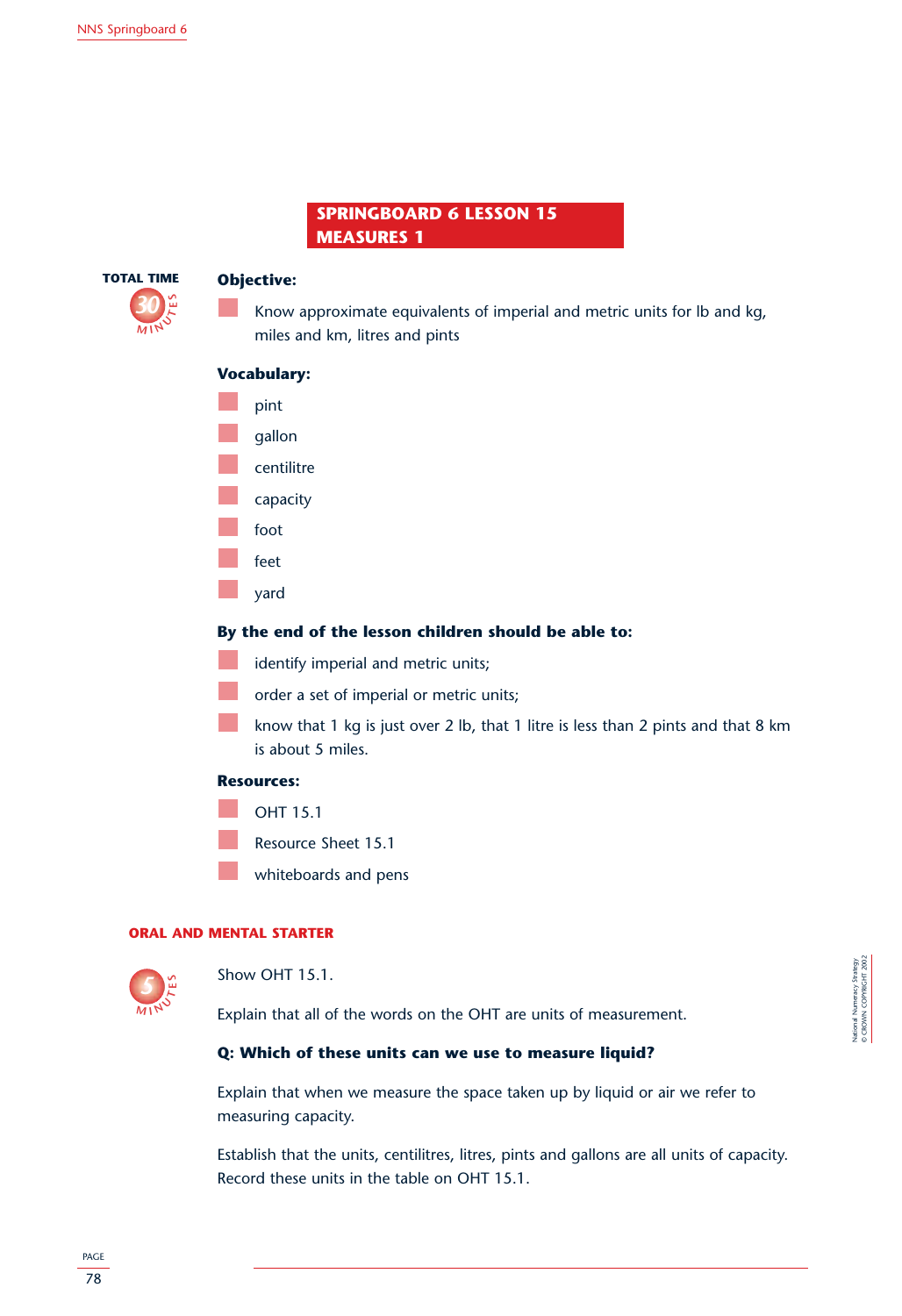# SPRINGBOARD 6 LESSON 15
# MEASURES 1

**TOTAL TIME** 30 MINUTES

**Objective:**

- Know approximate equivalents of imperial and metric units for lb and kg, miles and km, litres and pints

**Vocabulary:**

- pint
- gallon
- centilitre
- capacity
- foot
- feet
- yard

**By the end of the lesson children should be able to:**

- identify imperial and metric units;
- order a set of imperial or metric units;
- know that 1 kg is just over 2 lb, that 1 litre is less than 2 pints and that 8 km is about 5 miles.

**Resources:**

- OHT 15.1
- Resource Sheet 15.1
- whiteboards and pens

## ORAL AND MENTAL STARTER

5 MINUTES

Show OHT 15.1.

Explain that all of the words on the OHT are units of measurement.

**Q: Which of these units can we use to measure liquid?**

Explain that when we measure the space taken up by liquid or air we refer to measuring capacity.

Establish that the units, centilitres, litres, pints and gallons are all units of capacity. Record these units in the table on OHT 15.1.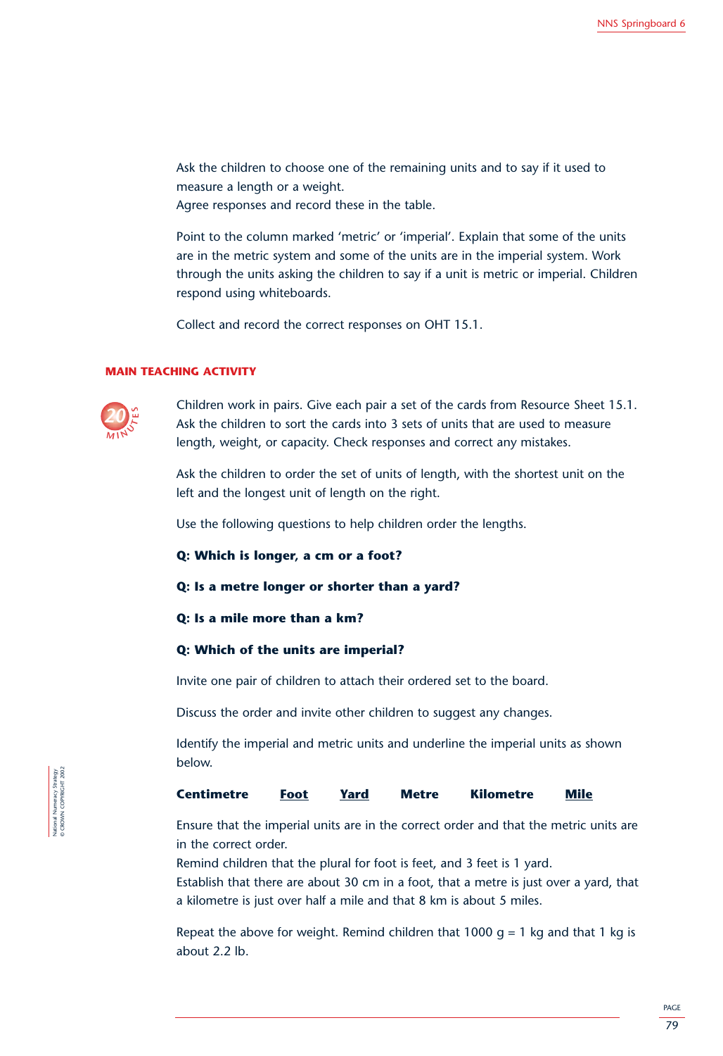Ask the children to choose one of the remaining units and to say if it used to measure a length or a weight.
Agree responses and record these in the table.

Point to the column marked 'metric' or 'imperial'. Explain that some of the units are in the metric system and some of the units are in the imperial system. Work through the units asking the children to say if a unit is metric or imperial. Children respond using whiteboards.

Collect and record the correct responses on OHT 15.1.

## MAIN TEACHING ACTIVITY

20 MINUTES

Children work in pairs. Give each pair a set of the cards from Resource Sheet 15.1. Ask the children to sort the cards into 3 sets of units that are used to measure length, weight, or capacity. Check responses and correct any mistakes.

Ask the children to order the set of units of length, with the shortest unit on the left and the longest unit of length on the right.

Use the following questions to help children order the lengths.

**Q: Which is longer, a cm or a foot?**

**Q: Is a metre longer or shorter than a yard?**

**Q: Is a mile more than a km?**

**Q: Which of the units are imperial?**

Invite one pair of children to attach their ordered set to the board.

Discuss the order and invite other children to suggest any changes.

Identify the imperial and metric units and underline the imperial units as shown below.

**Centimetre** <u>**Foot**</u> <u>**Yard**</u> **Metre** **Kilometre** <u>**Mile**</u>

Ensure that the imperial units are in the correct order and that the metric units are in the correct order.
Remind children that the plural for foot is feet, and 3 feet is 1 yard.
Establish that there are about 30 cm in a foot, that a metre is just over a yard, that a kilometre is just over half a mile and that 8 km is about 5 miles.

Repeat the above for weight. Remind children that 1000 g = 1 kg and that 1 kg is about 2.2 lb.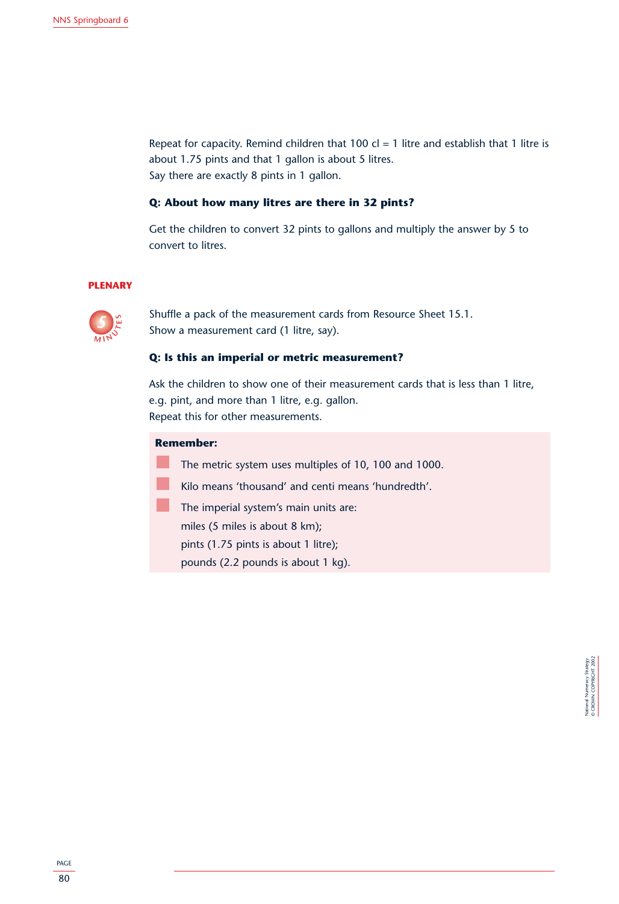Repeat for capacity. Remind children that 100 cl = 1 litre and establish that 1 litre is about 1.75 pints and that 1 gallon is about 5 litres.
Say there are exactly 8 pints in 1 gallon.

**Q: About how many litres are there in 32 pints?**

Get the children to convert 32 pints to gallons and multiply the answer by 5 to convert to litres.

## PLENARY

5 MINUTES

Shuffle a pack of the measurement cards from Resource Sheet 15.1.
Show a measurement card (1 litre, say).

**Q: Is this an imperial or metric measurement?**

Ask the children to show one of their measurement cards that is less than 1 litre, e.g. pint, and more than 1 litre, e.g. gallon.
Repeat this for other measurements.

**Remember:**

- The metric system uses multiples of 10, 100 and 1000.
- Kilo means 'thousand' and centi means 'hundredth'.
- The imperial system's main units are:
  miles (5 miles is about 8 km);
  pints (1.75 pints is about 1 litre);
  pounds (2.2 pounds is about 1 kg).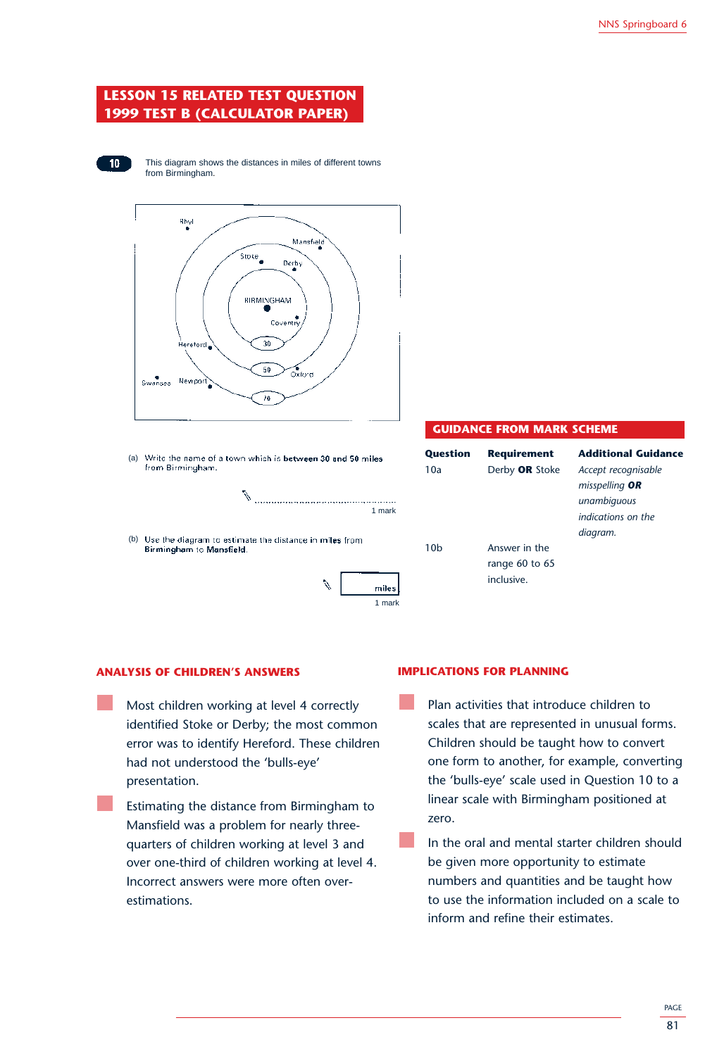## LESSON 15 RELATED TEST QUESTION 1999 TEST B (CALCULATOR PAPER)

**10** This diagram shows the distances in miles of different towns from Birmingham.

Rhyl, Mansfield, Stoke, Derby, BIRMINGHAM, Coventry, Hereford, Swansea, Newport, Oxford, 30, 50, 70

(a) Write the name of a town which is **between 30 and 50 miles** from Birmingham.

........................................
1 mark

(b) Use the diagram to estimate the distance in miles from **Birmingham** to **Mansfield**.

miles
1 mark

### GUIDANCE FROM MARK SCHEME

| Question | Requirement | Additional Guidance |
|---|---|---|
| 10a | Derby **OR** Stoke | *Accept recognisable misspelling* ***OR*** *unambiguous indications on the diagram.* |
| 10b | Answer in the range 60 to 65 inclusive. | |

### ANALYSIS OF CHILDREN'S ANSWERS

- Most children working at level 4 correctly identified Stoke or Derby; the most common error was to identify Hereford. These children had not understood the 'bulls-eye' presentation.
- Estimating the distance from Birmingham to Mansfield was a problem for nearly three-quarters of children working at level 3 and over one-third of children working at level 4. Incorrect answers were more often over-estimations.

### IMPLICATIONS FOR PLANNING

- Plan activities that introduce children to scales that are represented in unusual forms. Children should be taught how to convert one form to another, for example, converting the 'bulls-eye' scale used in Question 10 to a linear scale with Birmingham positioned at zero.
- In the oral and mental starter children should be given more opportunity to estimate numbers and quantities and be taught how to use the information included on a scale to inform and refine their estimates.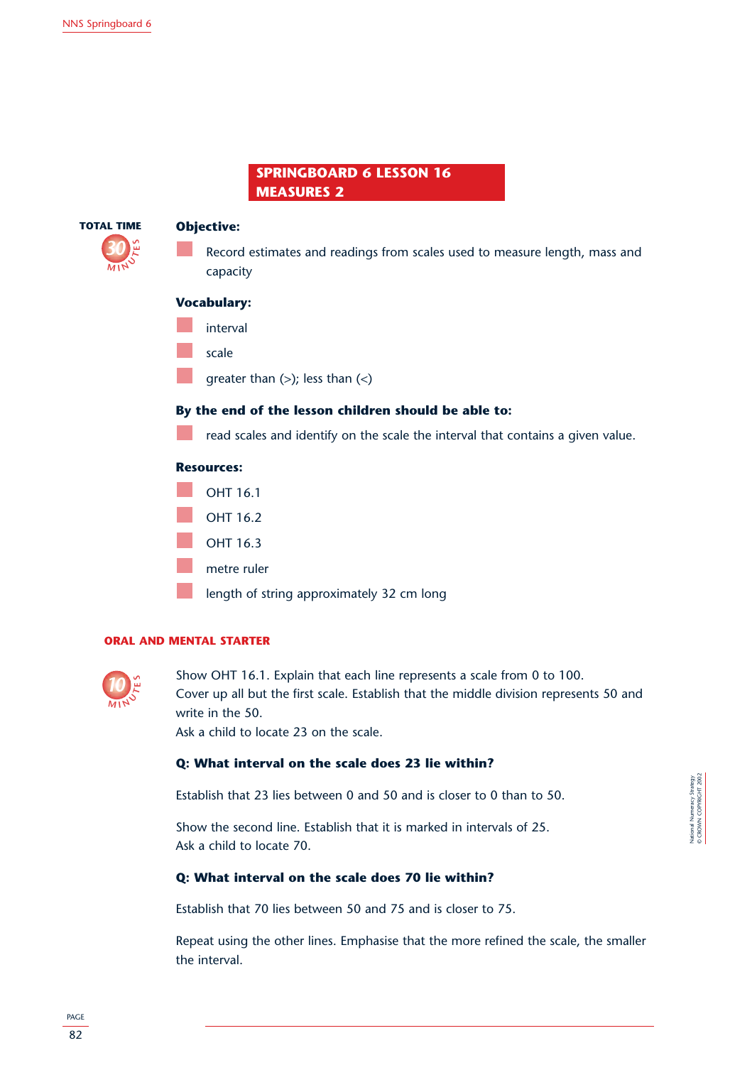# SPRINGBOARD 6 LESSON 16
## MEASURES 2

**TOTAL TIME** 30 MINUTES

**Objective:**

- Record estimates and readings from scales used to measure length, mass and capacity

**Vocabulary:**

- interval
- scale
- greater than (>); less than (<)

**By the end of the lesson children should be able to:**

- read scales and identify on the scale the interval that contains a given value.

**Resources:**

- OHT 16.1
- OHT 16.2
- OHT 16.3
- metre ruler
- length of string approximately 32 cm long

### ORAL AND MENTAL STARTER

10 MINUTES

Show OHT 16.1. Explain that each line represents a scale from 0 to 100.
Cover up all but the first scale. Establish that the middle division represents 50 and write in the 50.
Ask a child to locate 23 on the scale.

**Q: What interval on the scale does 23 lie within?**

Establish that 23 lies between 0 and 50 and is closer to 0 than to 50.

Show the second line. Establish that it is marked in intervals of 25.
Ask a child to locate 70.

**Q: What interval on the scale does 70 lie within?**

Establish that 70 lies between 50 and 75 and is closer to 75.

Repeat using the other lines. Emphasise that the more refined the scale, the smaller the interval.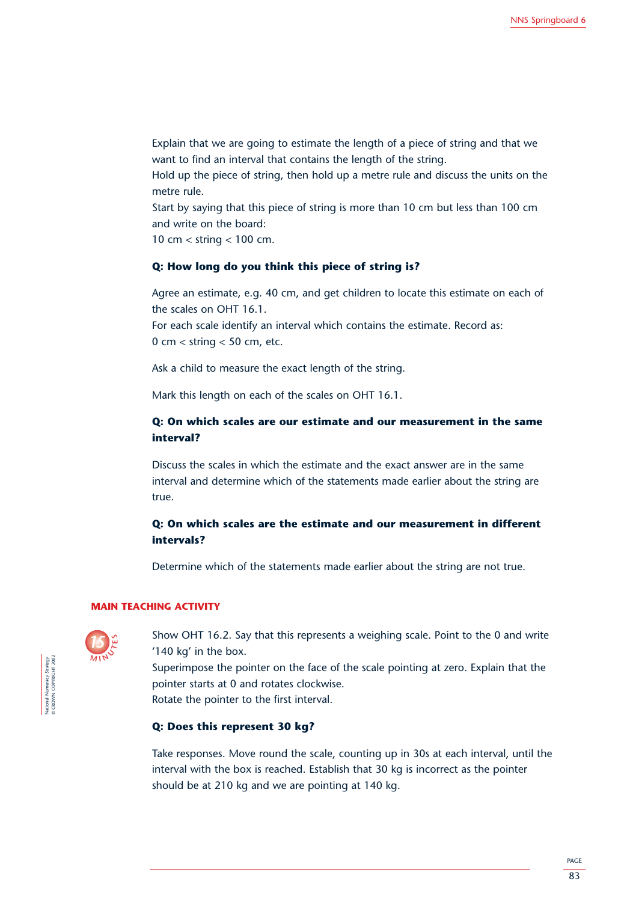Explain that we are going to estimate the length of a piece of string and that we want to find an interval that contains the length of the string.
Hold up the piece of string, then hold up a metre rule and discuss the units on the metre rule.
Start by saying that this piece of string is more than 10 cm but less than 100 cm and write on the board:
10 cm < string < 100 cm.

**Q: How long do you think this piece of string is?**

Agree an estimate, e.g. 40 cm, and get children to locate this estimate on each of the scales on OHT 16.1.
For each scale identify an interval which contains the estimate. Record as:
0 cm < string < 50 cm, etc.

Ask a child to measure the exact length of the string.

Mark this length on each of the scales on OHT 16.1.

**Q: On which scales are our estimate and our measurement in the same interval?**

Discuss the scales in which the estimate and the exact answer are in the same interval and determine which of the statements made earlier about the string are true.

**Q: On which scales are the estimate and our measurement in different intervals?**

Determine which of the statements made earlier about the string are not true.

## MAIN TEACHING ACTIVITY

15 MINUTES

Show OHT 16.2. Say that this represents a weighing scale. Point to the 0 and write '140 kg' in the box.
Superimpose the pointer on the face of the scale pointing at zero. Explain that the pointer starts at 0 and rotates clockwise.
Rotate the pointer to the first interval.

**Q: Does this represent 30 kg?**

Take responses. Move round the scale, counting up in 30s at each interval, until the interval with the box is reached. Establish that 30 kg is incorrect as the pointer should be at 210 kg and we are pointing at 140 kg.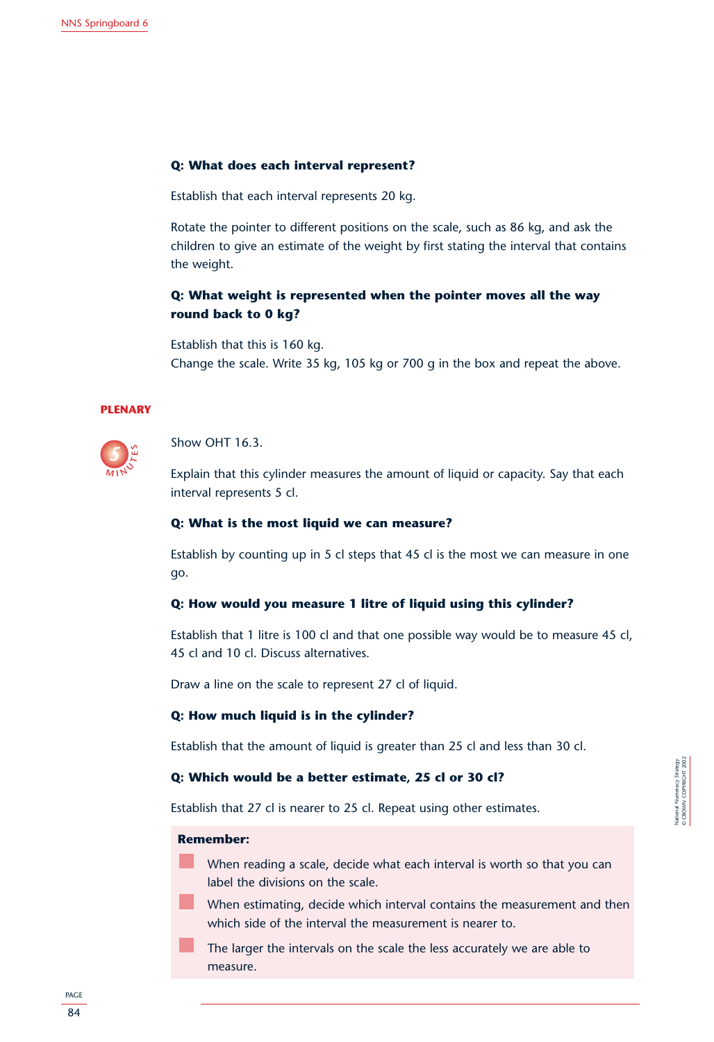**Q: What does each interval represent?**

Establish that each interval represents 20 kg.

Rotate the pointer to different positions on the scale, such as 86 kg, and ask the children to give an estimate of the weight by first stating the interval that contains the weight.

**Q: What weight is represented when the pointer moves all the way round back to 0 kg?**

Establish that this is 160 kg.
Change the scale. Write 35 kg, 105 kg or 700 g in the box and repeat the above.

## PLENARY

5 MINUTES

Show OHT 16.3.

Explain that this cylinder measures the amount of liquid or capacity. Say that each interval represents 5 cl.

**Q: What is the most liquid we can measure?**

Establish by counting up in 5 cl steps that 45 cl is the most we can measure in one go.

**Q: How would you measure 1 litre of liquid using this cylinder?**

Establish that 1 litre is 100 cl and that one possible way would be to measure 45 cl, 45 cl and 10 cl. Discuss alternatives.

Draw a line on the scale to represent 27 cl of liquid.

**Q: How much liquid is in the cylinder?**

Establish that the amount of liquid is greater than 25 cl and less than 30 cl.

**Q: Which would be a better estimate, 25 cl or 30 cl?**

Establish that 27 cl is nearer to 25 cl. Repeat using other estimates.

**Remember:**

- When reading a scale, decide what each interval is worth so that you can label the divisions on the scale.
- When estimating, decide which interval contains the measurement and then which side of the interval the measurement is nearer to.
- The larger the intervals on the scale the less accurately we are able to measure.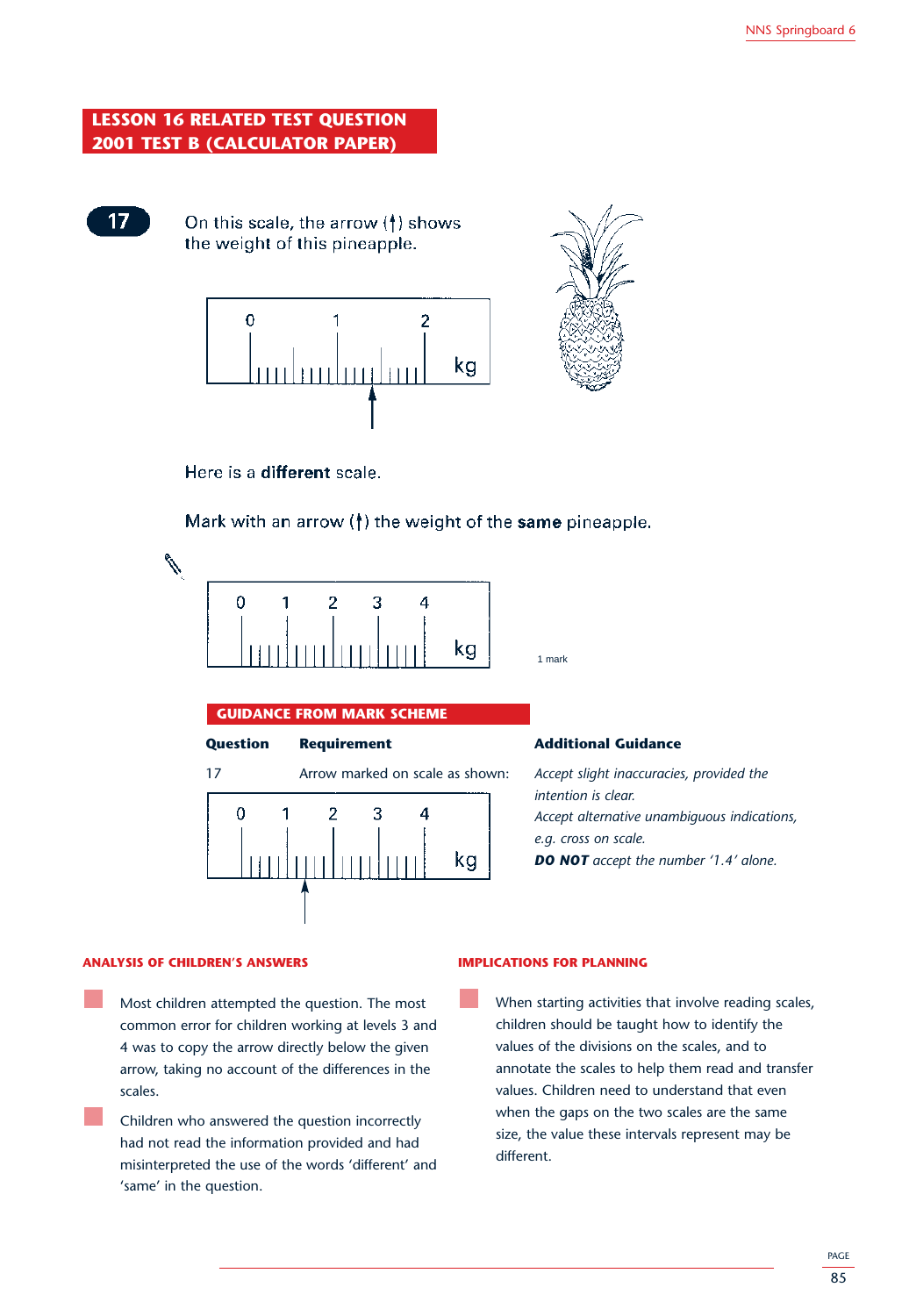## LESSON 16 RELATED TEST QUESTION
## 2001 TEST B (CALCULATOR PAPER)

**17** On this scale, the arrow (↑) shows the weight of this pineapple.

Here is a **different** scale.

Mark with an arrow (↑) the weight of the **same** pineapple.

1 mark

### GUIDANCE FROM MARK SCHEME

| Question | Requirement | Additional Guidance |
| --- | --- | --- |
| 17 | Arrow marked on scale as shown: | *Accept slight inaccuracies, provided the intention is clear.* *Accept alternative unambiguous indications, e.g. cross on scale.* ***DO NOT*** *accept the number '1.4' alone.* |

### ANALYSIS OF CHILDREN'S ANSWERS

- Most children attempted the question. The most common error for children working at levels 3 and 4 was to copy the arrow directly below the given arrow, taking no account of the differences in the scales.
- Children who answered the question incorrectly had not read the information provided and had misinterpreted the use of the words 'different' and 'same' in the question.

### IMPLICATIONS FOR PLANNING

- When starting activities that involve reading scales, children should be taught how to identify the values of the divisions on the scales, and to annotate the scales to help them read and transfer values. Children need to understand that even when the gaps on the two scales are the same size, the value these intervals represent may be different.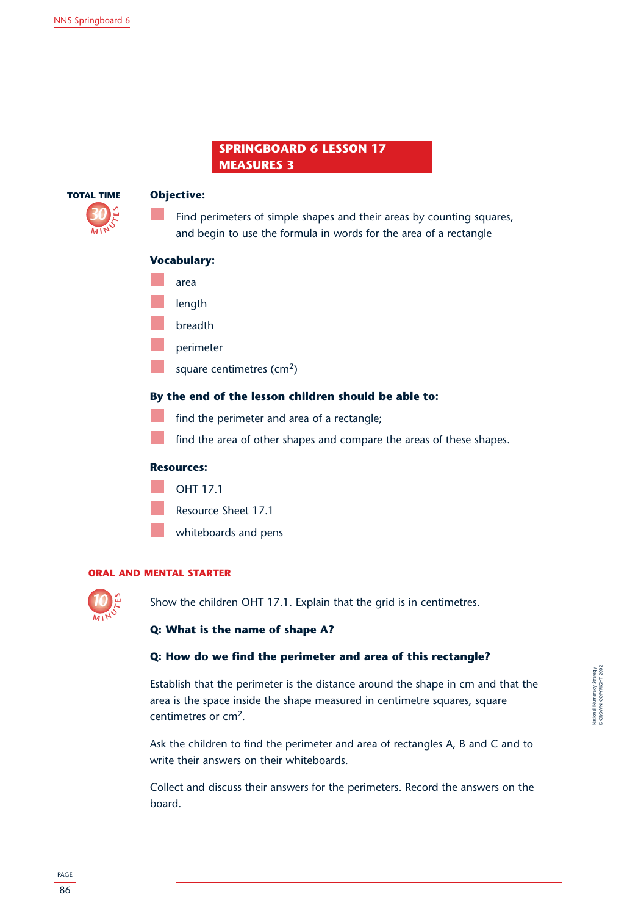## SPRINGBOARD 6 LESSON 17
## MEASURES 3

TOTAL TIME 30 MINUTES

**Objective:**

- Find perimeters of simple shapes and their areas by counting squares, and begin to use the formula in words for the area of a rectangle

**Vocabulary:**

- area
- length
- breadth
- perimeter
- square centimetres ($cm^2$)

**By the end of the lesson children should be able to:**

- find the perimeter and area of a rectangle;
- find the area of other shapes and compare the areas of these shapes.

**Resources:**

- OHT 17.1
- Resource Sheet 17.1
- whiteboards and pens

### ORAL AND MENTAL STARTER

10 MINUTES

Show the children OHT 17.1. Explain that the grid is in centimetres.

**Q: What is the name of shape A?**

**Q: How do we find the perimeter and area of this rectangle?**

Establish that the perimeter is the distance around the shape in cm and that the area is the space inside the shape measured in centimetre squares, square centimetres or $cm^2$.

Ask the children to find the perimeter and area of rectangles A, B and C and to write their answers on their whiteboards.

Collect and discuss their answers for the perimeters. Record the answers on the board.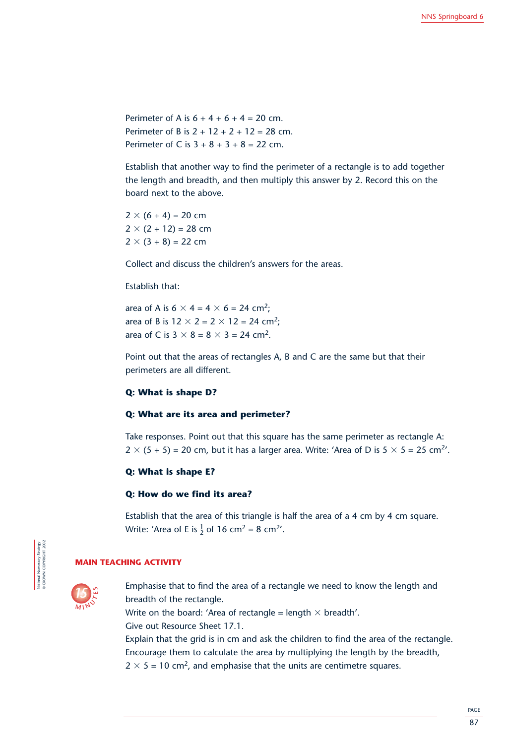Perimeter of A is $6 + 4 + 6 + 4 = 20$ cm.
Perimeter of B is $2 + 12 + 2 + 12 = 28$ cm.
Perimeter of C is $3 + 8 + 3 + 8 = 22$ cm.

Establish that another way to find the perimeter of a rectangle is to add together the length and breadth, and then multiply this answer by 2. Record this on the board next to the above.

$2 \times (6 + 4) = 20$ cm
$2 \times (2 + 12) = 28$ cm
$2 \times (3 + 8) = 22$ cm

Collect and discuss the children's answers for the areas.

Establish that:

area of A is $6 \times 4 = 4 \times 6 = 24\ \text{cm}^2$;
area of B is $12 \times 2 = 2 \times 12 = 24\ \text{cm}^2$;
area of C is $3 \times 8 = 8 \times 3 = 24\ \text{cm}^2$.

Point out that the areas of rectangles A, B and C are the same but that their perimeters are all different.

**Q: What is shape D?**

**Q: What are its area and perimeter?**

Take responses. Point out that this square has the same perimeter as rectangle A: $2 \times (5 + 5) = 20$ cm, but it has a larger area. Write: 'Area of D is $5 \times 5 = 25\ \text{cm}^2$'.

**Q: What is shape E?**

**Q: How do we find its area?**

Establish that the area of this triangle is half the area of a 4 cm by 4 cm square. Write: 'Area of E is $\frac{1}{2}$ of $16\ \text{cm}^2 = 8\ \text{cm}^2$'.

## MAIN TEACHING ACTIVITY

15 MINUTES

Emphasise that to find the area of a rectangle we need to know the length and breadth of the rectangle.
Write on the board: 'Area of rectangle = length × breadth'.
Give out Resource Sheet 17.1.
Explain that the grid is in cm and ask the children to find the area of the rectangle.
Encourage them to calculate the area by multiplying the length by the breadth, $2 \times 5 = 10\ \text{cm}^2$, and emphasise that the units are centimetre squares.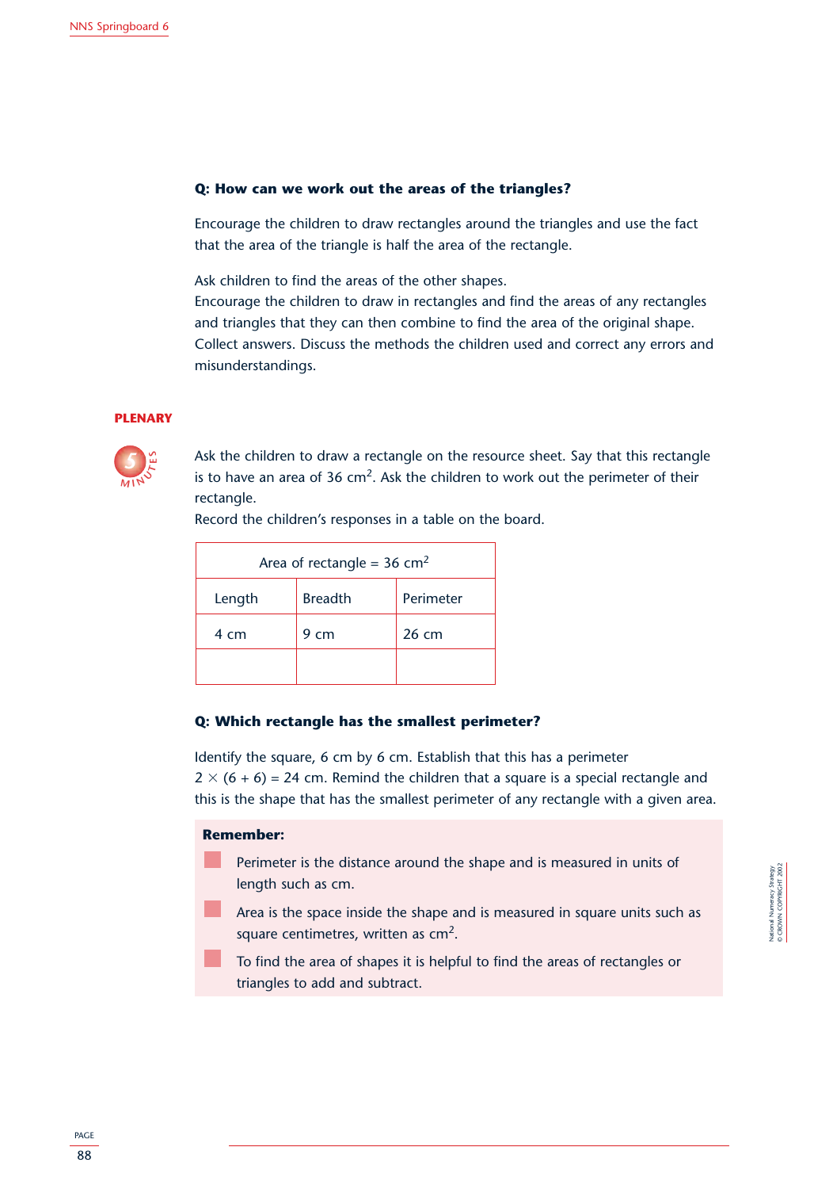**Q: How can we work out the areas of the triangles?**

Encourage the children to draw rectangles around the triangles and use the fact that the area of the triangle is half the area of the rectangle.

Ask children to find the areas of the other shapes.
Encourage the children to draw in rectangles and find the areas of any rectangles and triangles that they can then combine to find the area of the original shape. Collect answers. Discuss the methods the children used and correct any errors and misunderstandings.

## PLENARY

5 MINUTES

Ask the children to draw a rectangle on the resource sheet. Say that this rectangle is to have an area of 36 cm$^2$. Ask the children to work out the perimeter of their rectangle.
Record the children's responses in a table on the board.

| Area of rectangle = 36 cm$^2$ | | |
|---|---|---|
| Length | Breadth | Perimeter |
| 4 cm | 9 cm | 26 cm |
| | | |

**Q: Which rectangle has the smallest perimeter?**

Identify the square, 6 cm by 6 cm. Establish that this has a perimeter $2 \times (6 + 6) = 24$ cm. Remind the children that a square is a special rectangle and this is the shape that has the smallest perimeter of any rectangle with a given area.

**Remember:**

- Perimeter is the distance around the shape and is measured in units of length such as cm.
- Area is the space inside the shape and is measured in square units such as square centimetres, written as cm$^2$.
- To find the area of shapes it is helpful to find the areas of rectangles or triangles to add and subtract.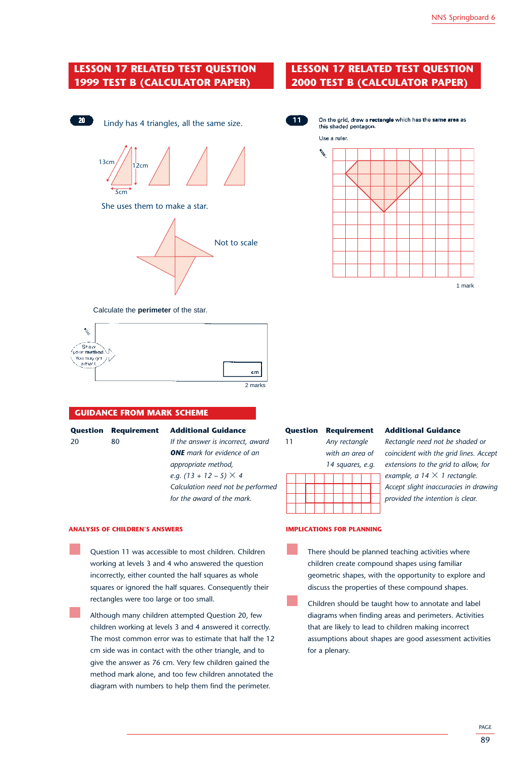## LESSON 17 RELATED TEST QUESTION 1999 TEST B (CALCULATOR PAPER)

**20** Lindy has 4 triangles, all the same size.

13cm 12cm 5cm

She uses them to make a star.

Not to scale

Calculate the **perimeter** of the star.

Show your method. You may get a mark.

cm

2 marks

## LESSON 17 RELATED TEST QUESTION 2000 TEST B (CALCULATOR PAPER)

**11** On the grid, draw a **rectangle** which has the **same area** as this shaded pentagon.

Use a ruler.

1 mark

## GUIDANCE FROM MARK SCHEME

| Question | Requirement | Additional Guidance |
|---|---|---|
| 20 | 80 | *If the answer is incorrect, award* ***ONE*** *mark for evidence of an appropriate method,* *e.g. (13 + 12 – 5) × 4* *Calculation need not be performed for the award of the mark.* |

| Question | Requirement | Additional Guidance |
|---|---|---|
| 11 | *Any rectangle with an area of 14 squares, e.g.* | *Rectangle need not be shaded or coincident with the grid lines. Accept extensions to the grid to allow, for example, a 14 × 1 rectangle. Accept slight inaccuracies in drawing provided the intention is clear.* |

### ANALYSIS OF CHILDREN'S ANSWERS

- Question 11 was accessible to most children. Children working at levels 3 and 4 who answered the question incorrectly, either counted the half squares as whole squares or ignored the half squares. Consequently their rectangles were too large or too small.
- Although many children attempted Question 20, few children working at levels 3 and 4 answered it correctly. The most common error was to estimate that half the 12 cm side was in contact with the other triangle, and to give the answer as 76 cm. Very few children gained the method mark alone, and too few children annotated the diagram with numbers to help them find the perimeter.

### IMPLICATIONS FOR PLANNING

- There should be planned teaching activities where children create compound shapes using familiar geometric shapes, with the opportunity to explore and discuss the properties of these compound shapes.
- Children should be taught how to annotate and label diagrams when finding areas and perimeters. Activities that are likely to lead to children making incorrect assumptions about shapes are good assessment activities for a plenary.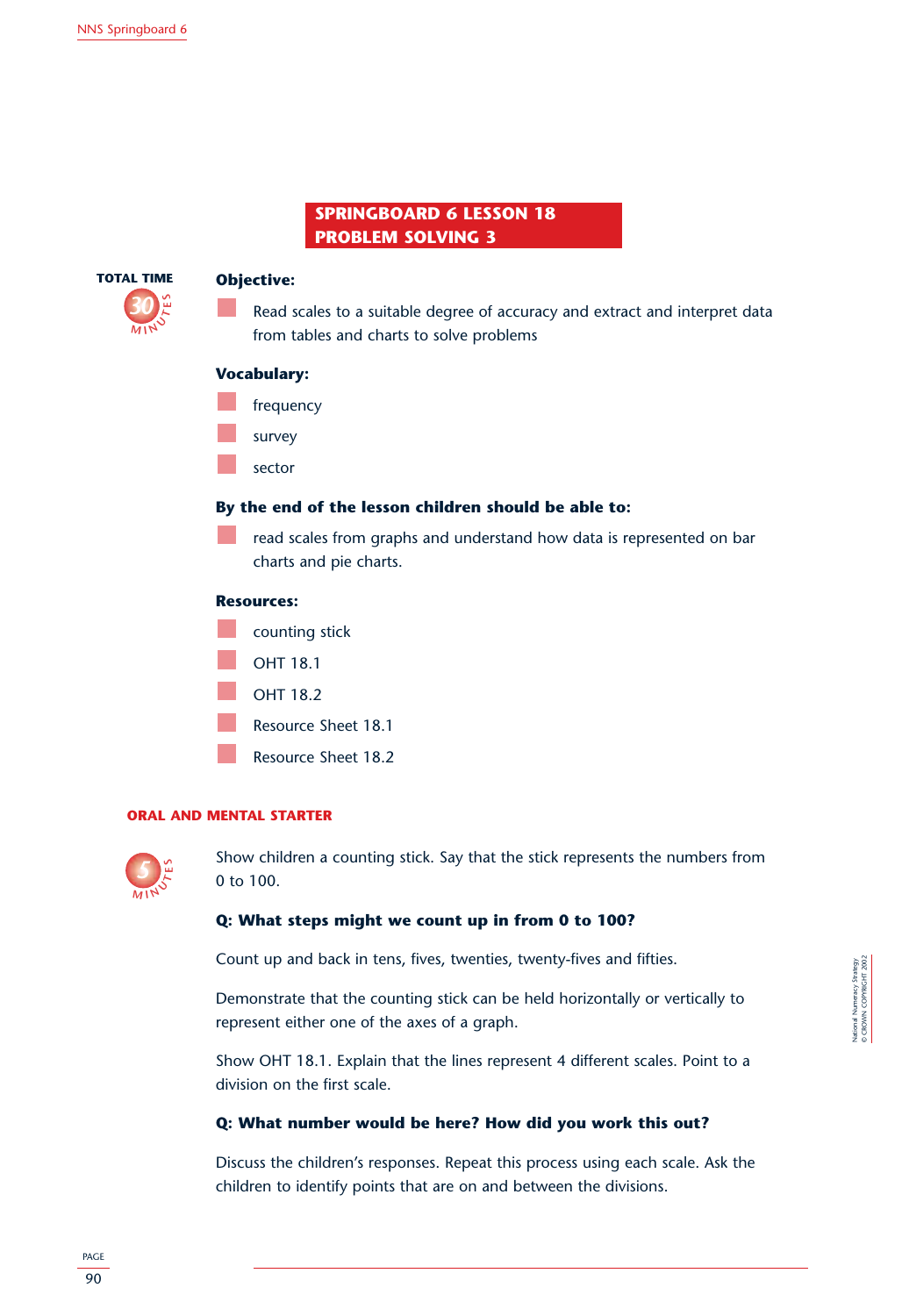# SPRINGBOARD 6 LESSON 18
# PROBLEM SOLVING 3

**TOTAL TIME** 30 MINUTES

**Objective:**

- Read scales to a suitable degree of accuracy and extract and interpret data from tables and charts to solve problems

**Vocabulary:**

- frequency
- survey
- sector

**By the end of the lesson children should be able to:**

- read scales from graphs and understand how data is represented on bar charts and pie charts.

**Resources:**

- counting stick
- OHT 18.1
- OHT 18.2
- Resource Sheet 18.1
- Resource Sheet 18.2

## ORAL AND MENTAL STARTER

5 MINUTES

Show children a counting stick. Say that the stick represents the numbers from 0 to 100.

**Q: What steps might we count up in from 0 to 100?**

Count up and back in tens, fives, twenties, twenty-fives and fifties.

Demonstrate that the counting stick can be held horizontally or vertically to represent either one of the axes of a graph.

Show OHT 18.1. Explain that the lines represent 4 different scales. Point to a division on the first scale.

**Q: What number would be here? How did you work this out?**

Discuss the children's responses. Repeat this process using each scale. Ask the children to identify points that are on and between the divisions.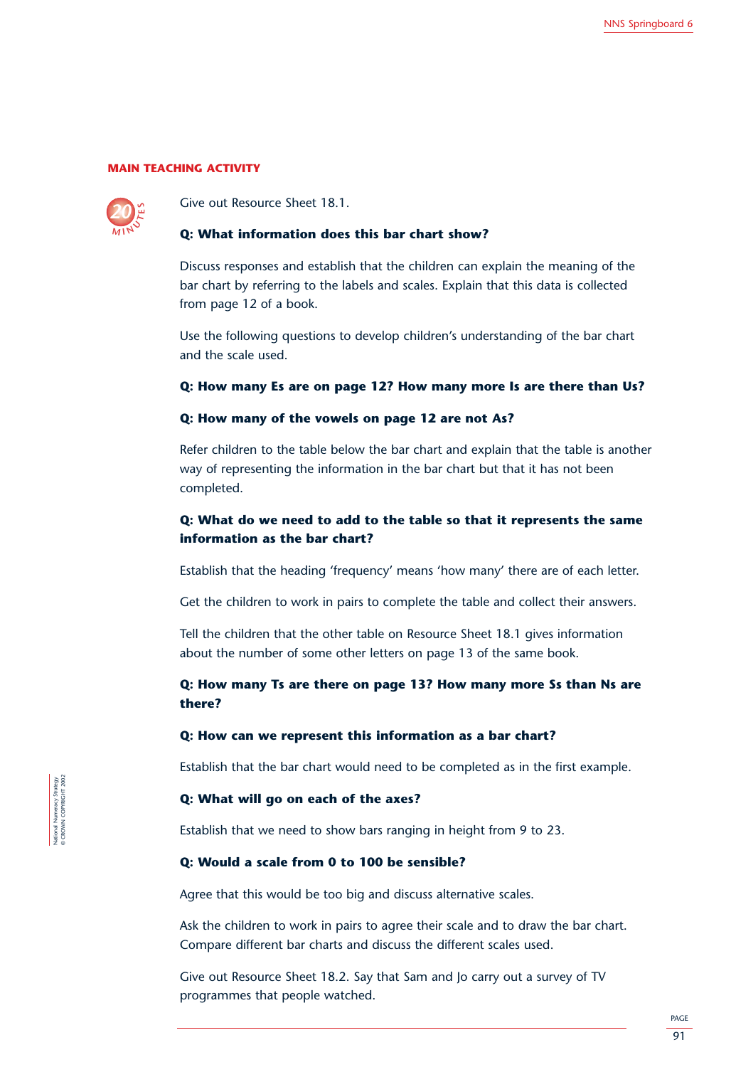## MAIN TEACHING ACTIVITY

20 MINUTES

Give out Resource Sheet 18.1.

**Q: What information does this bar chart show?**

Discuss responses and establish that the children can explain the meaning of the bar chart by referring to the labels and scales. Explain that this data is collected from page 12 of a book.

Use the following questions to develop children's understanding of the bar chart and the scale used.

**Q: How many Es are on page 12? How many more Is are there than Us?**

**Q: How many of the vowels on page 12 are not As?**

Refer children to the table below the bar chart and explain that the table is another way of representing the information in the bar chart but that it has not been completed.

**Q: What do we need to add to the table so that it represents the same information as the bar chart?**

Establish that the heading 'frequency' means 'how many' there are of each letter.

Get the children to work in pairs to complete the table and collect their answers.

Tell the children that the other table on Resource Sheet 18.1 gives information about the number of some other letters on page 13 of the same book.

**Q: How many Ts are there on page 13? How many more Ss than Ns are there?**

**Q: How can we represent this information as a bar chart?**

Establish that the bar chart would need to be completed as in the first example.

**Q: What will go on each of the axes?**

Establish that we need to show bars ranging in height from 9 to 23.

**Q: Would a scale from 0 to 100 be sensible?**

Agree that this would be too big and discuss alternative scales.

Ask the children to work in pairs to agree their scale and to draw the bar chart. Compare different bar charts and discuss the different scales used.

Give out Resource Sheet 18.2. Say that Sam and Jo carry out a survey of TV programmes that people watched.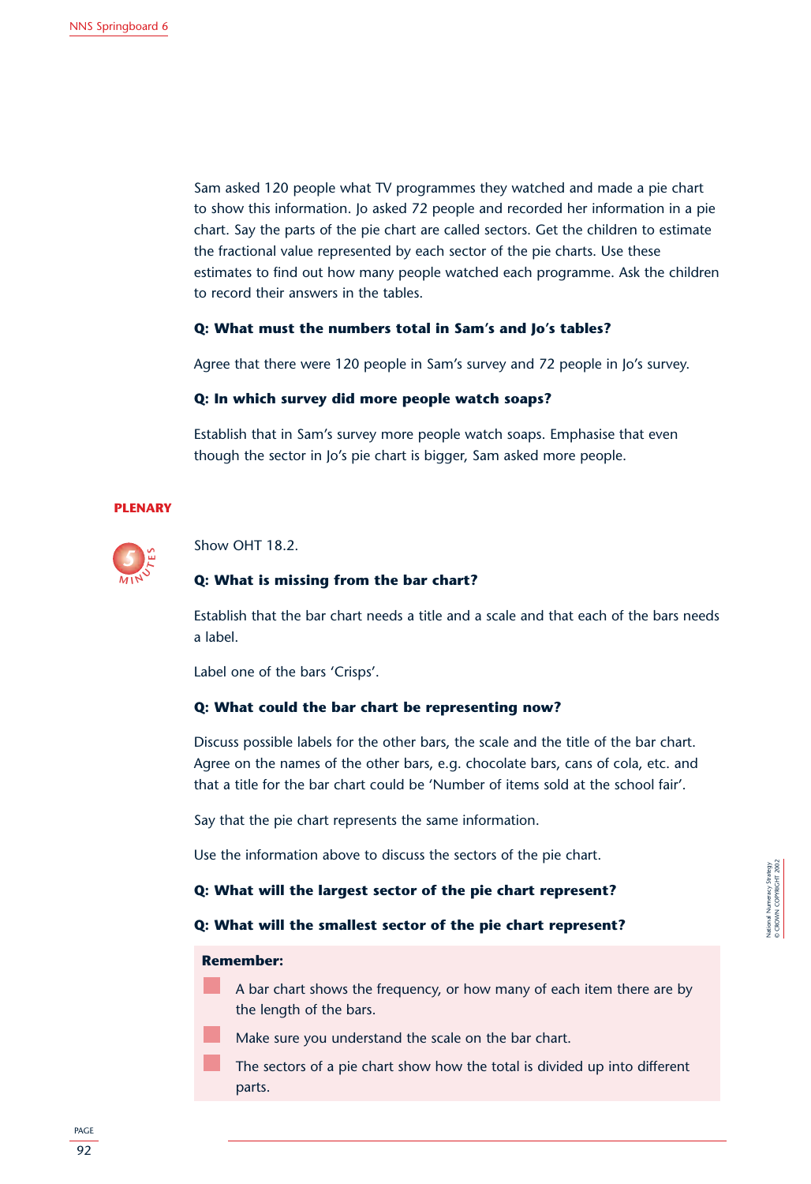Sam asked 120 people what TV programmes they watched and made a pie chart to show this information. Jo asked 72 people and recorded her information in a pie chart. Say the parts of the pie chart are called sectors. Get the children to estimate the fractional value represented by each sector of the pie charts. Use these estimates to find out how many people watched each programme. Ask the children to record their answers in the tables.

**Q: What must the numbers total in Sam's and Jo's tables?**

Agree that there were 120 people in Sam's survey and 72 people in Jo's survey.

**Q: In which survey did more people watch soaps?**

Establish that in Sam's survey more people watch soaps. Emphasise that even though the sector in Jo's pie chart is bigger, Sam asked more people.

## PLENARY

5 MINUTES

Show OHT 18.2.

**Q: What is missing from the bar chart?**

Establish that the bar chart needs a title and a scale and that each of the bars needs a label.

Label one of the bars 'Crisps'.

**Q: What could the bar chart be representing now?**

Discuss possible labels for the other bars, the scale and the title of the bar chart. Agree on the names of the other bars, e.g. chocolate bars, cans of cola, etc. and that a title for the bar chart could be 'Number of items sold at the school fair'.

Say that the pie chart represents the same information.

Use the information above to discuss the sectors of the pie chart.

**Q: What will the largest sector of the pie chart represent?**

**Q: What will the smallest sector of the pie chart represent?**

**Remember:**

- A bar chart shows the frequency, or how many of each item there are by the length of the bars.
- Make sure you understand the scale on the bar chart.
- The sectors of a pie chart show how the total is divided up into different parts.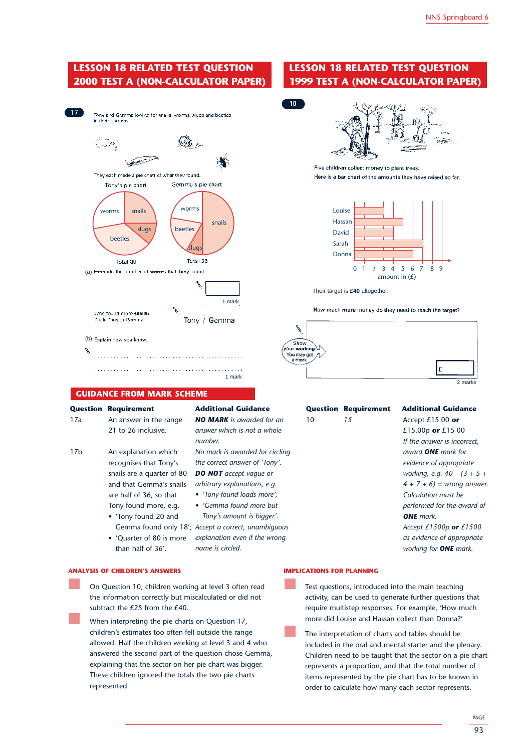## LESSON 18 RELATED TEST QUESTION 2000 TEST A (NON-CALCULATOR PAPER)

**17**

Tony and Gemma looked for snails, worms, slugs and beetles in their gardens.

They each made a pie chart of what they found.

Tony's pie chart — worms, snails, slugs, beetles — Total 80

Gemma's pie chart — worms, snails, beetles, slugs — Total 36

(a) Estimate the number of **worms** that Tony found.

1 mark

Who found more **snails**?
Circle Tony or Gemma

Tony / Gemma

(b) Explain how you know.

.............................................................................

.............................................................................

1 mark

## LESSON 18 RELATED TEST QUESTION 1999 TEST A (NON-CALCULATOR PAPER)

**10**

Five children collect money to plant trees.
Here is a bar chart of the amounts they have raised so far.

Louise, Hassan, David, Sarah, Donna

0 1 2 3 4 5 6 7 8 9
amount in (£)

Their target is **£40** altogether.

How much **more** money do they need to reach the target?

Show your working. You may get a mark

£

2 marks

## GUIDANCE FROM MARK SCHEME

| Question | Requirement | Additional Guidance |
|---|---|---|
| 17a | An answer in the range 21 to 26 inclusive. | ***NO MARK*** *is awarded for an answer which is not a whole number.* |
| 17b | An explanation which recognises that Tony's snails are a quarter of 80 and that Gemma's snails are half of 36, so that Tony found more, e.g.<br>• 'Tony found 20 and Gemma found only 18';<br>• 'Quarter of 80 is more than half of 36'. | *No mark is awarded for circling the correct answer of 'Tony'.*<br>***DO NOT*** *accept vague or arbitrary explanations, e.g.*<br>• *'Tony found loads more';*<br>• *'Gemma found more but Tony's amount is bigger'.*<br>*Accept a correct, unambiguous explanation even if the wrong name is circled.* |

| Question | Requirement | Additional Guidance |
|---|---|---|
| 10 | *15* | Accept £15.00 **or** £15.00p **or** £15 00<br>*If the answer is incorrect, award* ***ONE*** *mark for evidence of appropriate working, e.g. 40 – (3 + 5 + 4 + 7 + 6) = wrong answer. Calculation must be performed for the award of* ***ONE*** *mark.*<br>*Accept £1500p* ***or*** *£1500 as evidence of appropriate working for* ***ONE*** *mark.* |

### ANALYSIS OF CHILDREN'S ANSWERS

- On Question 10, children working at level 3 often read the information correctly but miscalculated or did not subtract the £25 from the £40.
- When interpreting the pie charts on Question 17, children's estimates too often fell outside the range allowed. Half the children working at level 3 and 4 who answered the second part of the question chose Gemma, explaining that the sector on her pie chart was bigger. These children ignored the totals the two pie charts represented.

### IMPLICATIONS FOR PLANNING

- Test questions, introduced into the main teaching activity, can be used to generate further questions that require multistep responses. For example, 'How much more did Louise and Hassan collect than Donna?'
- The interpretation of charts and tables should be included in the oral and mental starter and the plenary. Children need to be taught that the sector on a pie chart represents a proportion, and that the total number of items represented by the pie chart has to be known in order to calculate how many each sector represents.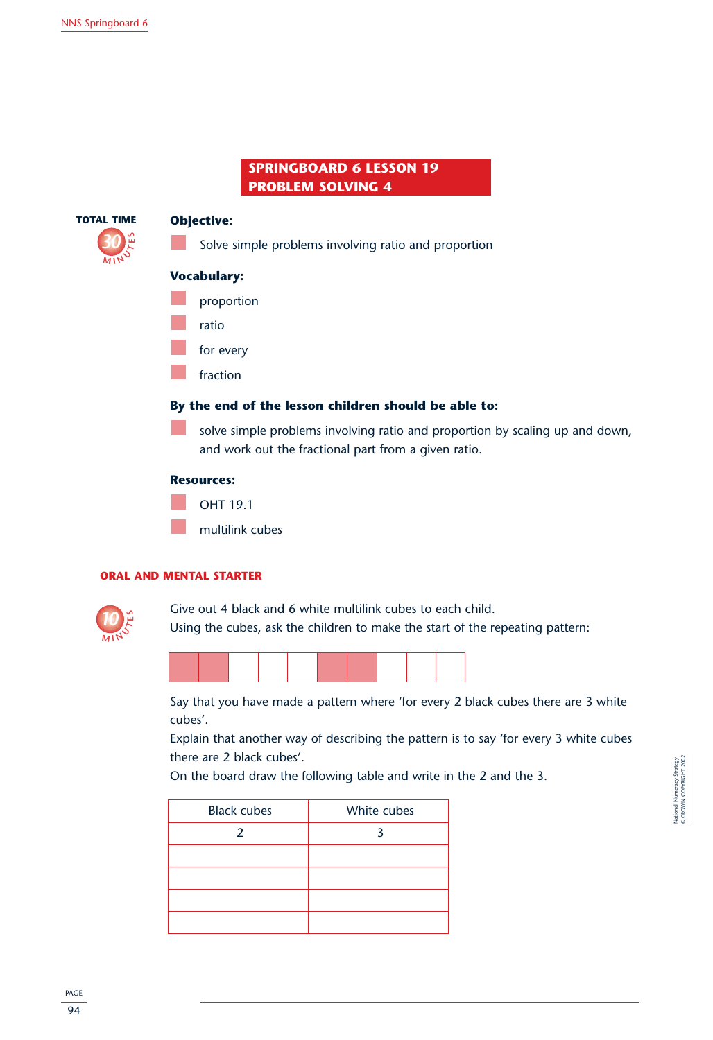# SPRINGBOARD 6 LESSON 19
# PROBLEM SOLVING 4

**TOTAL TIME** 30 MINUTES

**Objective:**

- Solve simple problems involving ratio and proportion

**Vocabulary:**

- proportion
- ratio
- for every
- fraction

**By the end of the lesson children should be able to:**

- solve simple problems involving ratio and proportion by scaling up and down, and work out the fractional part from a given ratio.

**Resources:**

- OHT 19.1
- multilink cubes

## ORAL AND MENTAL STARTER

10 MINUTES

Give out 4 black and 6 white multilink cubes to each child.
Using the cubes, ask the children to make the start of the repeating pattern:

| ■ | ■ | □ | □ | □ | ■ | ■ | □ | □ | □ |
|---|---|---|---|---|---|---|---|---|---|

Say that you have made a pattern where 'for every 2 black cubes there are 3 white cubes'.
Explain that another way of describing the pattern is to say 'for every 3 white cubes there are 2 black cubes'.
On the board draw the following table and write in the 2 and the 3.

| Black cubes | White cubes |
|---|---|
| 2 | 3 |
| | |
| | |
| | |
| | |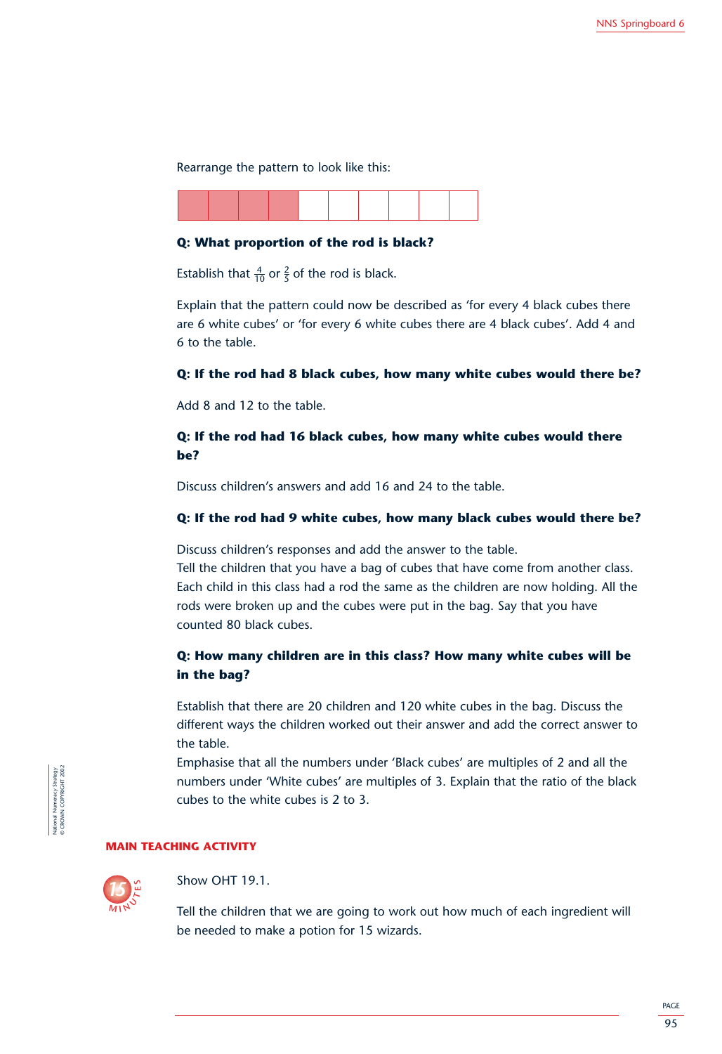Rearrange the pattern to look like this:

| | | | | | | | | | |
|---|---|---|---|---|---|---|---|---|---|

**Q: What proportion of the rod is black?**

Establish that $\frac{4}{10}$ or $\frac{2}{5}$ of the rod is black.

Explain that the pattern could now be described as 'for every 4 black cubes there are 6 white cubes' or 'for every 6 white cubes there are 4 black cubes'. Add 4 and 6 to the table.

**Q: If the rod had 8 black cubes, how many white cubes would there be?**

Add 8 and 12 to the table.

**Q: If the rod had 16 black cubes, how many white cubes would there be?**

Discuss children's answers and add 16 and 24 to the table.

**Q: If the rod had 9 white cubes, how many black cubes would there be?**

Discuss children's responses and add the answer to the table.
Tell the children that you have a bag of cubes that have come from another class. Each child in this class had a rod the same as the children are now holding. All the rods were broken up and the cubes were put in the bag. Say that you have counted 80 black cubes.

**Q: How many children are in this class? How many white cubes will be in the bag?**

Establish that there are 20 children and 120 white cubes in the bag. Discuss the different ways the children worked out their answer and add the correct answer to the table.
Emphasise that all the numbers under 'Black cubes' are multiples of 2 and all the numbers under 'White cubes' are multiples of 3. Explain that the ratio of the black cubes to the white cubes is 2 to 3.

## MAIN TEACHING ACTIVITY

15 MINUTES

Show OHT 19.1.

Tell the children that we are going to work out how much of each ingredient will be needed to make a potion for 15 wizards.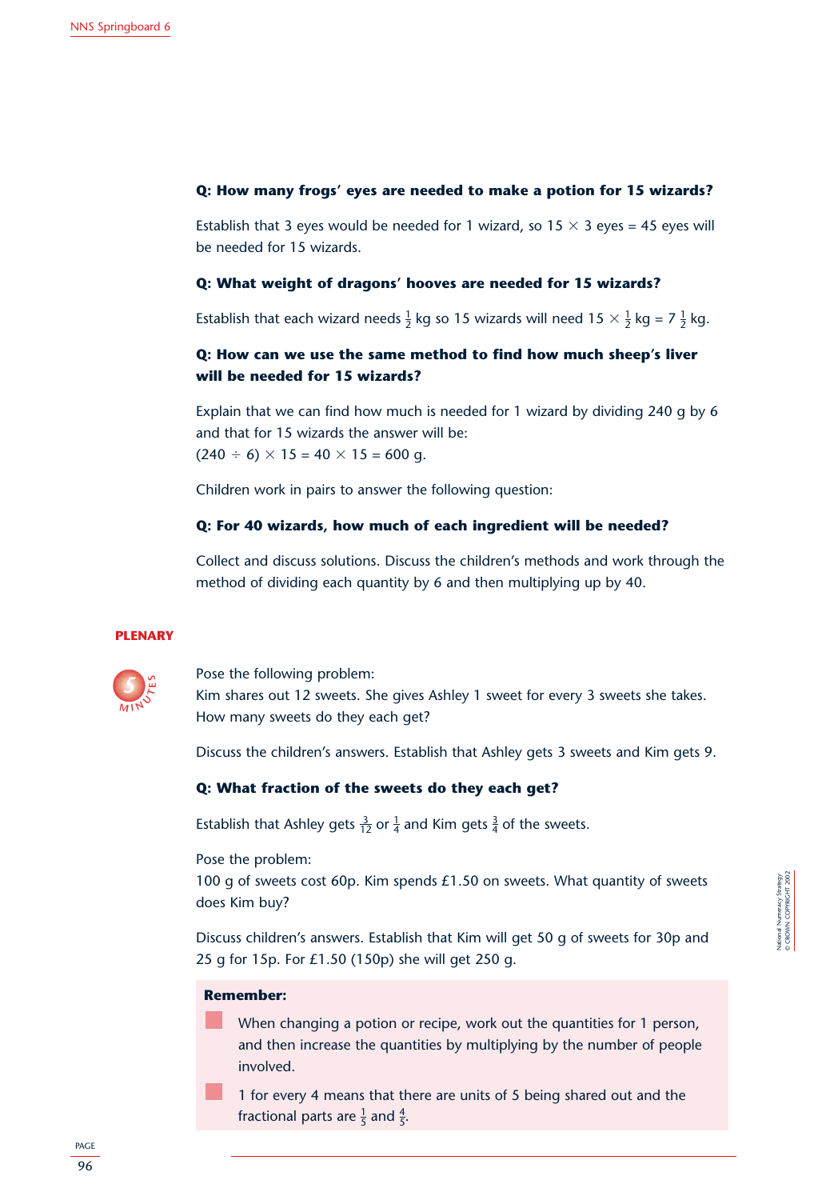**Q: How many frogs' eyes are needed to make a potion for 15 wizards?**

Establish that 3 eyes would be needed for 1 wizard, so $15 \times 3$ eyes = 45 eyes will be needed for 15 wizards.

**Q: What weight of dragons' hooves are needed for 15 wizards?**

Establish that each wizard needs $\frac{1}{2}$ kg so 15 wizards will need $15 \times \frac{1}{2}$ kg = $7\frac{1}{2}$ kg.

**Q: How can we use the same method to find how much sheep's liver will be needed for 15 wizards?**

Explain that we can find how much is needed for 1 wizard by dividing 240 g by 6 and that for 15 wizards the answer will be:
$(240 \div 6) \times 15 = 40 \times 15 = 600$ g.

Children work in pairs to answer the following question:

**Q: For 40 wizards, how much of each ingredient will be needed?**

Collect and discuss solutions. Discuss the children's methods and work through the method of dividing each quantity by 6 and then multiplying up by 40.

## PLENARY

5 MINUTES

Pose the following problem:
Kim shares out 12 sweets. She gives Ashley 1 sweet for every 3 sweets she takes. How many sweets do they each get?

Discuss the children's answers. Establish that Ashley gets 3 sweets and Kim gets 9.

**Q: What fraction of the sweets do they each get?**

Establish that Ashley gets $\frac{3}{12}$ or $\frac{1}{4}$ and Kim gets $\frac{3}{4}$ of the sweets.

Pose the problem:
100 g of sweets cost 60p. Kim spends £1.50 on sweets. What quantity of sweets does Kim buy?

Discuss children's answers. Establish that Kim will get 50 g of sweets for 30p and 25 g for 15p. For £1.50 (150p) she will get 250 g.

**Remember:**

- When changing a potion or recipe, work out the quantities for 1 person, and then increase the quantities by multiplying by the number of people involved.
- 1 for every 4 means that there are units of 5 being shared out and the fractional parts are $\frac{1}{5}$ and $\frac{4}{5}$.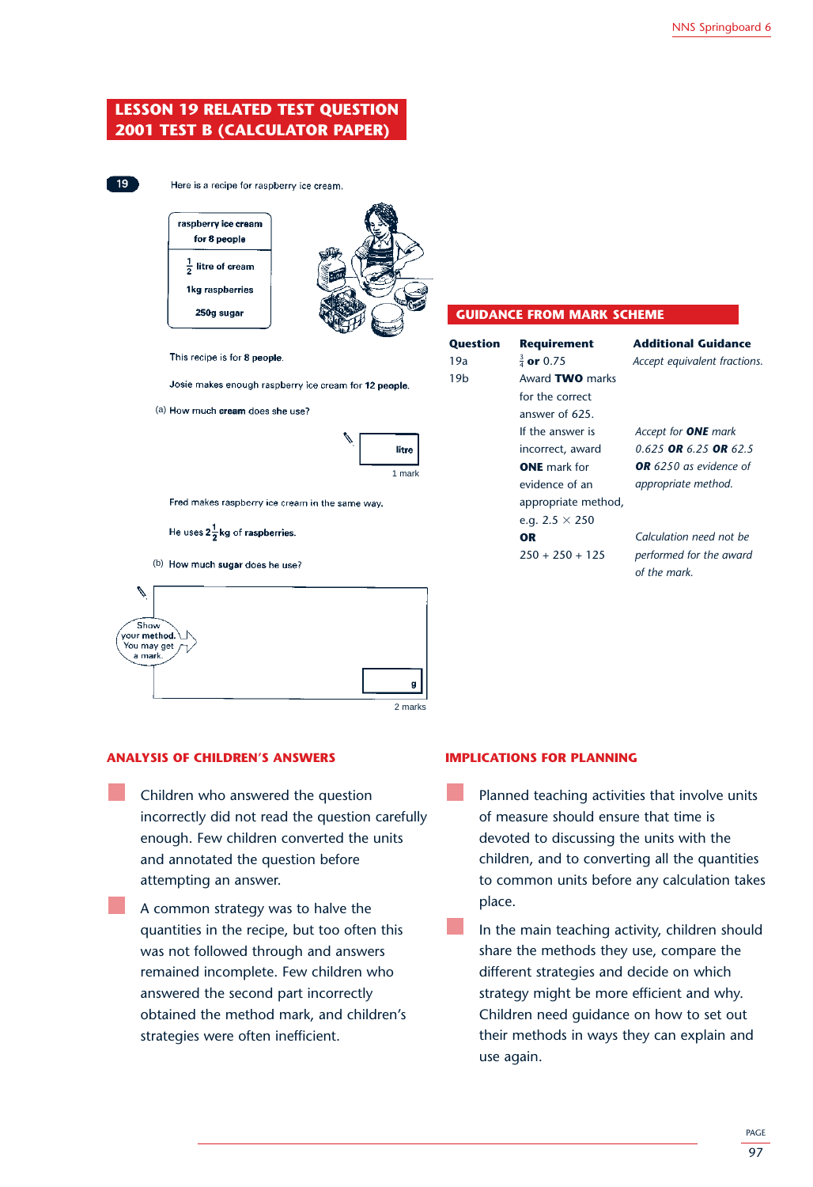## LESSON 19 RELATED TEST QUESTION
## 2001 TEST B (CALCULATOR PAPER)

**19** Here is a recipe for raspberry ice cream.

| raspberry ice cream for 8 people |
|---|
| $\frac{1}{2}$ litre of cream |
| 1kg raspberries |
| 250g sugar |

This recipe is for **8 people**.

Josie makes enough raspberry ice cream for **12 people**.

(a) How much **cream** does she use?

_______ litre

1 mark

Fred makes raspberry ice cream in the same way.

He uses $2\frac{1}{2}$ kg of **raspberries**.

(b) How much **sugar** does he use?

Show your method. You may get a mark.

_______ g

2 marks

### GUIDANCE FROM MARK SCHEME

| Question | Requirement | Additional Guidance |
|---|---|---|
| 19a | $\frac{3}{4}$ **or** 0.75 | *Accept equivalent fractions.* |
| 19b | Award **TWO** marks for the correct answer of 625. | |
| | If the answer is incorrect, award **ONE** mark for evidence of an appropriate method, e.g. $2.5 \times 250$ | *Accept for **ONE** mark 0.625 **OR** 6.25 **OR** 62.5 **OR** 6250 as evidence of appropriate method.* |
| | **OR** 250 + 250 + 125 | *Calculation need not be performed for the award of the mark.* |

### ANALYSIS OF CHILDREN'S ANSWERS

- Children who answered the question incorrectly did not read the question carefully enough. Few children converted the units and annotated the question before attempting an answer.
- A common strategy was to halve the quantities in the recipe, but too often this was not followed through and answers remained incomplete. Few children who answered the second part incorrectly obtained the method mark, and children's strategies were often inefficient.

### IMPLICATIONS FOR PLANNING

- Planned teaching activities that involve units of measure should ensure that time is devoted to discussing the units with the children, and to converting all the quantities to common units before any calculation takes place.
- In the main teaching activity, children should share the methods they use, compare the different strategies and decide on which strategy might be more efficient and why. Children need guidance on how to set out their methods in ways they can explain and use again.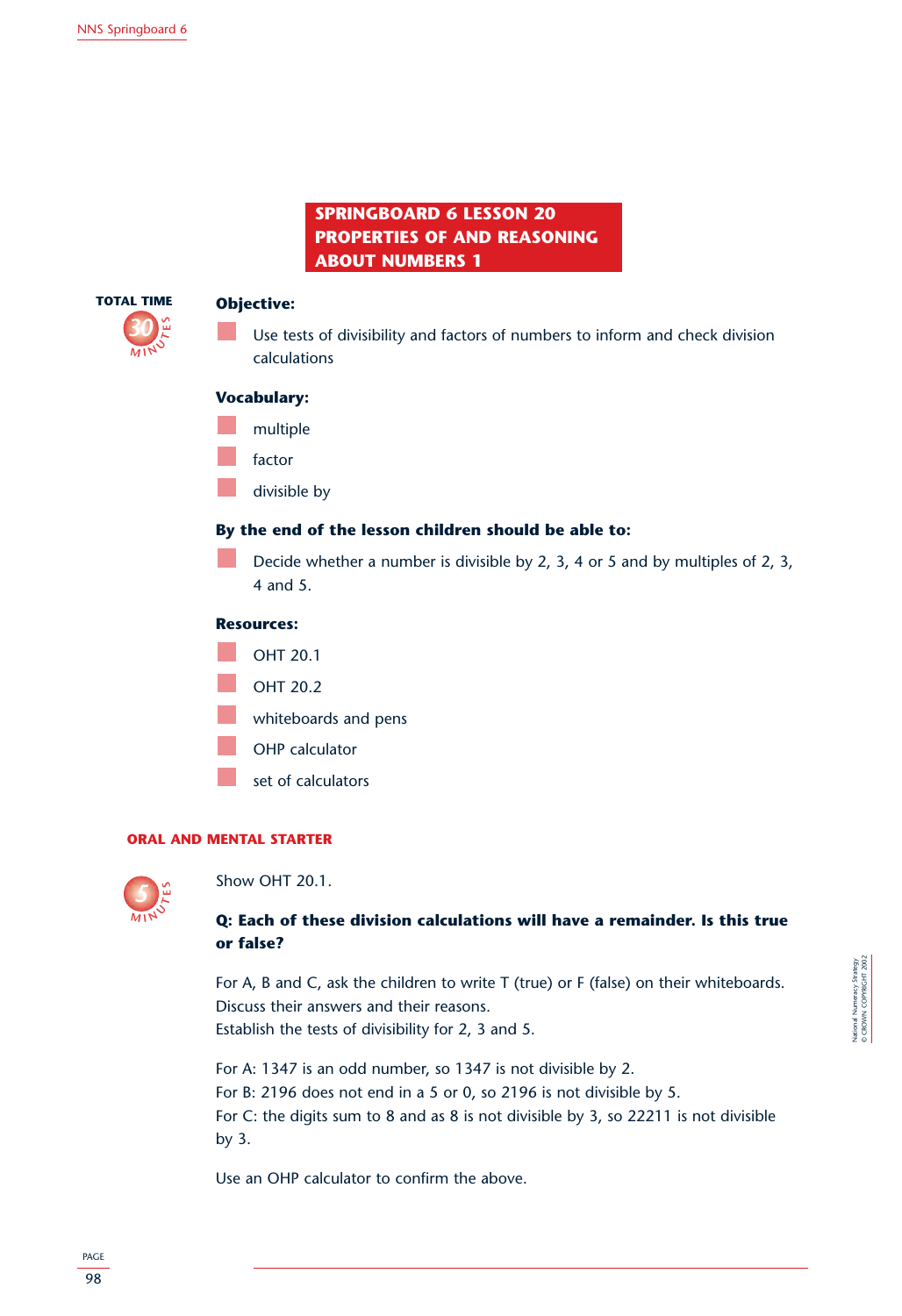# SPRINGBOARD 6 LESSON 20 PROPERTIES OF AND REASONING ABOUT NUMBERS 1

**TOTAL TIME** 30 MINUTES

**Objective:**

- Use tests of divisibility and factors of numbers to inform and check division calculations

**Vocabulary:**

- multiple
- factor
- divisible by

**By the end of the lesson children should be able to:**

- Decide whether a number is divisible by 2, 3, 4 or 5 and by multiples of 2, 3, 4 and 5.

**Resources:**

- OHT 20.1
- OHT 20.2
- whiteboards and pens
- OHP calculator
- set of calculators

## ORAL AND MENTAL STARTER

5 MINUTES

Show OHT 20.1.

**Q: Each of these division calculations will have a remainder. Is this true or false?**

For A, B and C, ask the children to write T (true) or F (false) on their whiteboards. Discuss their answers and their reasons.
Establish the tests of divisibility for 2, 3 and 5.

For A: 1347 is an odd number, so 1347 is not divisible by 2.
For B: 2196 does not end in a 5 or 0, so 2196 is not divisible by 5.
For C: the digits sum to 8 and as 8 is not divisible by 3, so 22211 is not divisible by 3.

Use an OHP calculator to confirm the above.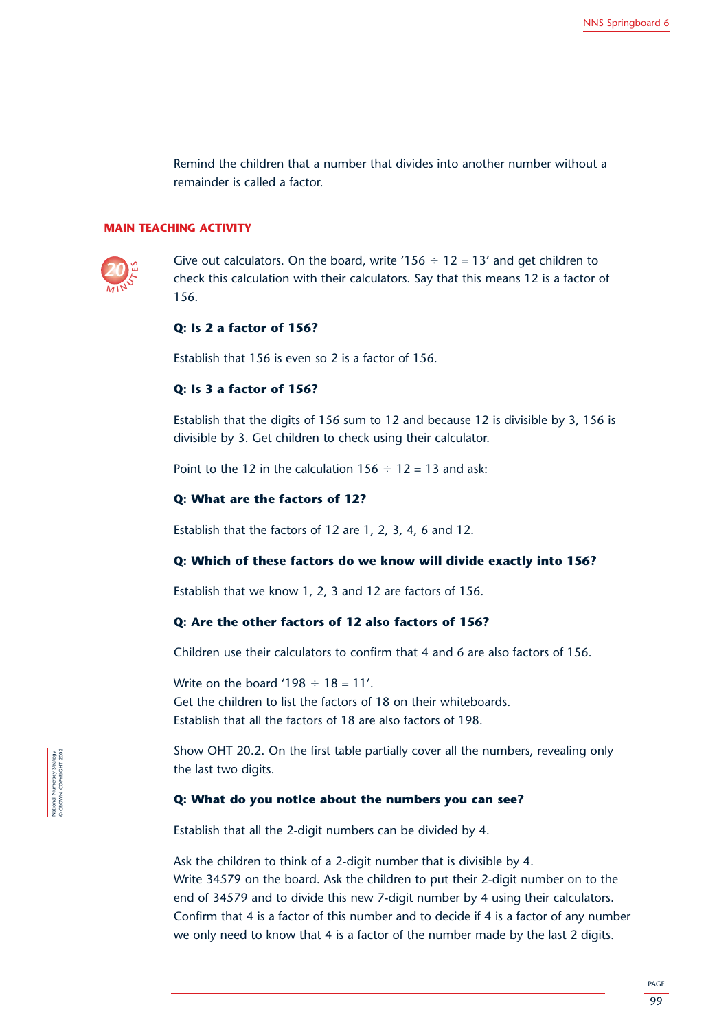Remind the children that a number that divides into another number without a remainder is called a factor.

## MAIN TEACHING ACTIVITY

20 MINUTES

Give out calculators. On the board, write '156 ÷ 12 = 13' and get children to check this calculation with their calculators. Say that this means 12 is a factor of 156.

**Q: Is 2 a factor of 156?**

Establish that 156 is even so 2 is a factor of 156.

**Q: Is 3 a factor of 156?**

Establish that the digits of 156 sum to 12 and because 12 is divisible by 3, 156 is divisible by 3. Get children to check using their calculator.

Point to the 12 in the calculation 156 ÷ 12 = 13 and ask:

**Q: What are the factors of 12?**

Establish that the factors of 12 are 1, 2, 3, 4, 6 and 12.

**Q: Which of these factors do we know will divide exactly into 156?**

Establish that we know 1, 2, 3 and 12 are factors of 156.

**Q: Are the other factors of 12 also factors of 156?**

Children use their calculators to confirm that 4 and 6 are also factors of 156.

Write on the board '198 ÷ 18 = 11'.
Get the children to list the factors of 18 on their whiteboards.
Establish that all the factors of 18 are also factors of 198.

Show OHT 20.2. On the first table partially cover all the numbers, revealing only the last two digits.

**Q: What do you notice about the numbers you can see?**

Establish that all the 2-digit numbers can be divided by 4.

Ask the children to think of a 2-digit number that is divisible by 4.
Write 34579 on the board. Ask the children to put their 2-digit number on to the end of 34579 and to divide this new 7-digit number by 4 using their calculators. Confirm that 4 is a factor of this number and to decide if 4 is a factor of any number we only need to know that 4 is a factor of the number made by the last 2 digits.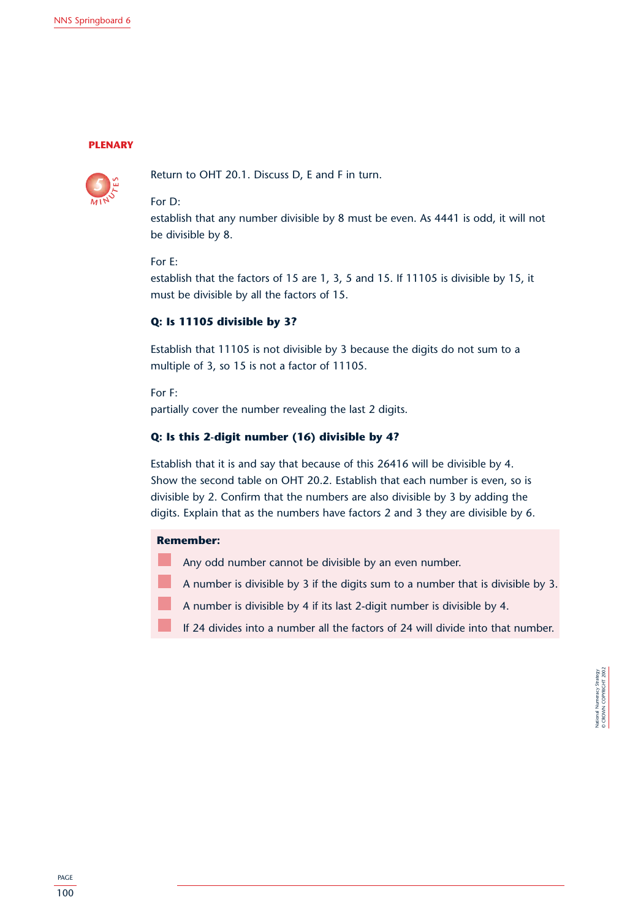## PLENARY

5 MINUTES

Return to OHT 20.1. Discuss D, E and F in turn.

For D:
establish that any number divisible by 8 must be even. As 4441 is odd, it will not be divisible by 8.

For E:
establish that the factors of 15 are 1, 3, 5 and 15. If 11105 is divisible by 15, it must be divisible by all the factors of 15.

**Q: Is 11105 divisible by 3?**

Establish that 11105 is not divisible by 3 because the digits do not sum to a multiple of 3, so 15 is not a factor of 11105.

For F:
partially cover the number revealing the last 2 digits.

**Q: Is this 2-digit number (16) divisible by 4?**

Establish that it is and say that because of this 26416 will be divisible by 4. Show the second table on OHT 20.2. Establish that each number is even, so is divisible by 2. Confirm that the numbers are also divisible by 3 by adding the digits. Explain that as the numbers have factors 2 and 3 they are divisible by 6.

**Remember:**

- Any odd number cannot be divisible by an even number.
- A number is divisible by 3 if the digits sum to a number that is divisible by 3.
- A number is divisible by 4 if its last 2-digit number is divisible by 4.
- If 24 divides into a number all the factors of 24 will divide into that number.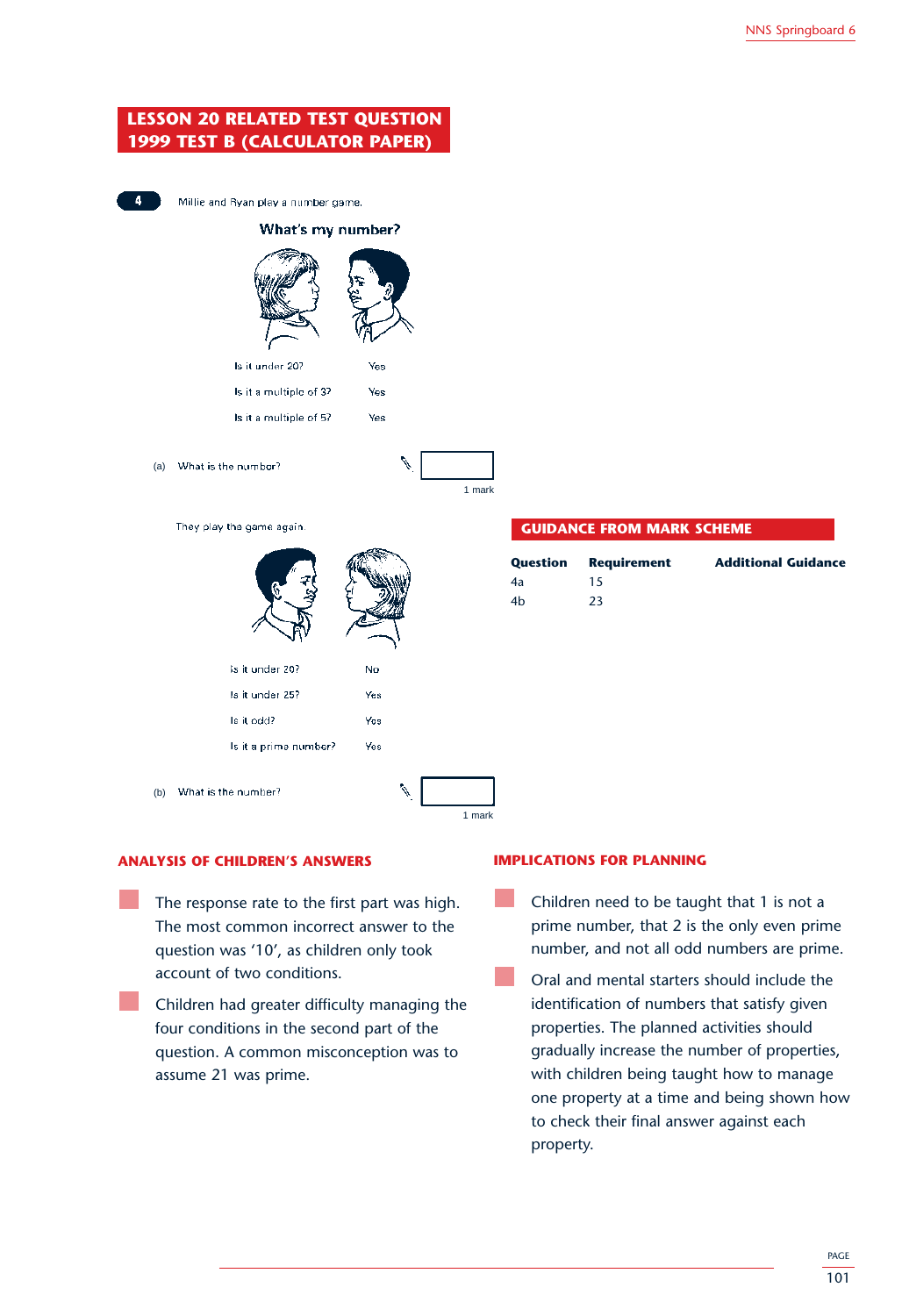## LESSON 20 RELATED TEST QUESTION 1999 TEST B (CALCULATOR PAPER)

**4** Millie and Ryan play a number game.

**What's my number?**

Is it under 20? Yes

Is it a multiple of 3? Yes

Is it a multiple of 5? Yes

(a) What is the number?

1 mark

They play the game again.

Is it under 20? No

Is it under 25? Yes

Is it odd? Yes

Is it a prime number? Yes

(b) What is the number?

1 mark

## GUIDANCE FROM MARK SCHEME

| Question | Requirement | Additional Guidance |
|---|---|---|
| 4a | 15 | |
| 4b | 23 | |

## ANALYSIS OF CHILDREN'S ANSWERS

- The response rate to the first part was high. The most common incorrect answer to the question was '10', as children only took account of two conditions.
- Children had greater difficulty managing the four conditions in the second part of the question. A common misconception was to assume 21 was prime.

## IMPLICATIONS FOR PLANNING

- Children need to be taught that 1 is not a prime number, that 2 is the only even prime number, and not all odd numbers are prime.
- Oral and mental starters should include the identification of numbers that satisfy given properties. The planned activities should gradually increase the number of properties, with children being taught how to manage one property at a time and being shown how to check their final answer against each property.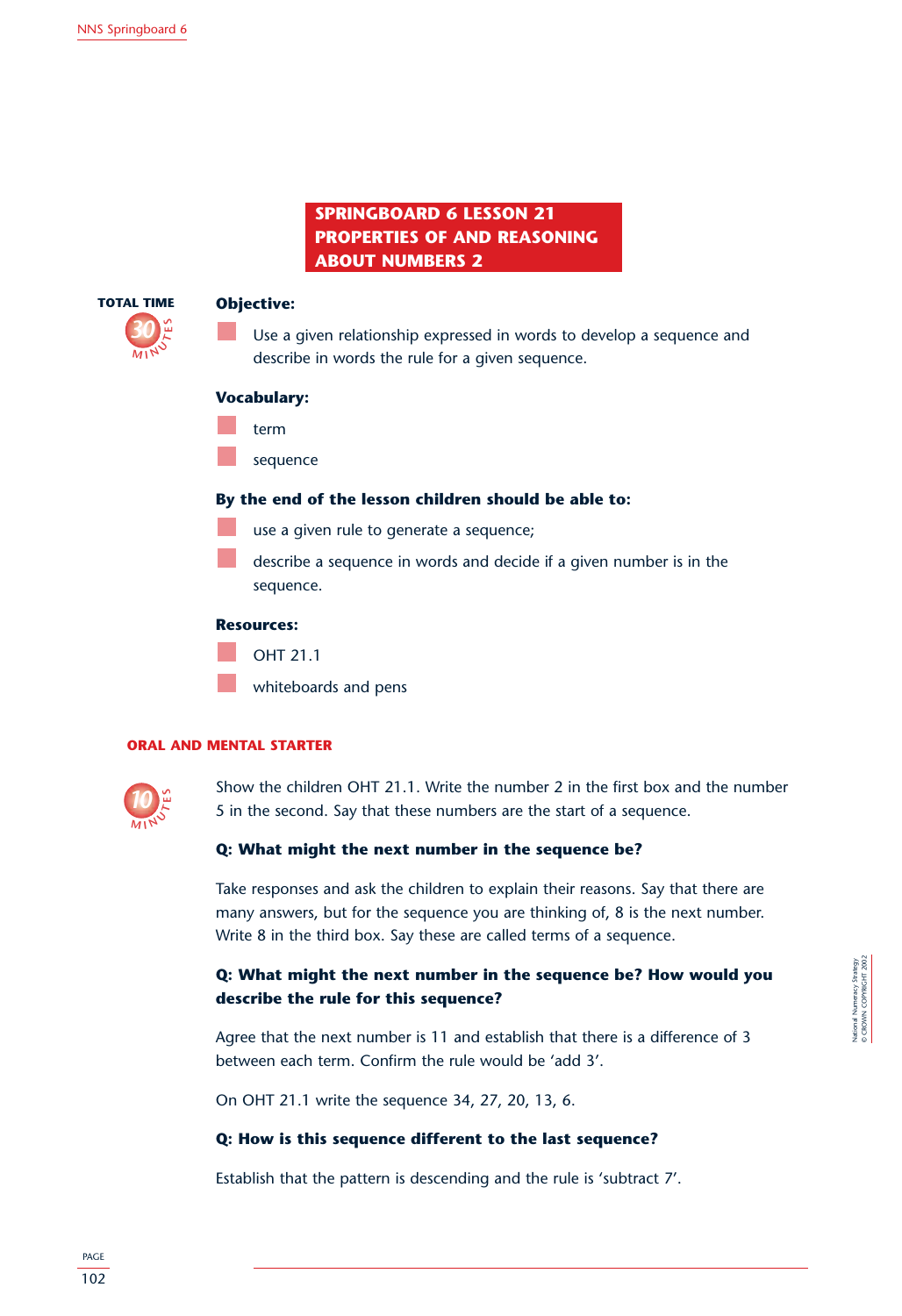# SPRINGBOARD 6 LESSON 21 PROPERTIES OF AND REASONING ABOUT NUMBERS 2

**TOTAL TIME** 30 MINUTES

**Objective:**

- Use a given relationship expressed in words to develop a sequence and describe in words the rule for a given sequence.

**Vocabulary:**

- term
- sequence

**By the end of the lesson children should be able to:**

- use a given rule to generate a sequence;
- describe a sequence in words and decide if a given number is in the sequence.

**Resources:**

- OHT 21.1
- whiteboards and pens

## ORAL AND MENTAL STARTER

10 MINUTES

Show the children OHT 21.1. Write the number 2 in the first box and the number 5 in the second. Say that these numbers are the start of a sequence.

**Q: What might the next number in the sequence be?**

Take responses and ask the children to explain their reasons. Say that there are many answers, but for the sequence you are thinking of, 8 is the next number. Write 8 in the third box. Say these are called terms of a sequence.

**Q: What might the next number in the sequence be? How would you describe the rule for this sequence?**

Agree that the next number is 11 and establish that there is a difference of 3 between each term. Confirm the rule would be 'add 3'.

On OHT 21.1 write the sequence 34, 27, 20, 13, 6.

**Q: How is this sequence different to the last sequence?**

Establish that the pattern is descending and the rule is 'subtract 7'.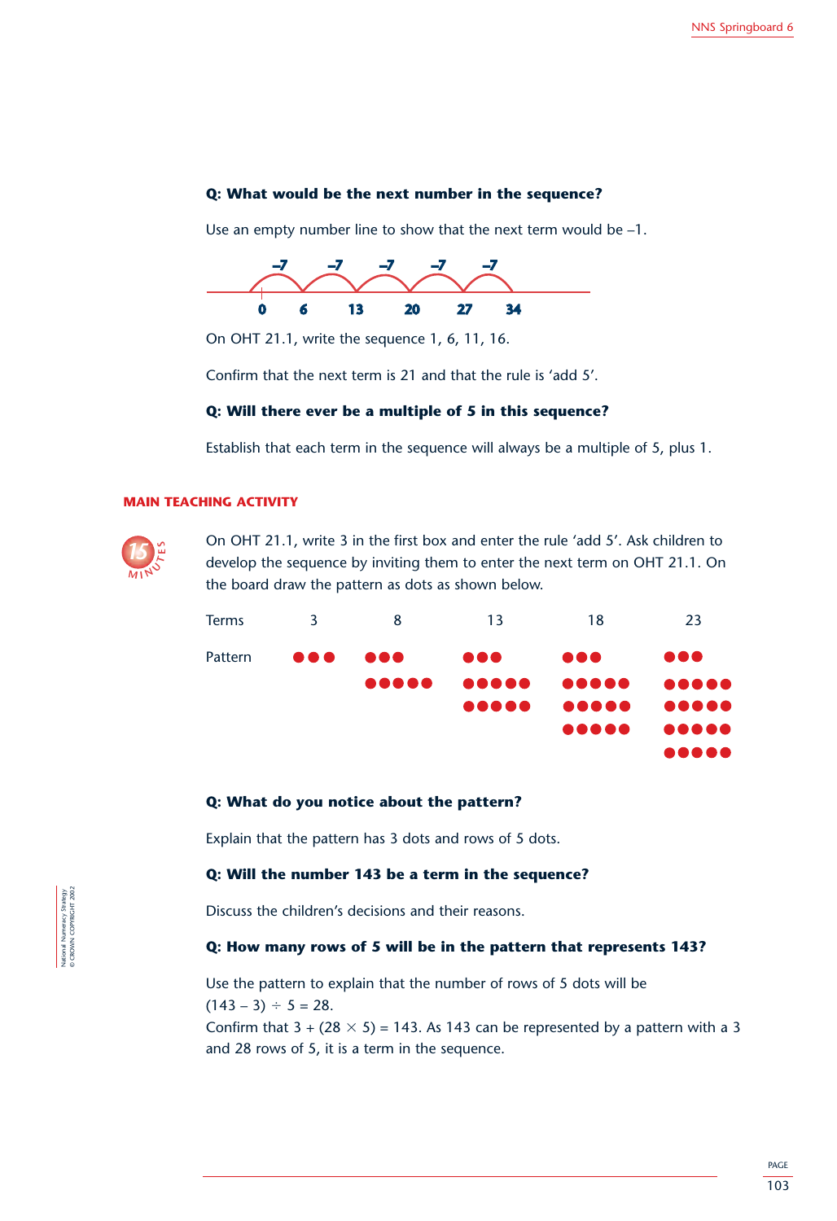**Q: What would be the next number in the sequence?**

Use an empty number line to show that the next term would be –1.

| –7 | –7 | –7 | –7 | –7 |
|---|---|---|---|---|

0 6 13 20 27 34

On OHT 21.1, write the sequence 1, 6, 11, 16.

Confirm that the next term is 21 and that the rule is 'add 5'.

**Q: Will there ever be a multiple of 5 in this sequence?**

Establish that each term in the sequence will always be a multiple of 5, plus 1.

## MAIN TEACHING ACTIVITY

15 MINUTES

On OHT 21.1, write 3 in the first box and enter the rule 'add 5'. Ask children to develop the sequence by inviting them to enter the next term on OHT 21.1. On the board draw the pattern as dots as shown below.

| Terms | 3 | 8 | 13 | 18 | 23 |
|---|---|---|---|---|---|
| Pattern | ●●● | ●●●<br>●●●●● | ●●●<br>●●●●●<br>●●●●● | ●●●<br>●●●●●<br>●●●●●<br>●●●●● | ●●●<br>●●●●●<br>●●●●●<br>●●●●●<br>●●●●● |

**Q: What do you notice about the pattern?**

Explain that the pattern has 3 dots and rows of 5 dots.

**Q: Will the number 143 be a term in the sequence?**

Discuss the children's decisions and their reasons.

**Q: How many rows of 5 will be in the pattern that represents 143?**

Use the pattern to explain that the number of rows of 5 dots will be $(143 - 3) \div 5 = 28$.

Confirm that $3 + (28 \times 5) = 143$. As 143 can be represented by a pattern with a 3 and 28 rows of 5, it is a term in the sequence.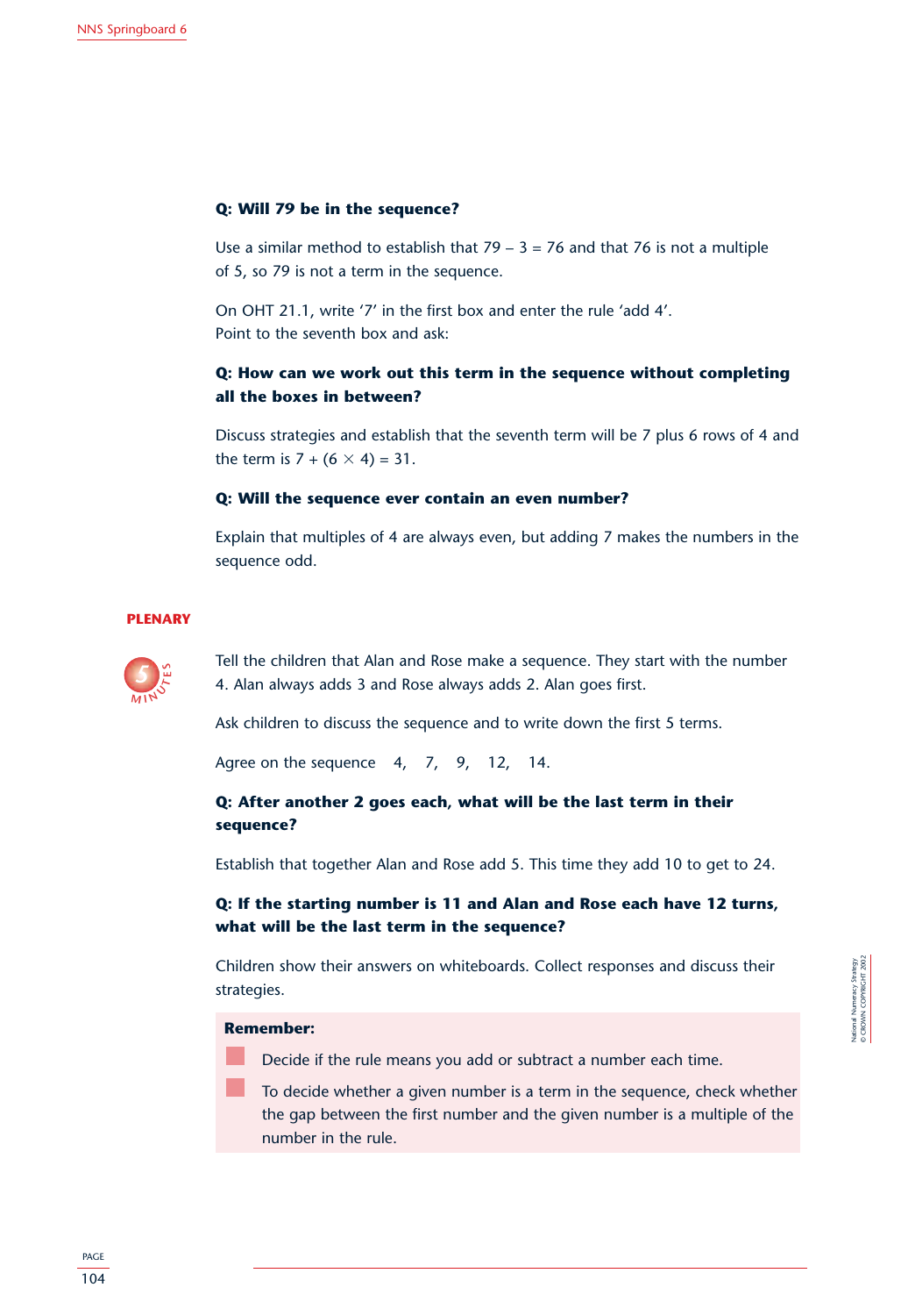**Q: Will 79 be in the sequence?**

Use a similar method to establish that 79 – 3 = 76 and that 76 is not a multiple of 5, so 79 is not a term in the sequence.

On OHT 21.1, write '7' in the first box and enter the rule 'add 4'.
Point to the seventh box and ask:

**Q: How can we work out this term in the sequence without completing all the boxes in between?**

Discuss strategies and establish that the seventh term will be 7 plus 6 rows of 4 and the term is $7 + (6 \times 4) = 31$.

**Q: Will the sequence ever contain an even number?**

Explain that multiples of 4 are always even, but adding 7 makes the numbers in the sequence odd.

## PLENARY

5 MINUTES

Tell the children that Alan and Rose make a sequence. They start with the number 4. Alan always adds 3 and Rose always adds 2. Alan goes first.

Ask children to discuss the sequence and to write down the first 5 terms.

Agree on the sequence 4, 7, 9, 12, 14.

**Q: After another 2 goes each, what will be the last term in their sequence?**

Establish that together Alan and Rose add 5. This time they add 10 to get to 24.

**Q: If the starting number is 11 and Alan and Rose each have 12 turns, what will be the last term in the sequence?**

Children show their answers on whiteboards. Collect responses and discuss their strategies.

**Remember:**

- Decide if the rule means you add or subtract a number each time.
- To decide whether a given number is a term in the sequence, check whether the gap between the first number and the given number is a multiple of the number in the rule.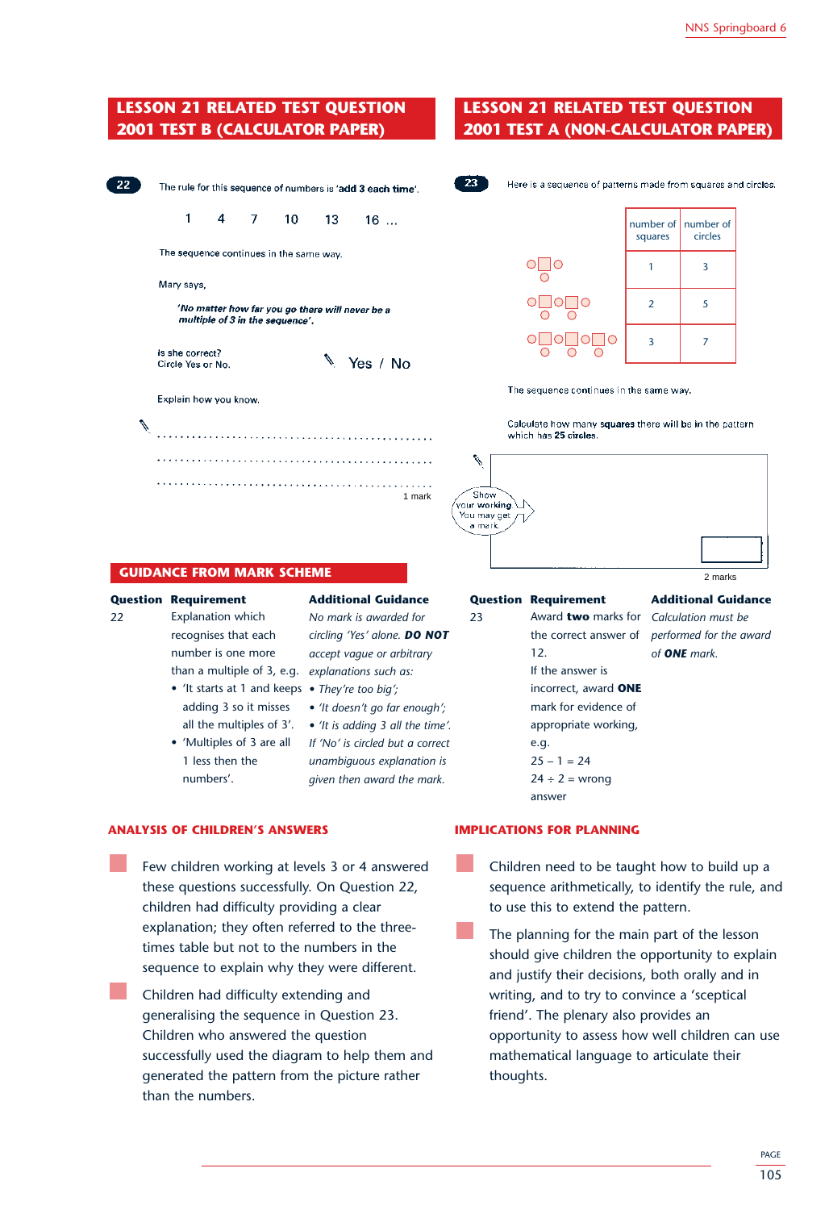## LESSON 21 RELATED TEST QUESTION 2001 TEST B (CALCULATOR PAPER)

**22** The rule for this sequence of numbers is '**add 3 each time**'.

1 4 7 10 13 16 ...

The sequence continues in the same way.

Mary says,

*'No matter how far you go there will never be a multiple of 3 in the sequence'.*

Is she correct?
Circle Yes or No.

Yes / No

Explain how you know.

. . . . . . . . . . . . . . . . . . . . . . . . . . . . . . . . . . . . . . . .

. . . . . . . . . . . . . . . . . . . . . . . . . . . . . . . . . . . . . . . .

. . . . . . . . . . . . . . . . . . . . . . . . . . . . . . . . . . . . . . . .

1 mark

## LESSON 21 RELATED TEST QUESTION 2001 TEST A (NON-CALCULATOR PAPER)

**23** Here is a sequence of patterns made from squares and circles.

| number of squares | number of circles |
|---|---|
| 1 | 3 |
| 2 | 5 |
| 3 | 7 |

The sequence continues in the same way.

Calculate how many **squares** there will be in the pattern which has **25 circles**.

Show your working. You may get a mark.

2 marks

## GUIDANCE FROM MARK SCHEME

| Question | Requirement | Additional Guidance |
|---|---|---|
| 22 | Explanation which recognises that each number is one more than a multiple of 3, e.g. • 'It starts at 1 and keeps adding 3 so it misses all the multiples of 3'. • 'Multiples of 3 are all 1 less then the numbers'. | *No mark is awarded for circling 'Yes' alone.* ***DO NOT*** *accept vague or arbitrary explanations such as:* • *They're too big';* • *'It doesn't go far enough';* • *'It is adding 3 all the time'.* *If 'No' is circled but a correct unambiguous explanation is given then award the mark.* |

| Question | Requirement | Additional Guidance |
|---|---|---|
| 23 | Award **two** marks for the correct answer of 12. If the answer is incorrect, award **ONE** mark for evidence of appropriate working, e.g. 25 – 1 = 24 24 ÷ 2 = wrong answer | *Calculation must be performed for the award of* ***ONE*** *mark.* |

### ANALYSIS OF CHILDREN'S ANSWERS

- Few children working at levels 3 or 4 answered these questions successfully. On Question 22, children had difficulty providing a clear explanation; they often referred to the three-times table but not to the numbers in the sequence to explain why they were different.
- Children had difficulty extending and generalising the sequence in Question 23. Children who answered the question successfully used the diagram to help them and generated the pattern from the picture rather than the numbers.

### IMPLICATIONS FOR PLANNING

- Children need to be taught how to build up a sequence arithmetically, to identify the rule, and to use this to extend the pattern.
- The planning for the main part of the lesson should give children the opportunity to explain and justify their decisions, both orally and in writing, and to try to convince a 'sceptical friend'. The plenary also provides an opportunity to assess how well children can use mathematical language to articulate their thoughts.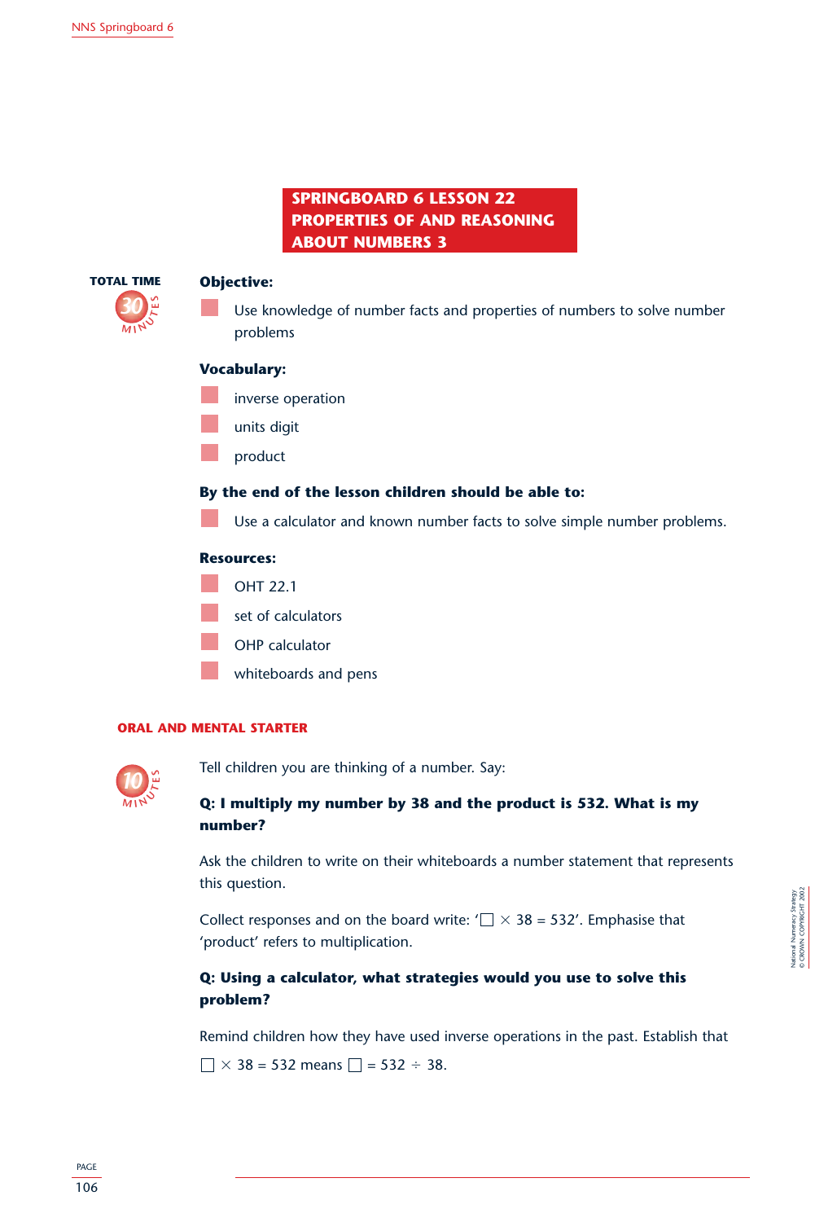# SPRINGBOARD 6 LESSON 22 PROPERTIES OF AND REASONING ABOUT NUMBERS 3

**TOTAL TIME** 30 MINUTES

**Objective:**

- Use knowledge of number facts and properties of numbers to solve number problems

**Vocabulary:**

- inverse operation
- units digit
- product

**By the end of the lesson children should be able to:**

- Use a calculator and known number facts to solve simple number problems.

**Resources:**

- OHT 22.1
- set of calculators
- OHP calculator
- whiteboards and pens

## ORAL AND MENTAL STARTER

10 MINUTES

Tell children you are thinking of a number. Say:

**Q: I multiply my number by 38 and the product is 532. What is my number?**

Ask the children to write on their whiteboards a number statement that represents this question.

Collect responses and on the board write: '$\square \times 38 = 532$'. Emphasise that 'product' refers to multiplication.

**Q: Using a calculator, what strategies would you use to solve this problem?**

Remind children how they have used inverse operations in the past. Establish that $\square \times 38 = 532$ means $\square = 532 \div 38$.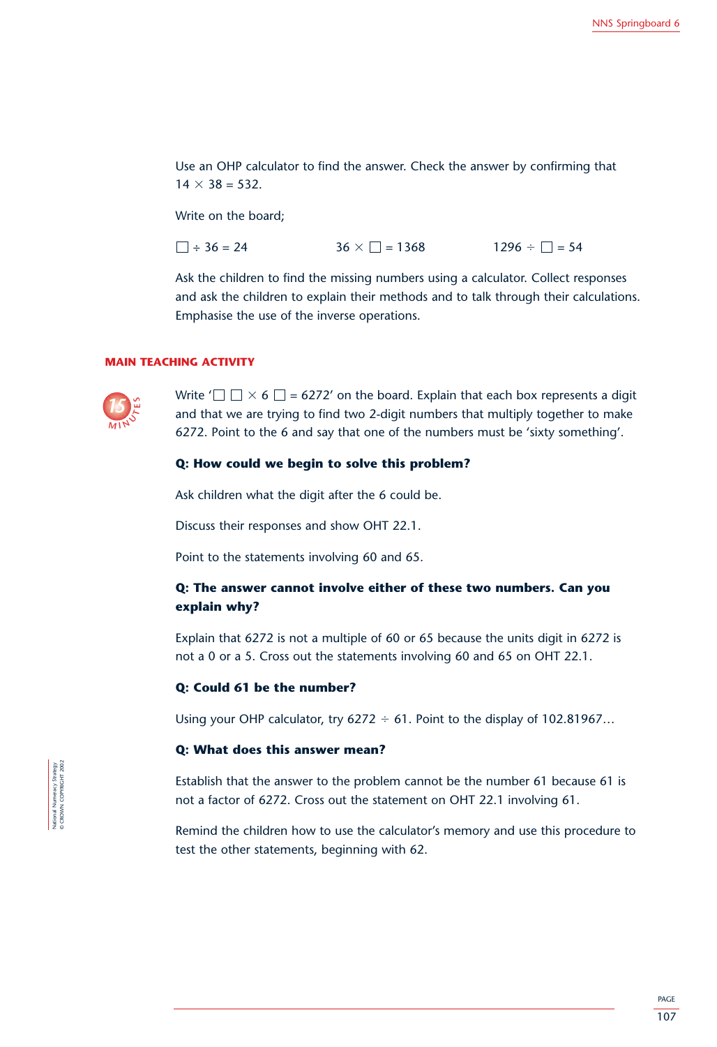Use an OHP calculator to find the answer. Check the answer by confirming that $14 \times 38 = 532$.

Write on the board;

$\square \div 36 = 24$ $\quad\quad$ $36 \times \square = 1368$ $\quad\quad$ $1296 \div \square = 54$

Ask the children to find the missing numbers using a calculator. Collect responses and ask the children to explain their methods and to talk through their calculations. Emphasise the use of the inverse operations.

## MAIN TEACHING ACTIVITY

15 MINUTES

Write '$\square\,\square \times 6\,\square = 6272$' on the board. Explain that each box represents a digit and that we are trying to find two 2-digit numbers that multiply together to make 6272. Point to the 6 and say that one of the numbers must be 'sixty something'.

**Q: How could we begin to solve this problem?**

Ask children what the digit after the 6 could be.

Discuss their responses and show OHT 22.1.

Point to the statements involving 60 and 65.

**Q: The answer cannot involve either of these two numbers. Can you explain why?**

Explain that 6272 is not a multiple of 60 or 65 because the units digit in 6272 is not a 0 or a 5. Cross out the statements involving 60 and 65 on OHT 22.1.

**Q: Could 61 be the number?**

Using your OHP calculator, try $6272 \div 61$. Point to the display of 102.81967…

**Q: What does this answer mean?**

Establish that the answer to the problem cannot be the number 61 because 61 is not a factor of 6272. Cross out the statement on OHT 22.1 involving 61.

Remind the children how to use the calculator's memory and use this procedure to test the other statements, beginning with 62.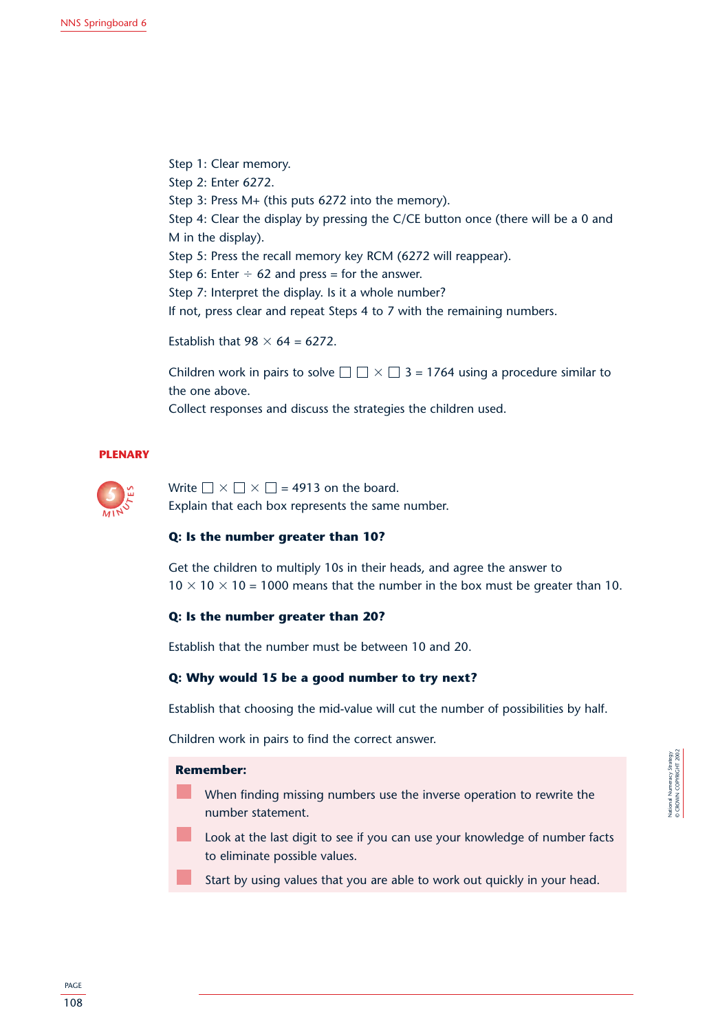Step 1: Clear memory.
Step 2: Enter 6272.
Step 3: Press M+ (this puts 6272 into the memory).
Step 4: Clear the display by pressing the C/CE button once (there will be a 0 and M in the display).
Step 5: Press the recall memory key RCM (6272 will reappear).
Step 6: Enter ÷ 62 and press = for the answer.
Step 7: Interpret the display. Is it a whole number?
If not, press clear and repeat Steps 4 to 7 with the remaining numbers.

Establish that $98 \times 64 = 6272$.

Children work in pairs to solve $\square\,\square \times \square\,3 = 1764$ using a procedure similar to the one above.
Collect responses and discuss the strategies the children used.

## PLENARY

5 MINUTES

Write $\square \times \square \times \square = 4913$ on the board.
Explain that each box represents the same number.

**Q: Is the number greater than 10?**

Get the children to multiply 10s in their heads, and agree the answer to $10 \times 10 \times 10 = 1000$ means that the number in the box must be greater than 10.

**Q: Is the number greater than 20?**

Establish that the number must be between 10 and 20.

**Q: Why would 15 be a good number to try next?**

Establish that choosing the mid-value will cut the number of possibilities by half.

Children work in pairs to find the correct answer.

**Remember:**

- When finding missing numbers use the inverse operation to rewrite the number statement.
- Look at the last digit to see if you can use your knowledge of number facts to eliminate possible values.
- Start by using values that you are able to work out quickly in your head.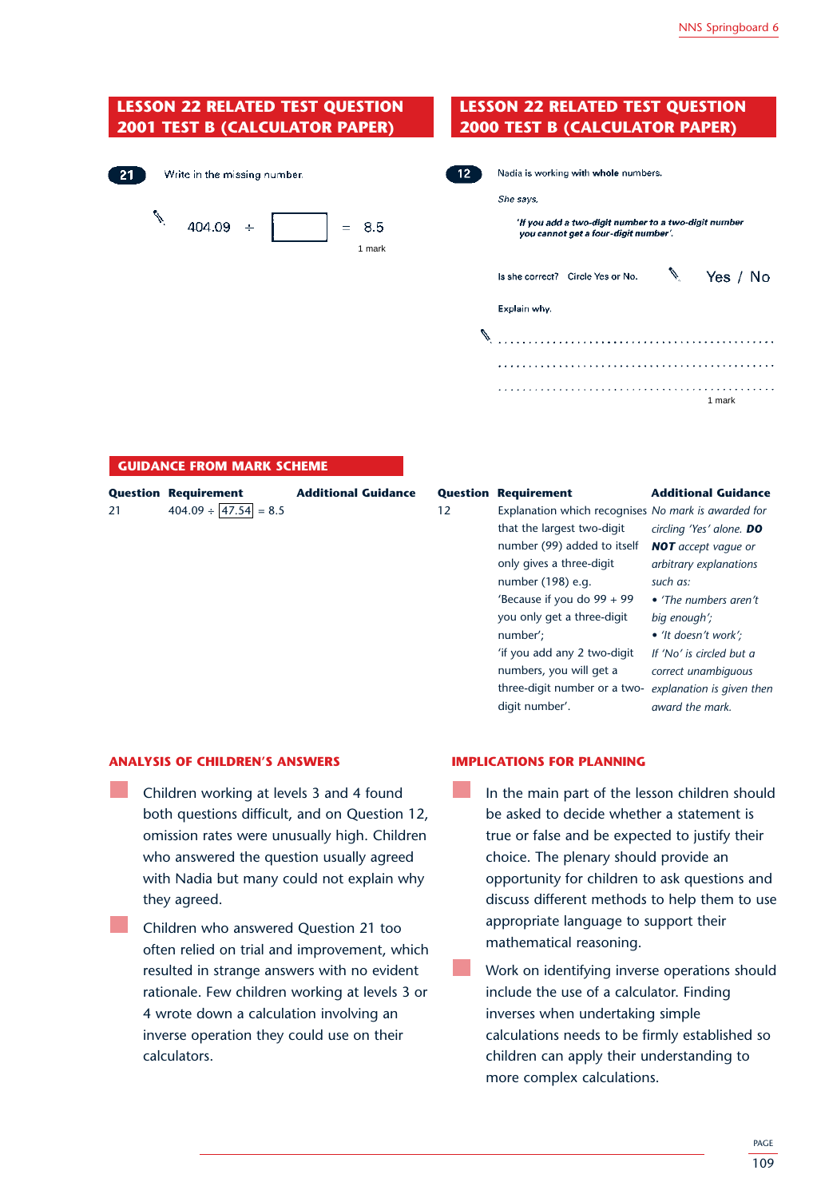## LESSON 22 RELATED TEST QUESTION 2001 TEST B (CALCULATOR PAPER)

**21** Write in the missing number.

$404.09 \div \square = 8.5$

1 mark

## LESSON 22 RELATED TEST QUESTION 2000 TEST B (CALCULATOR PAPER)

**12** Nadia is working with **whole** numbers.

*She says,*

***'If you add a two-digit number to a two-digit number you cannot get a four-digit number'.***

Is she correct? Circle Yes or No. Yes / No

Explain why.

. . . . . . . . . . . . . . . . . . . . . . . . . . . . . . . . . . . . . . . . . . . . . .

. . . . . . . . . . . . . . . . . . . . . . . . . . . . . . . . . . . . . . . . . . . . . .

. . . . . . . . . . . . . . . . . . . . . . . . . . . . . . . . . . . . . . . . . . . . . .

1 mark

## GUIDANCE FROM MARK SCHEME

| Question | Requirement | Additional Guidance |
|---|---|---|
| 21 | $404.09 \div$ [47.54] $= 8.5$ | |

| Question | Requirement | Additional Guidance |
|---|---|---|
| 12 | Explanation which recognises that the largest two-digit number (99) added to itself only gives a three-digit number (198) e.g. 'Because if you do 99 + 99 you only get a three-digit number'; 'if you add any 2 two-digit numbers, you will get a three-digit number or a two-digit number'. | *No mark is awarded for circling 'Yes' alone.* ***DO NOT*** *accept vague or arbitrary explanations such as:* • *'The numbers aren't big enough';* • *'It doesn't work';* *If 'No' is circled but a correct unambiguous explanation is given then award the mark.* |

## ANALYSIS OF CHILDREN'S ANSWERS

- Children working at levels 3 and 4 found both questions difficult, and on Question 12, omission rates were unusually high. Children who answered the question usually agreed with Nadia but many could not explain why they agreed.
- Children who answered Question 21 too often relied on trial and improvement, which resulted in strange answers with no evident rationale. Few children working at levels 3 or 4 wrote down a calculation involving an inverse operation they could use on their calculators.

## IMPLICATIONS FOR PLANNING

- In the main part of the lesson children should be asked to decide whether a statement is true or false and be expected to justify their choice. The plenary should provide an opportunity for children to ask questions and discuss different methods to help them to use appropriate language to support their mathematical reasoning.
- Work on identifying inverse operations should include the use of a calculator. Finding inverses when undertaking simple calculations needs to be firmly established so children can apply their understanding to more complex calculations.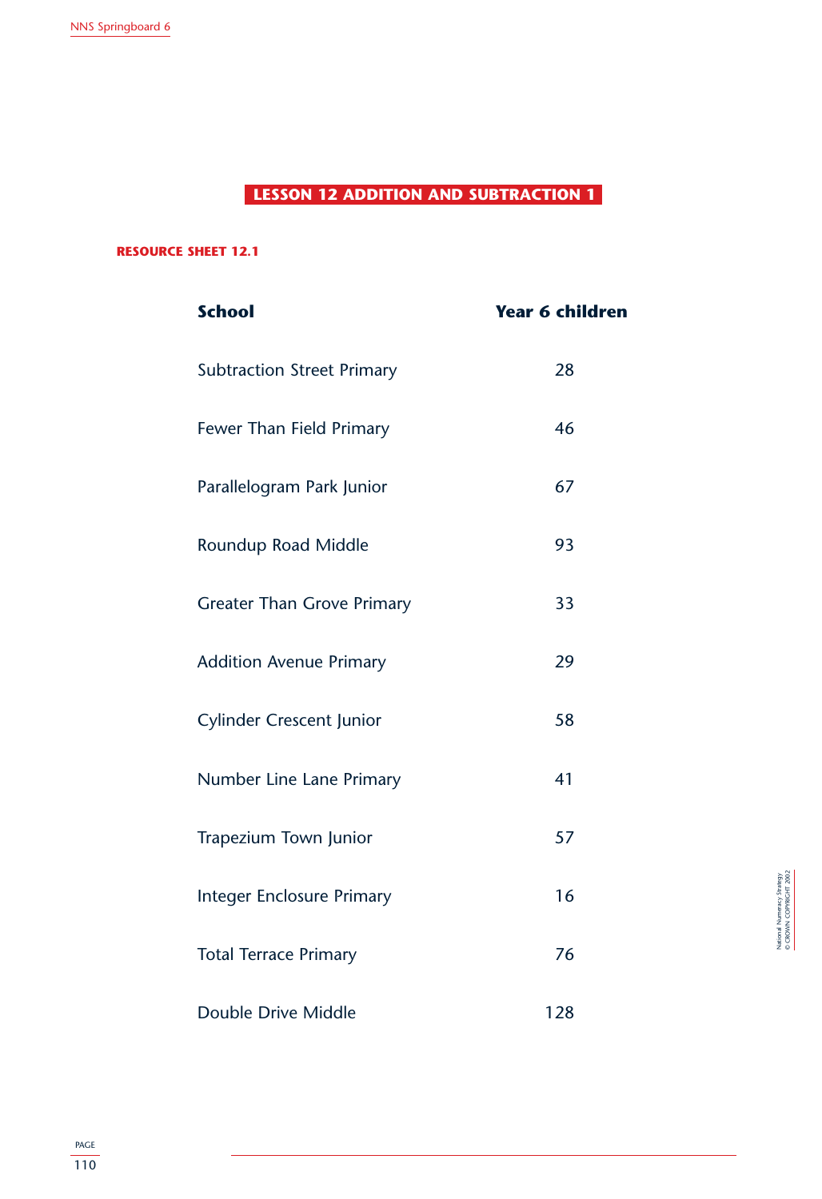## LESSON 12 ADDITION AND SUBTRACTION 1

### RESOURCE SHEET 12.1

| School | Year 6 children |
|---|---|
| Subtraction Street Primary | 28 |
| Fewer Than Field Primary | 46 |
| Parallelogram Park Junior | 67 |
| Roundup Road Middle | 93 |
| Greater Than Grove Primary | 33 |
| Addition Avenue Primary | 29 |
| Cylinder Crescent Junior | 58 |
| Number Line Lane Primary | 41 |
| Trapezium Town Junior | 57 |
| Integer Enclosure Primary | 16 |
| Total Terrace Primary | 76 |
| Double Drive Middle | 128 |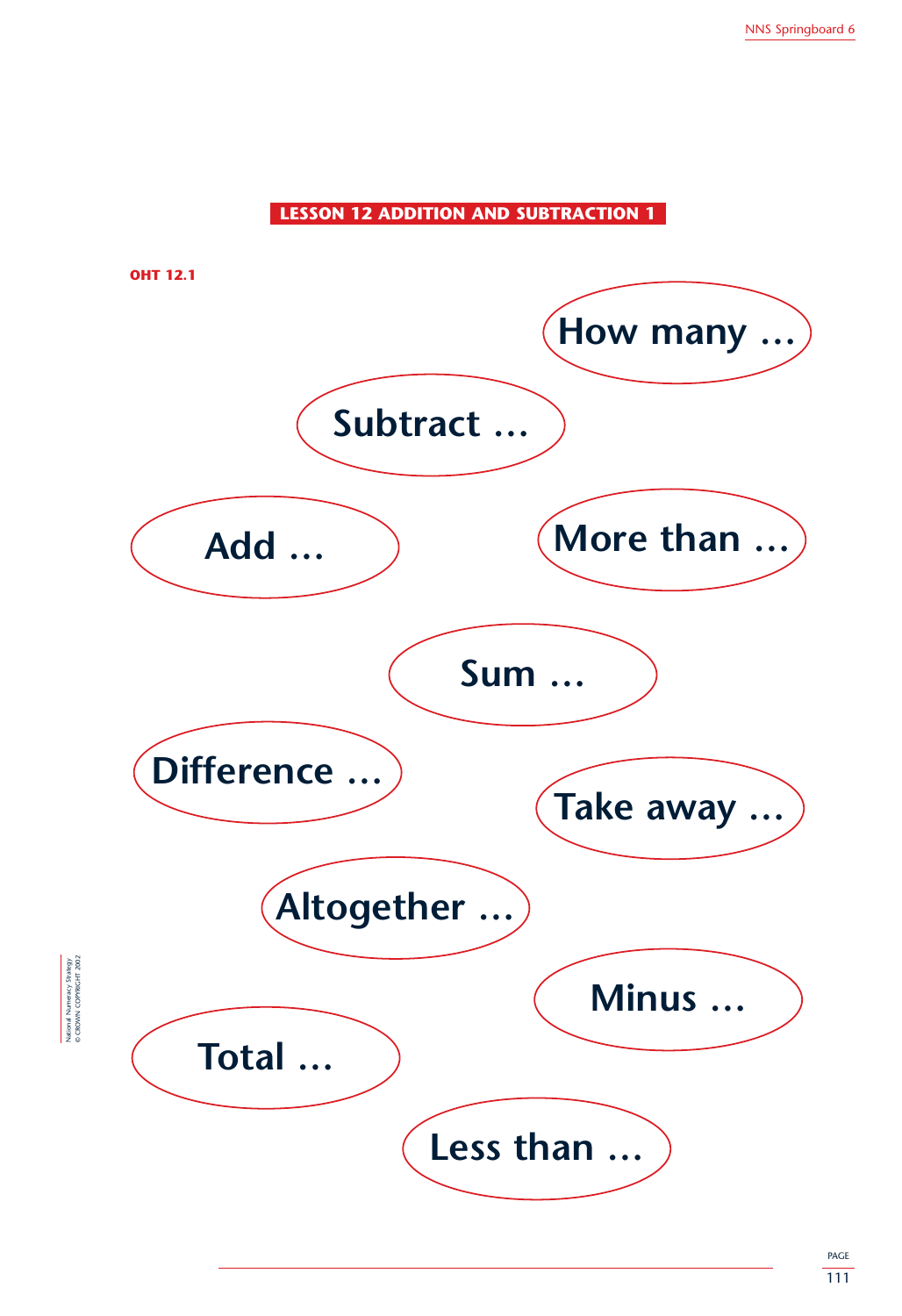## LESSON 12 ADDITION AND SUBTRACTION 1

**OHT 12.1**

**How many …**

**Subtract …**

**Add …**

**More than …**

**Sum …**

**Difference …**

**Take away …**

**Altogether …**

**Minus …**

**Total …**

**Less than …**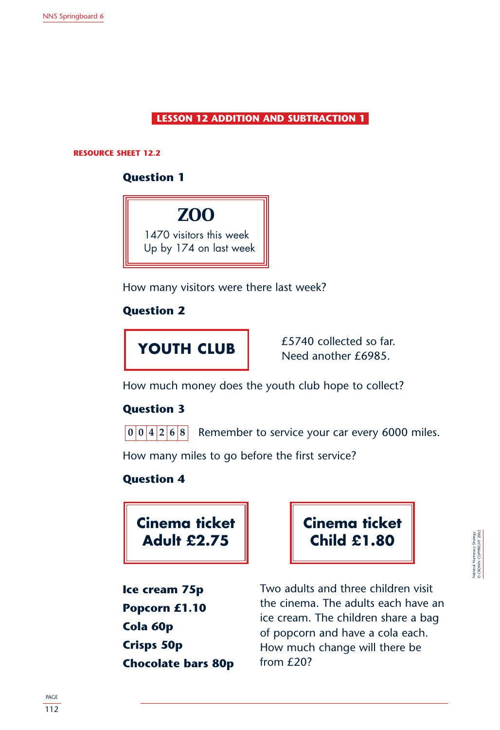## LESSON 12 ADDITION AND SUBTRACTION 1

**RESOURCE SHEET 12.2**

### Question 1

**ZOO**
1470 visitors this week
Up by 174 on last week

How many visitors were there last week?

### Question 2

**YOUTH CLUB**

£5740 collected so far.
Need another £6985.

How much money does the youth club hope to collect?

### Question 3

| 0 | 0 | 4 | 2 | 6 | 8 |
|---|---|---|---|---|---|

Remember to service your car every 6000 miles.

How many miles to go before the first service?

### Question 4

**Cinema ticket**
**Adult £2.75**

**Cinema ticket**
**Child £1.80**

**Ice cream 75p**
**Popcorn £1.10**
**Cola 60p**
**Crisps 50p**
**Chocolate bars 80p**

Two adults and three children visit the cinema. The adults each have an ice cream. The children share a bag of popcorn and have a cola each. How much change will there be from £20?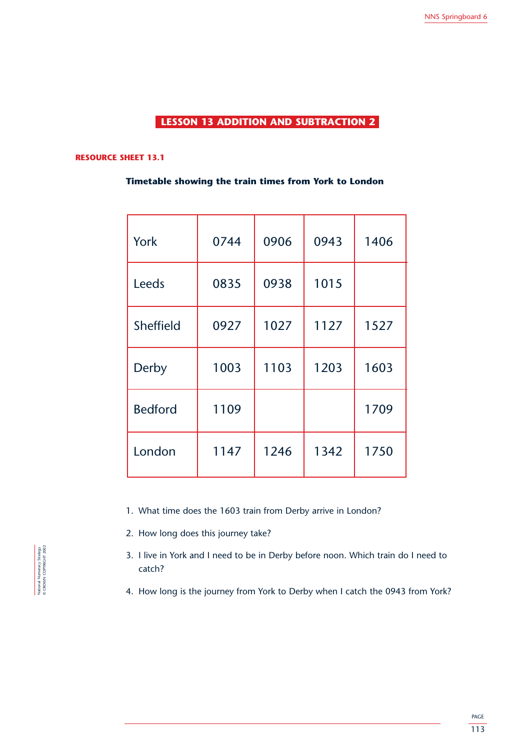## LESSON 13 ADDITION AND SUBTRACTION 2

### RESOURCE SHEET 13.1

**Timetable showing the train times from York to London**

| | | | | |
|---|---|---|---|---|
| York | 0744 | 0906 | 0943 | 1406 |
| Leeds | 0835 | 0938 | 1015 | |
| Sheffield | 0927 | 1027 | 1127 | 1527 |
| Derby | 1003 | 1103 | 1203 | 1603 |
| Bedford | 1109 | | | 1709 |
| London | 1147 | 1246 | 1342 | 1750 |

1. What time does the 1603 train from Derby arrive in London?
2. How long does this journey take?
3. I live in York and I need to be in Derby before noon. Which train do I need to catch?
4. How long is the journey from York to Derby when I catch the 0943 from York?

National Numeracy Strategy © CROWN COPYRIGHT 2002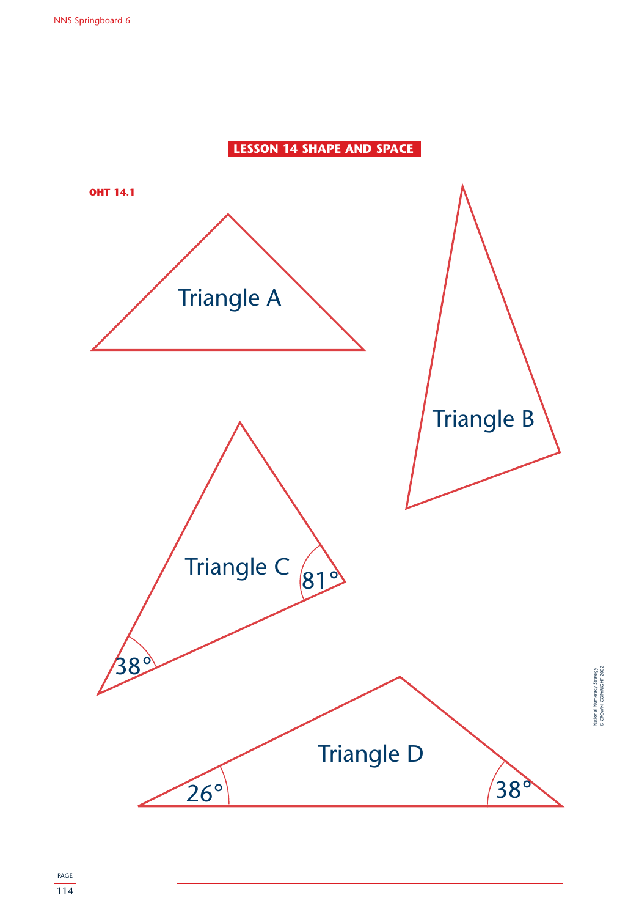## LESSON 14 SHAPE AND SPACE

**OHT 14.1**

Triangle A

Triangle B

Triangle C

81°

38°

Triangle D

26°

38°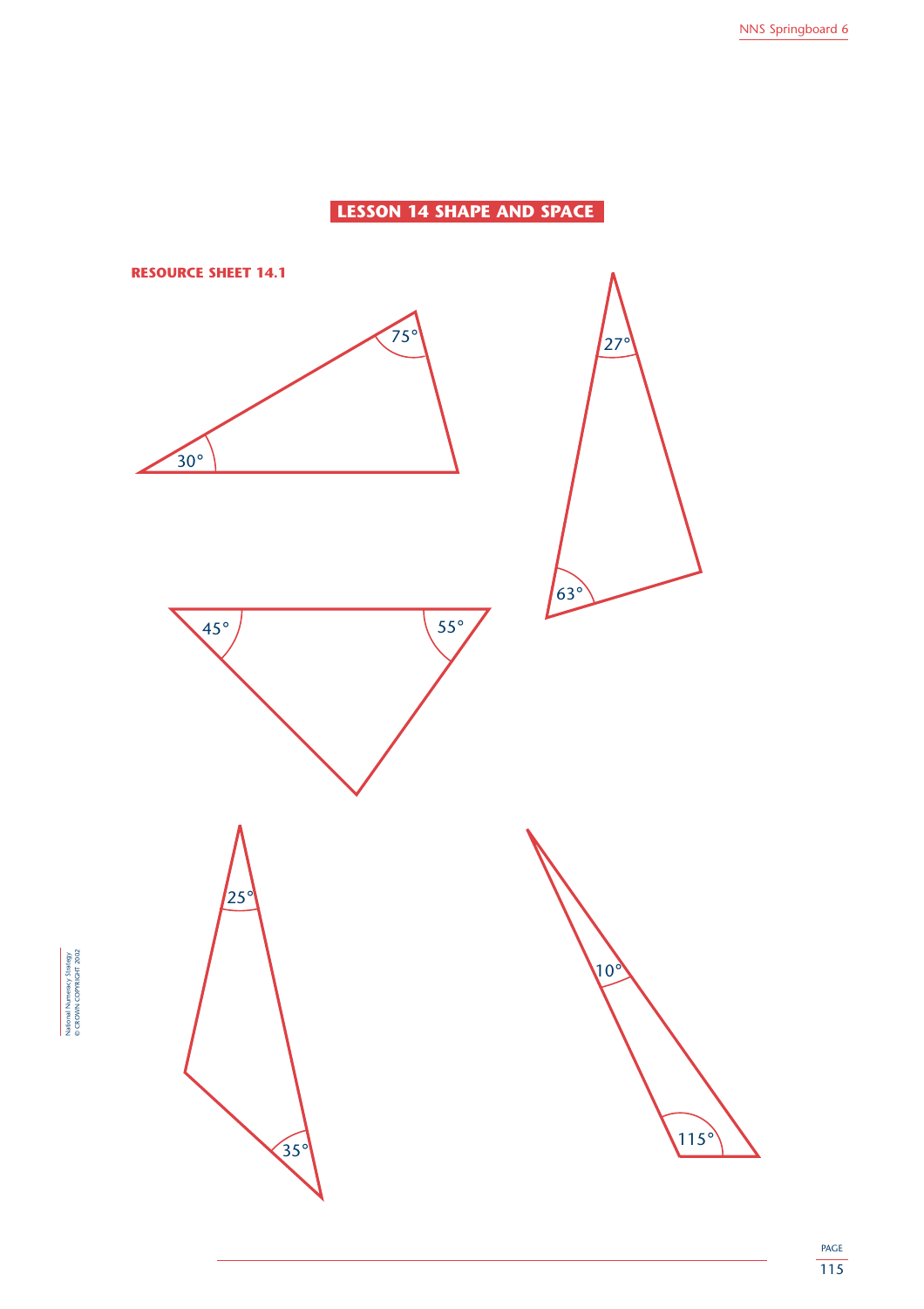## LESSON 14 SHAPE AND SPACE

**RESOURCE SHEET 14.1**

75°

30°

27°

63°

45°

55°

25°

35°

10°

115°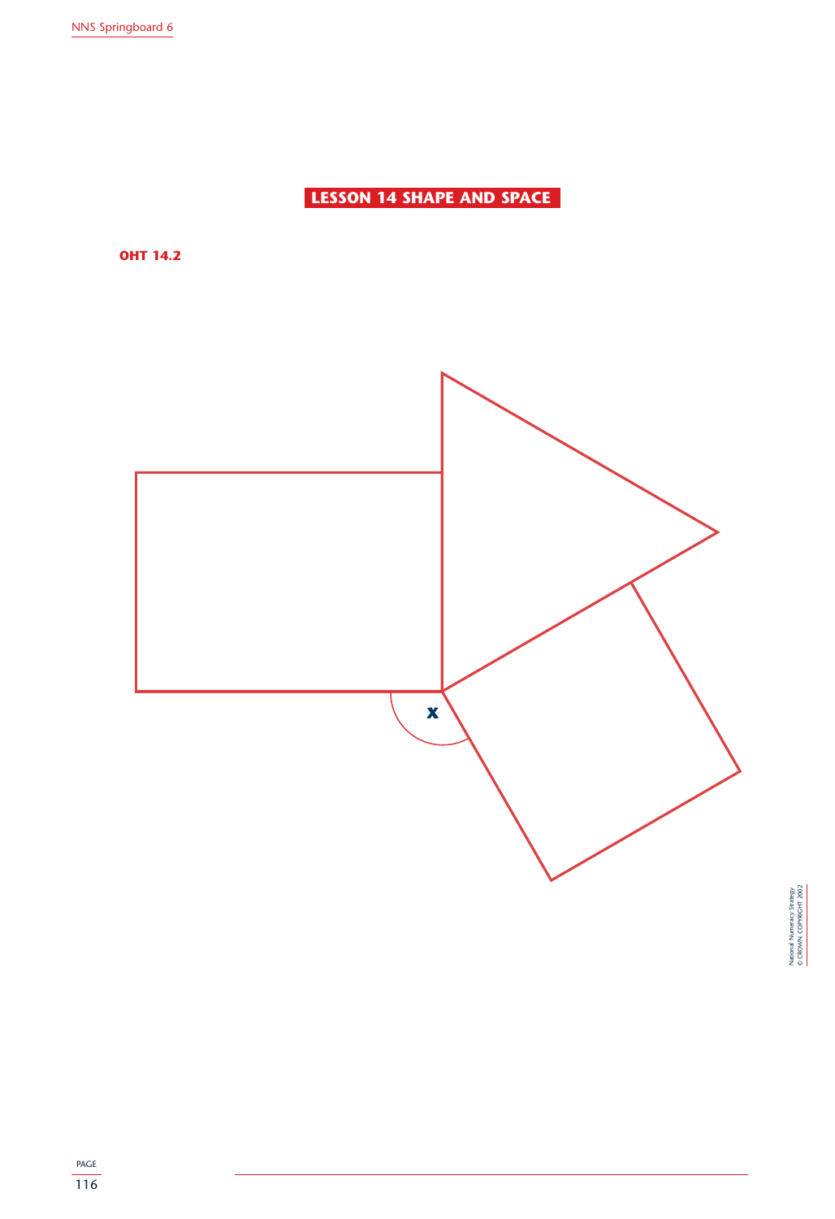## LESSON 14 SHAPE AND SPACE

**OHT 14.2**

x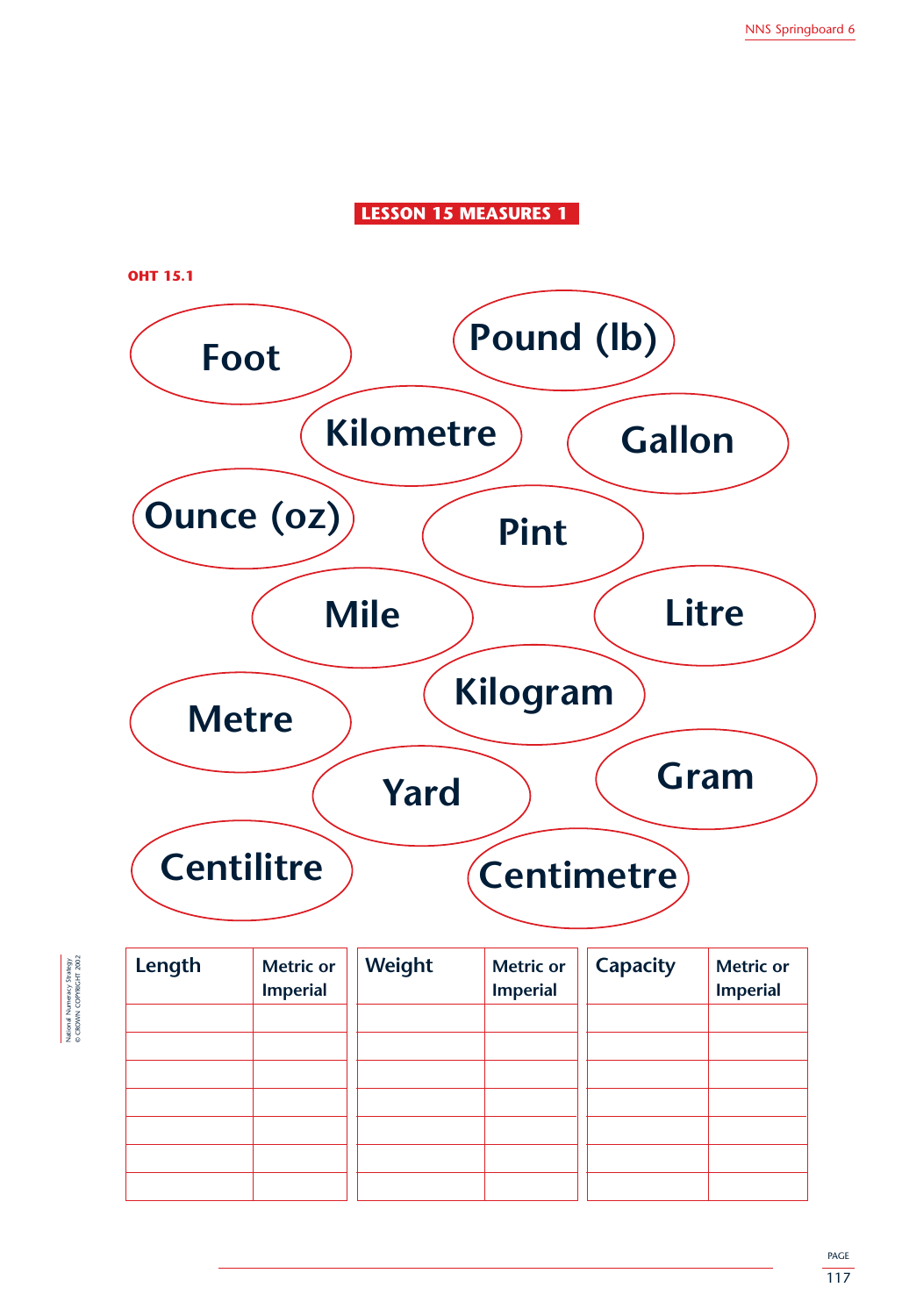## LESSON 15 MEASURES 1

**OHT 15.1**

Foot

Pound (lb)

Kilometre

Gallon

Ounce (oz)

Pint

Mile

Litre

Metre

Kilogram

Yard

Gram

Centilitre

Centimetre

| Length | Metric or Imperial | Weight | Metric or Imperial | Capacity | Metric or Imperial |
|---|---|---|---|---|---|
| | | | | | |
| | | | | | |
| | | | | | |
| | | | | | |
| | | | | | |
| | | | | | |
| | | | | | |

National Numeracy Strategy
© CROWN COPYRIGHT 2002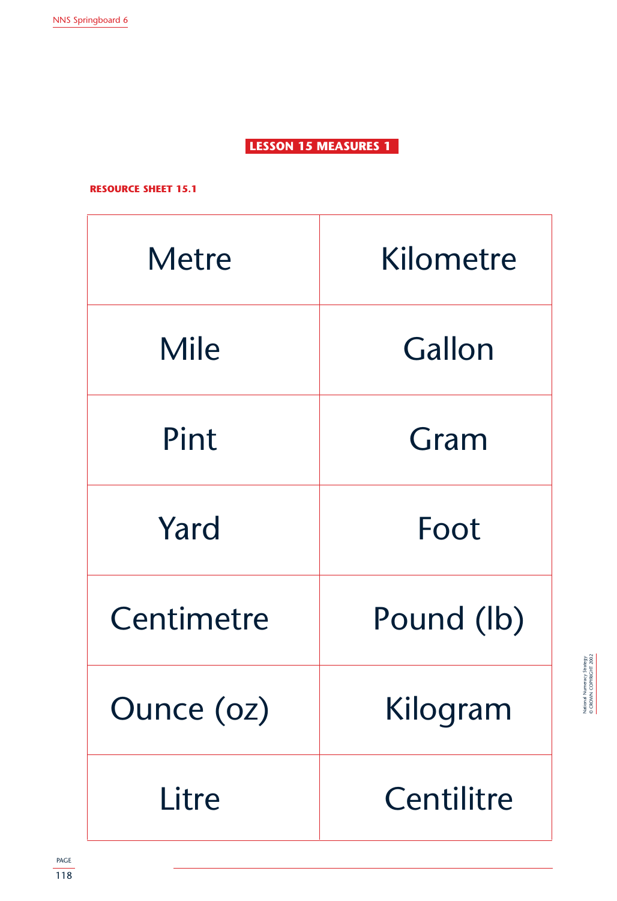## LESSON 15 MEASURES 1

### RESOURCE SHEET 15.1

| Metre | Kilometre |
|---|---|
| Mile | Gallon |
| Pint | Gram |
| Yard | Foot |
| Centimetre | Pound (lb) |
| Ounce (oz) | Kilogram |
| Litre | Centilitre |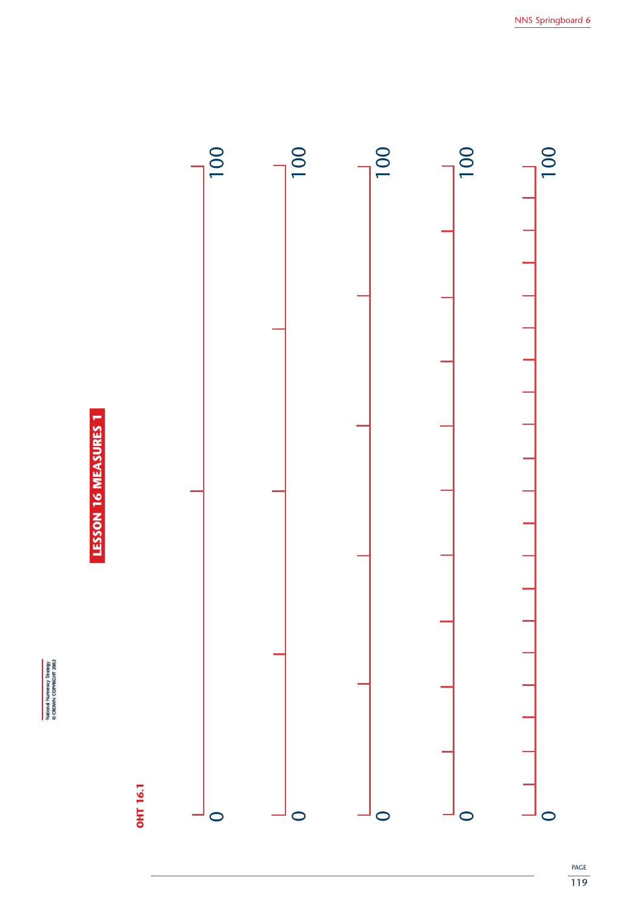# LESSON 16 MEASURES 1

**OHT 16.1**

0 — 100

0 — 100

0 — 100

0 — 100

0 — 100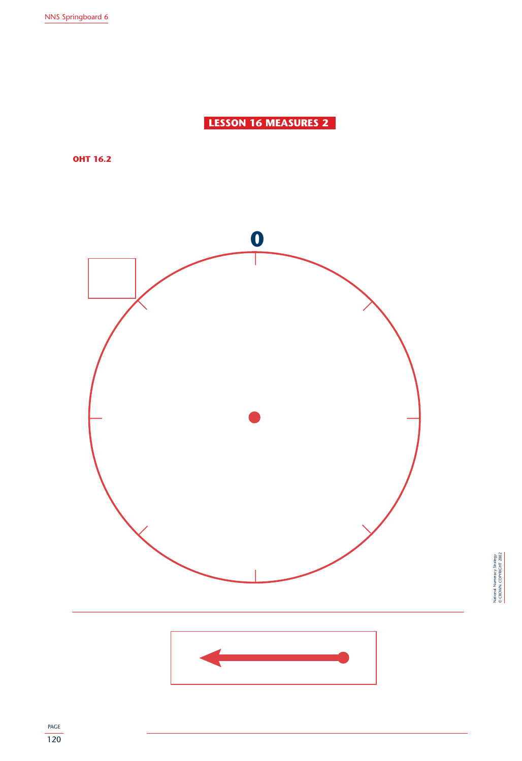**LESSON 16 MEASURES 2**

**OHT 16.2**

**0**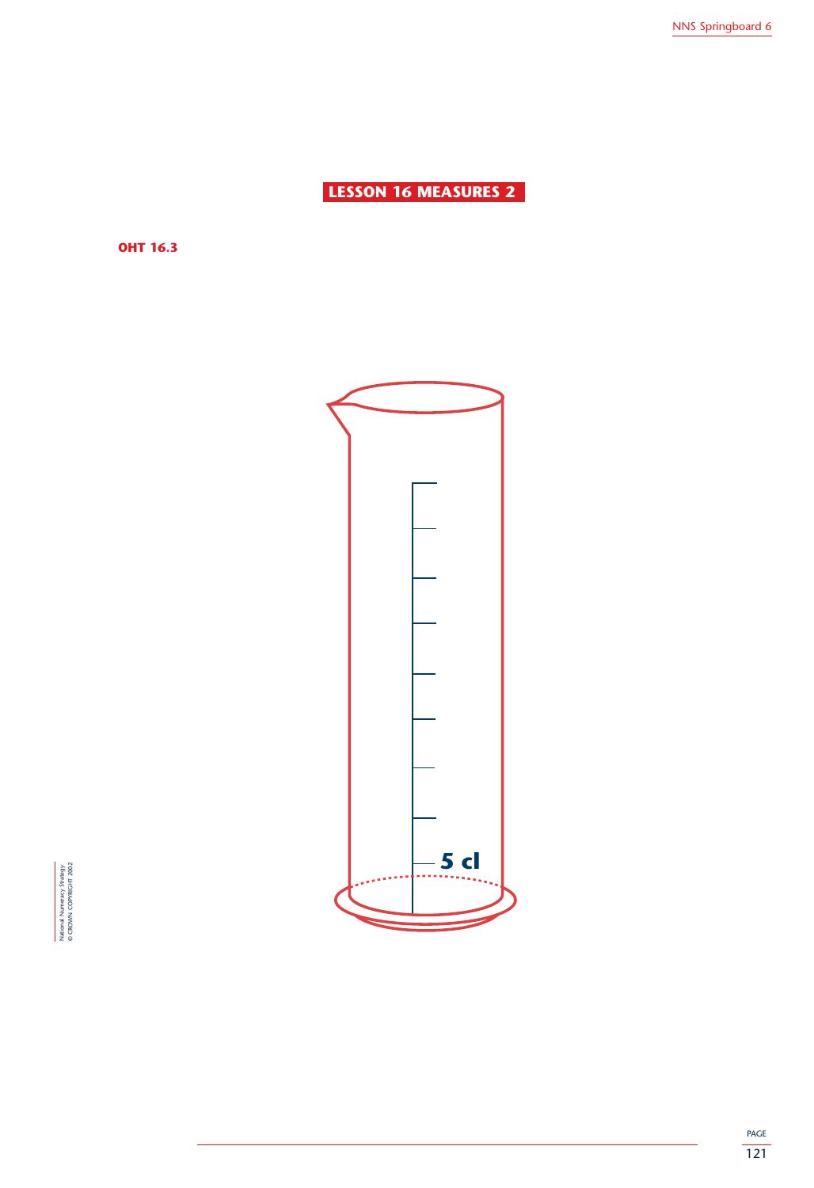## LESSON 16 MEASURES 2

**OHT 16.3**

5 cl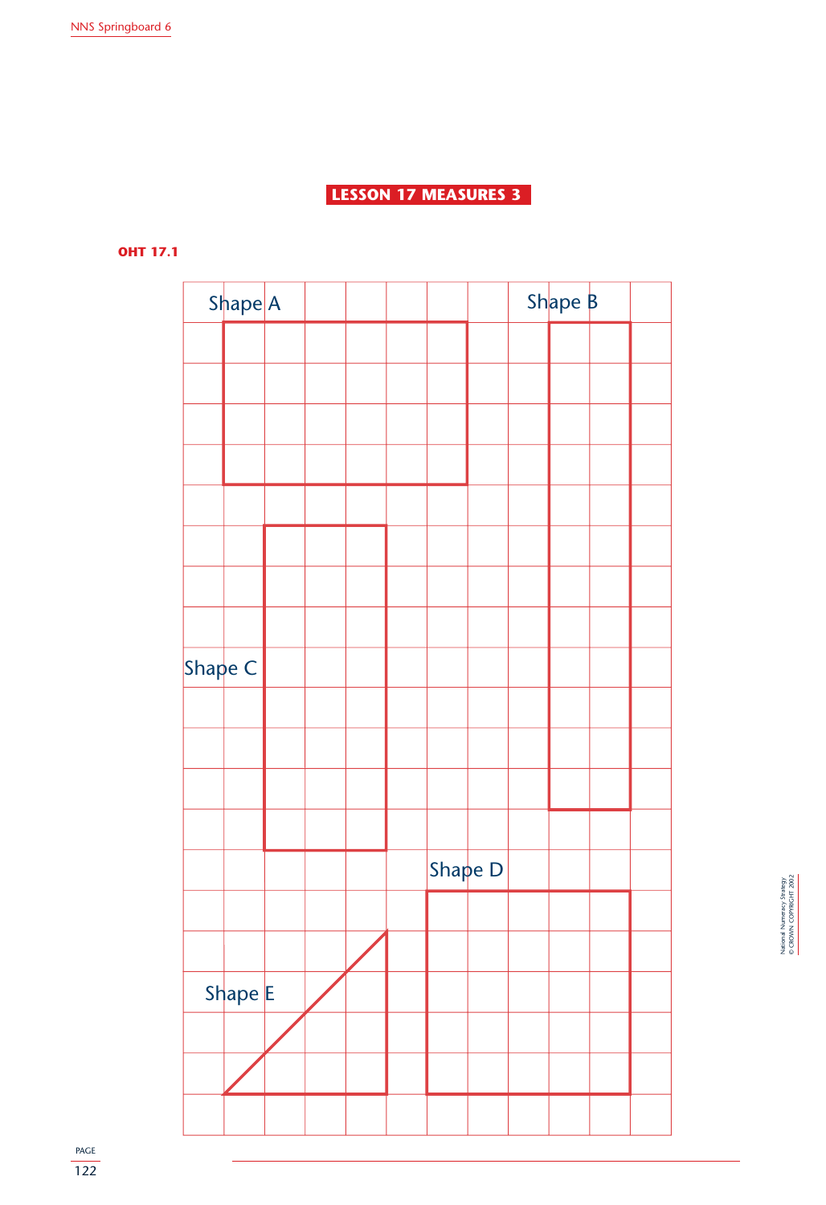## LESSON 17 MEASURES 3

**OHT 17.1**

Shape A

Shape B

Shape C

Shape D

Shape E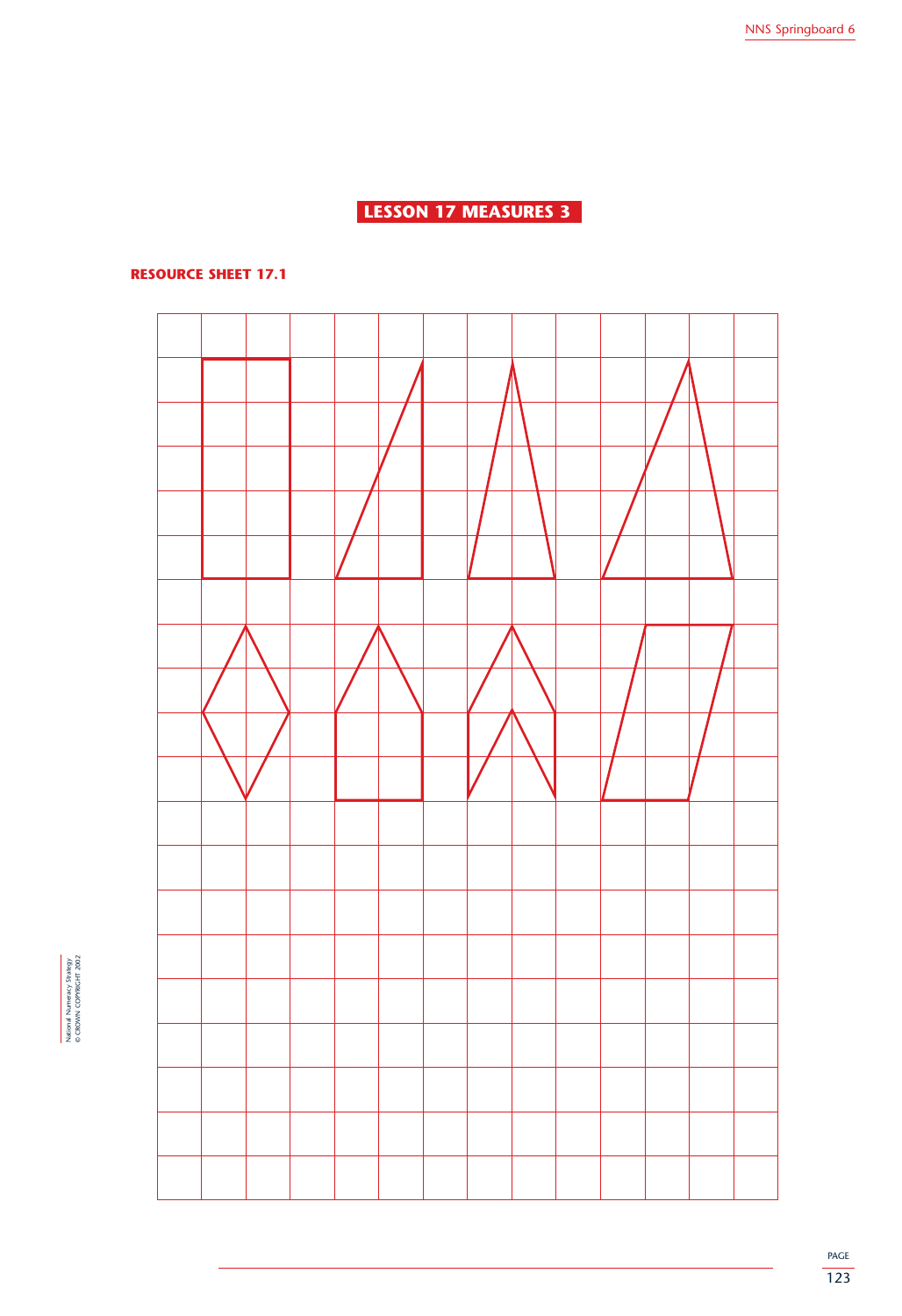## LESSON 17 MEASURES 3

### RESOURCE SHEET 17.1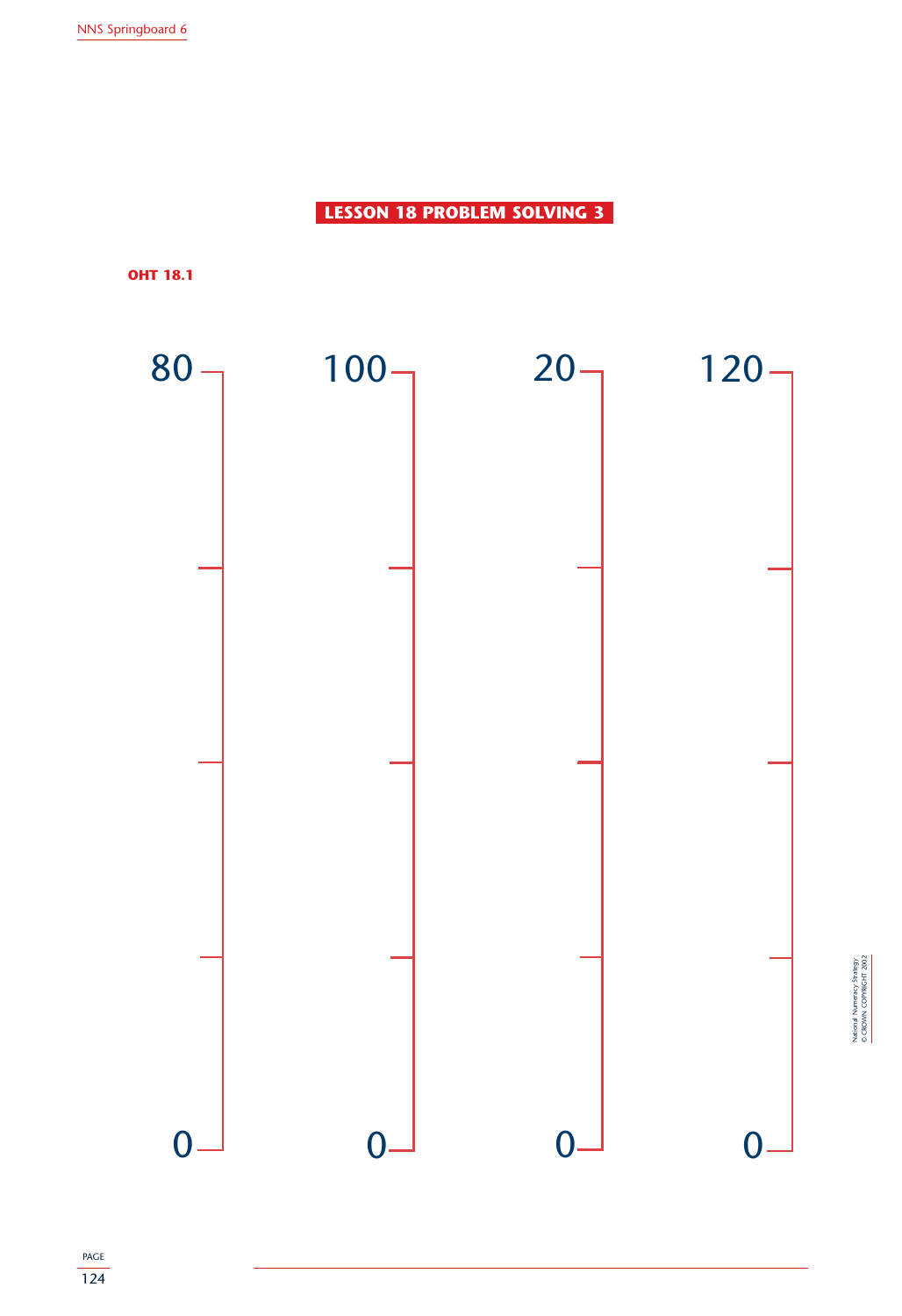## LESSON 18 PROBLEM SOLVING 3

**OHT 18.1**

80 — 0

100 — 0

20 — 0

120 — 0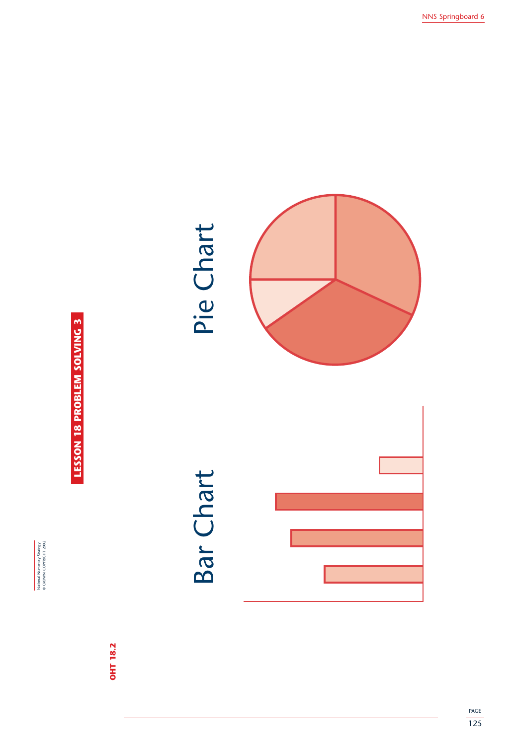**LESSON 18 PROBLEM SOLVING 3**

**OHT 18.2**

# Bar Chart

# Pie Chart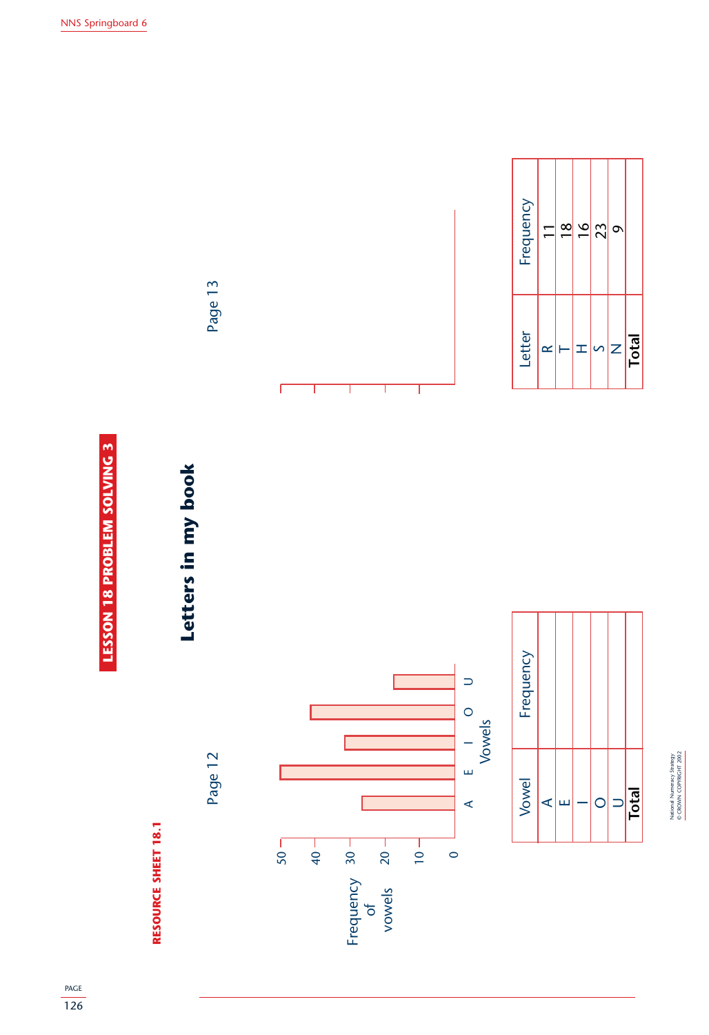RESOURCE SHEET 18.1

LESSON 18 PROBLEM SOLVING 3

# Letters in my book

## Page 12

Frequency of vowels

50, 40, 30, 20, 10, 0

A E I O U

Vowels

| Vowel | Frequency |
|---|---|
| A | |
| E | |
| I | |
| O | |
| U | |
| **Total** | |

## Page 13

| Letter | Frequency |
|---|---|
| R | 11 |
| T | 18 |
| H | 16 |
| S | 23 |
| N | 9 |
| **Total** | |

National Numeracy Strategy
© CROWN COPYRIGHT 2002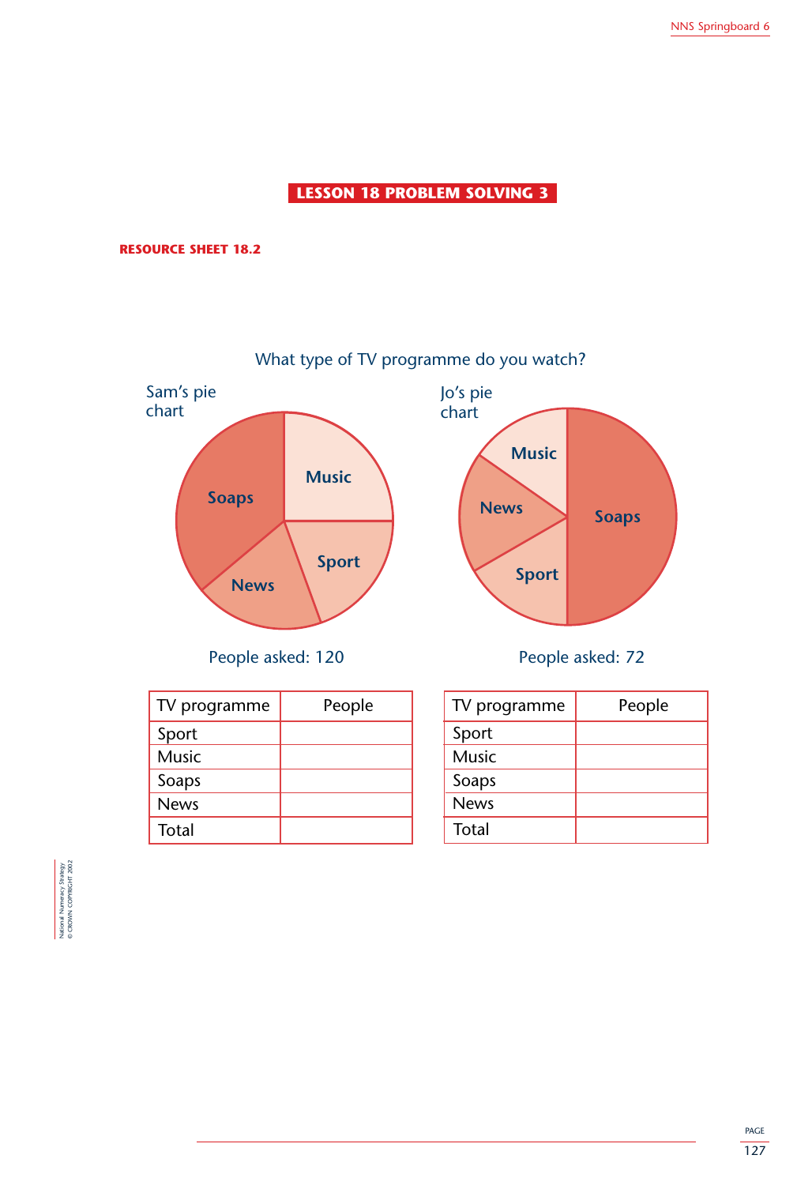# LESSON 18 PROBLEM SOLVING 3

**RESOURCE SHEET 18.2**

What type of TV programme do you watch?

Sam's pie chart

Music, Soaps, Sport, News

People asked: 120

Jo's pie chart

Music, News, Soaps, Sport

People asked: 72

| TV programme | People |
|---|---|
| Sport | |
| Music | |
| Soaps | |
| News | |
| Total | |

| TV programme | People |
|---|---|
| Sport | |
| Music | |
| Soaps | |
| News | |
| Total | |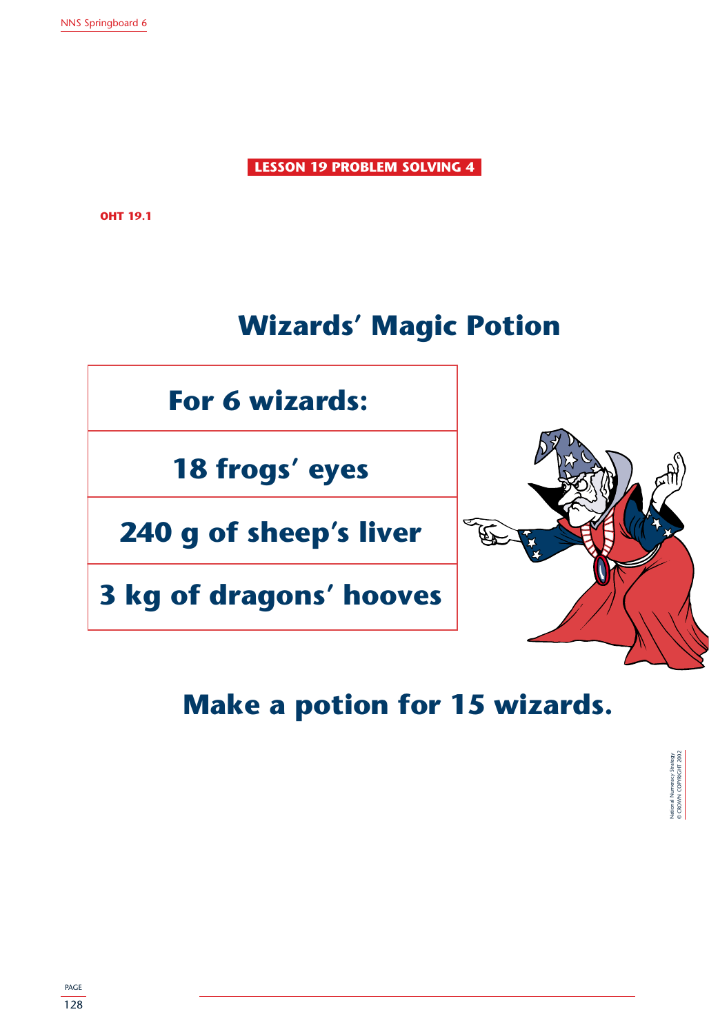**LESSON 19 PROBLEM SOLVING 4**

**OHT 19.1**

# Wizards' Magic Potion

| For 6 wizards: |
| --- |
| 18 frogs' eyes |
| 240 g of sheep's liver |
| 3 kg of dragons' hooves |

## Make a potion for 15 wizards.

National Numeracy Strategy
© CROWN COPYRIGHT 2002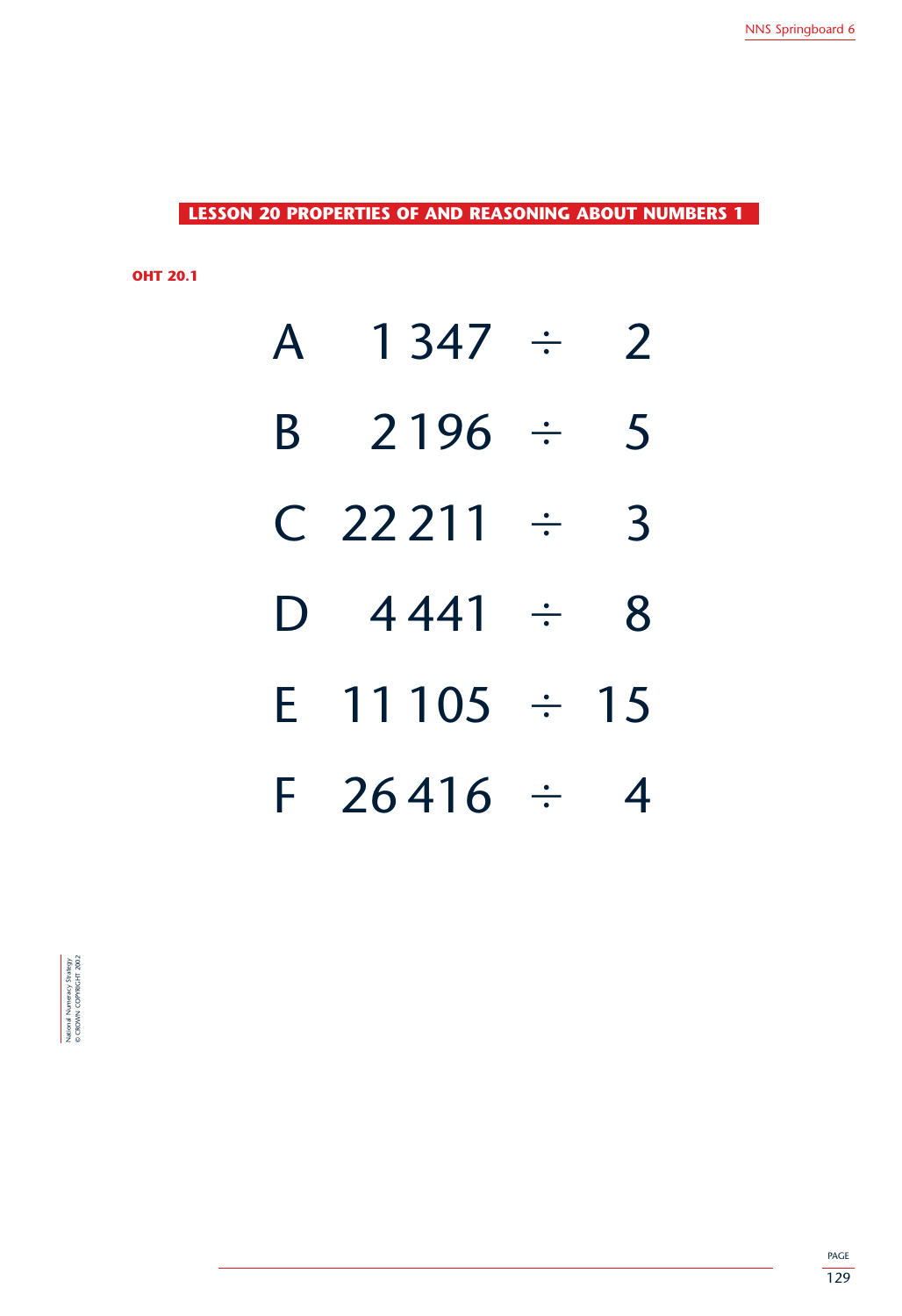## LESSON 20 PROPERTIES OF AND REASONING ABOUT NUMBERS 1

**OHT 20.1**

A  1 347 ÷ 2

B  2 196 ÷ 5

C  22 211 ÷ 3

D  4 441 ÷ 8

E  11 105 ÷ 15

F  26 416 ÷ 4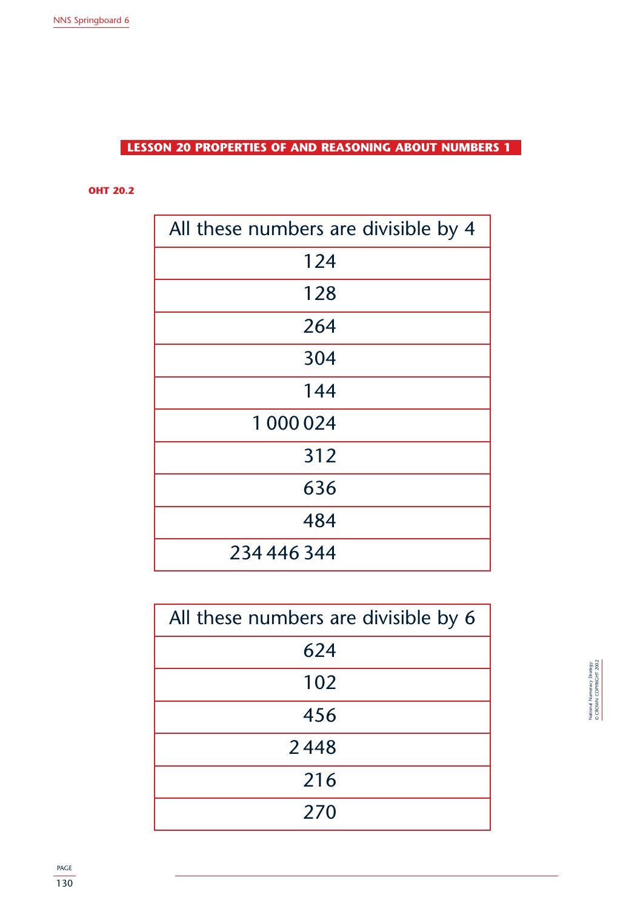## LESSON 20 PROPERTIES OF AND REASONING ABOUT NUMBERS 1

**OHT 20.2**

| All these numbers are divisible by 4 |
| --- |
| 124 |
| 128 |
| 264 |
| 304 |
| 144 |
| 1 000 024 |
| 312 |
| 636 |
| 484 |
| 234 446 344 |

| All these numbers are divisible by 6 |
| --- |
| 624 |
| 102 |
| 456 |
| 2 448 |
| 216 |
| 270 |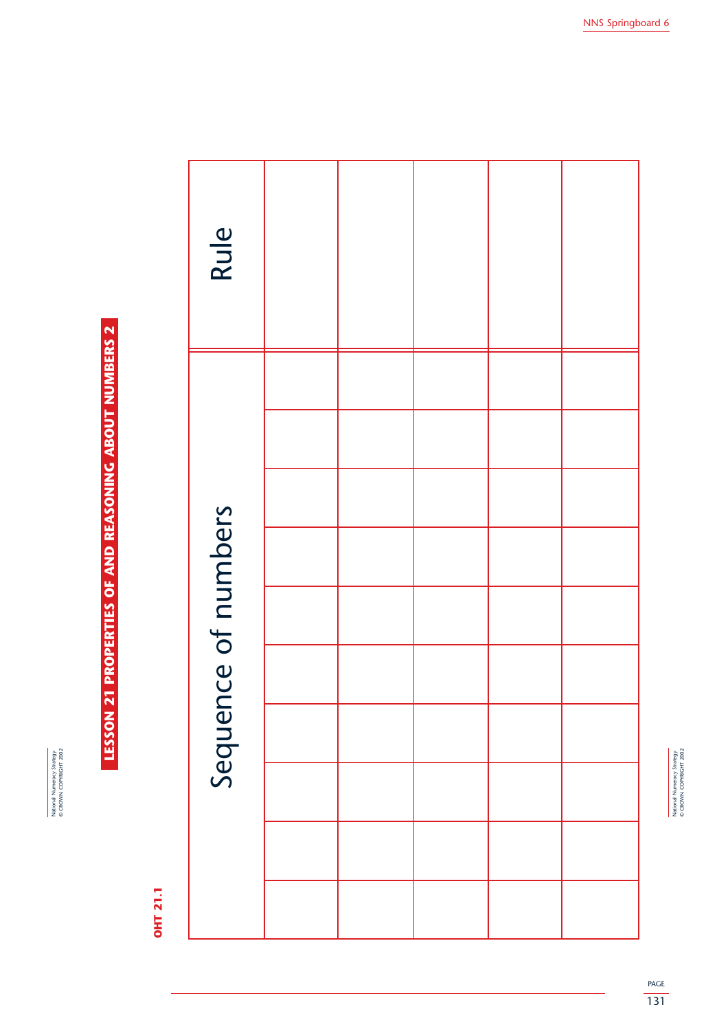OHT 21.1

## LESSON 21 PROPERTIES OF AND REASONING ABOUT NUMBERS 2

| Sequence of numbers | | | | | | | | | | Rule |
|---|---|---|---|---|---|---|---|---|---|---|
| | | | | | | | | | | |
| | | | | | | | | | | |
| | | | | | | | | | | |
| | | | | | | | | | | |
| | | | | | | | | | | |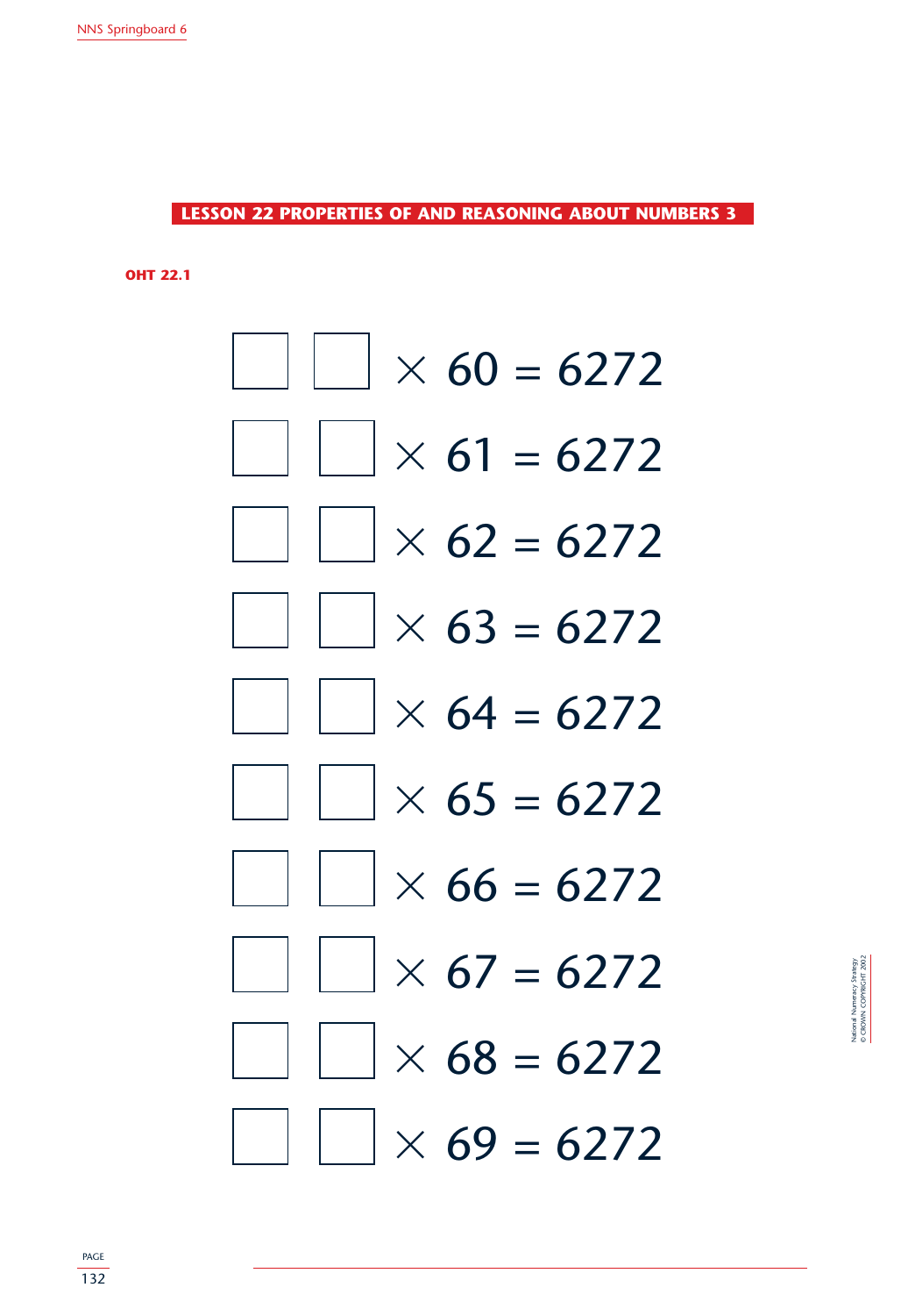## LESSON 22 PROPERTIES OF AND REASONING ABOUT NUMBERS 3

**OHT 22.1**

$\square\ \square \times 60 = 6272$

$\square\ \square \times 61 = 6272$

$\square\ \square \times 62 = 6272$

$\square\ \square \times 63 = 6272$

$\square\ \square \times 64 = 6272$

$\square\ \square \times 65 = 6272$

$\square\ \square \times 66 = 6272$

$\square\ \square \times 67 = 6272$

$\square\ \square \times 68 = 6272$

$\square\ \square \times 69 = 6272$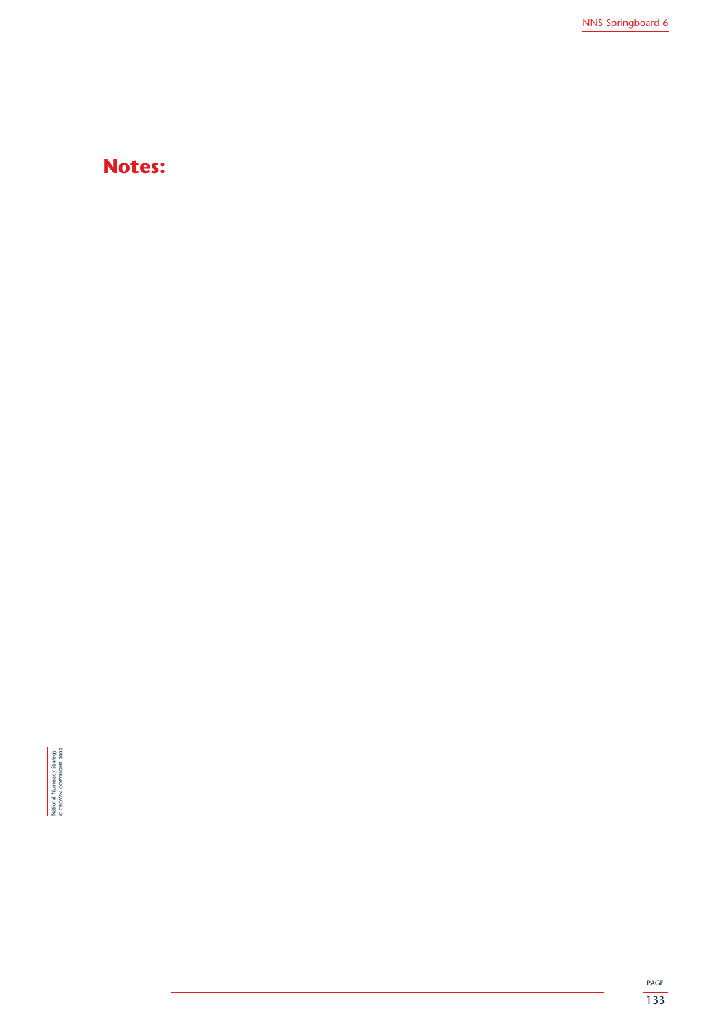# Notes: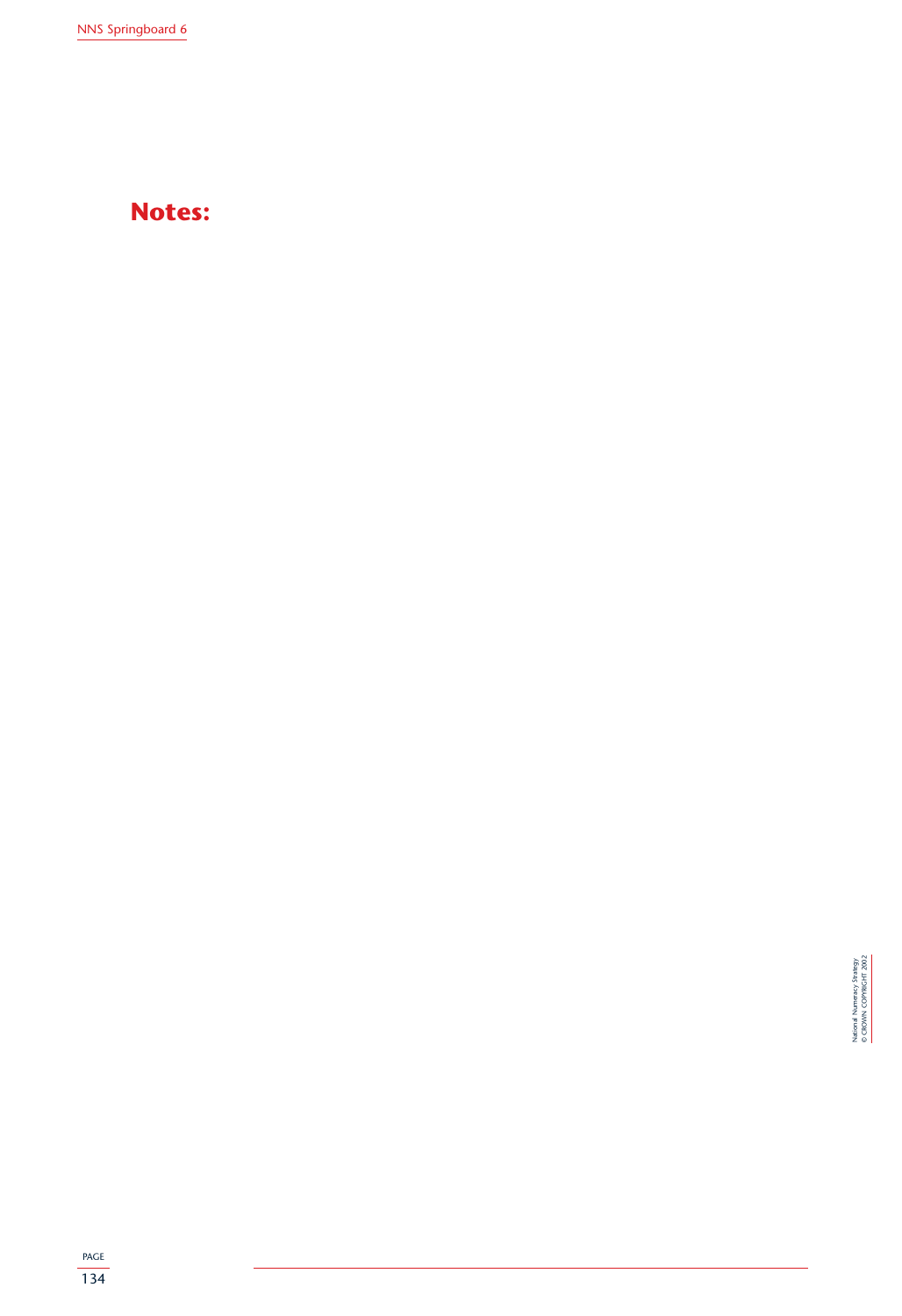## Notes: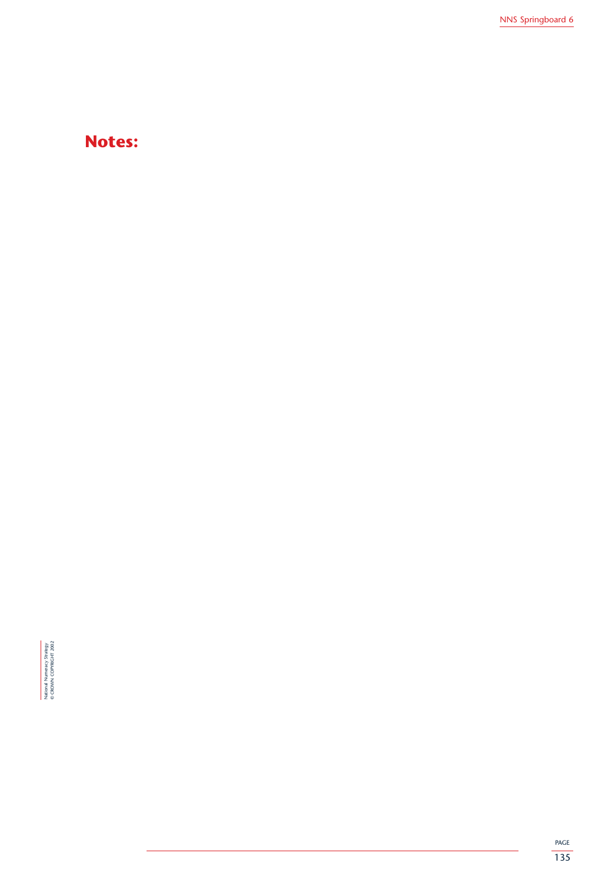# Notes: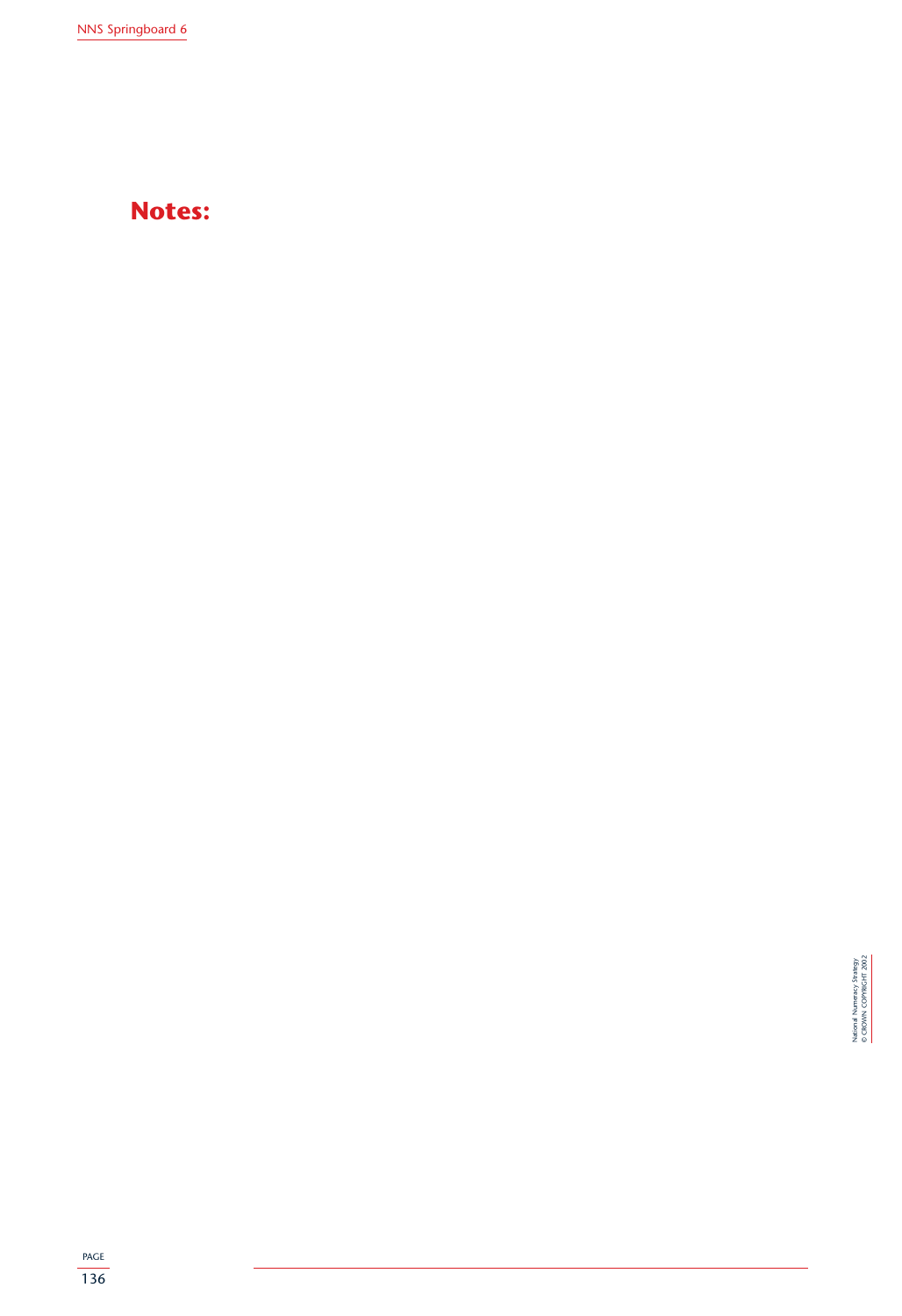# Notes: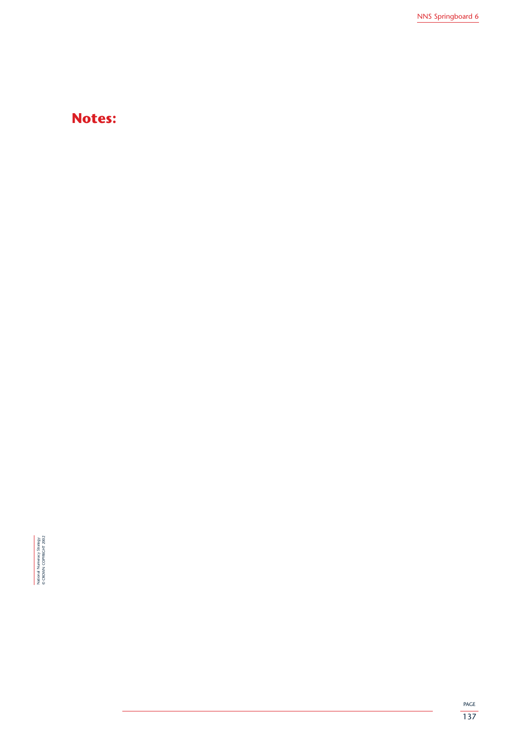# Notes: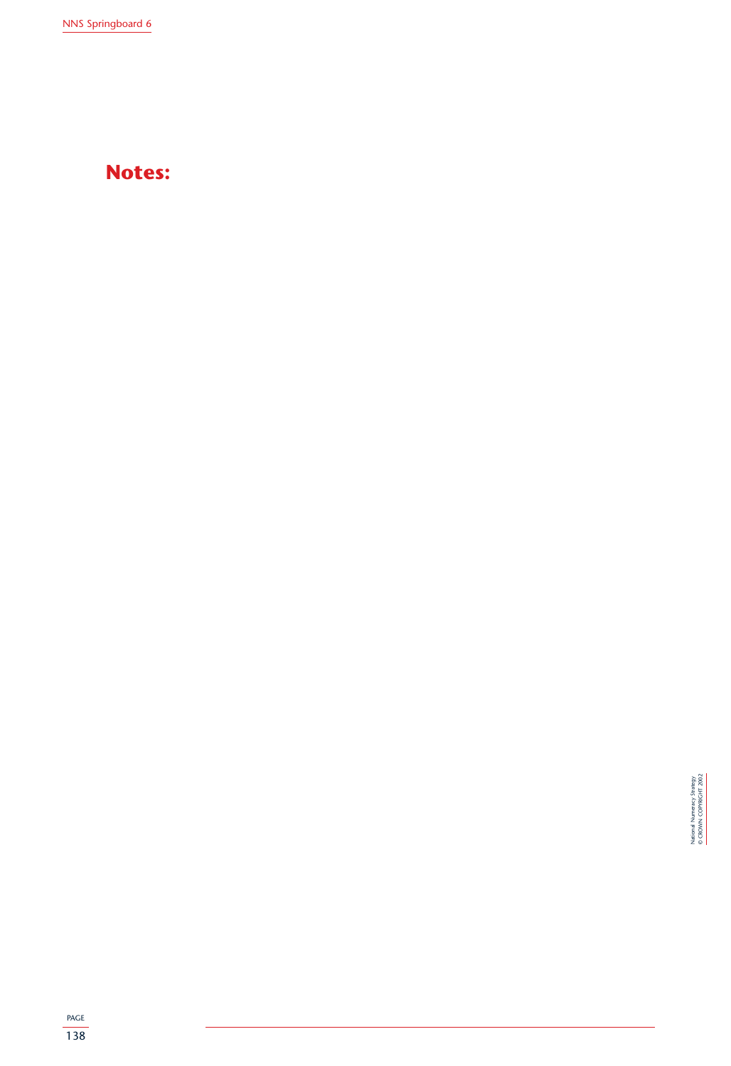## Notes: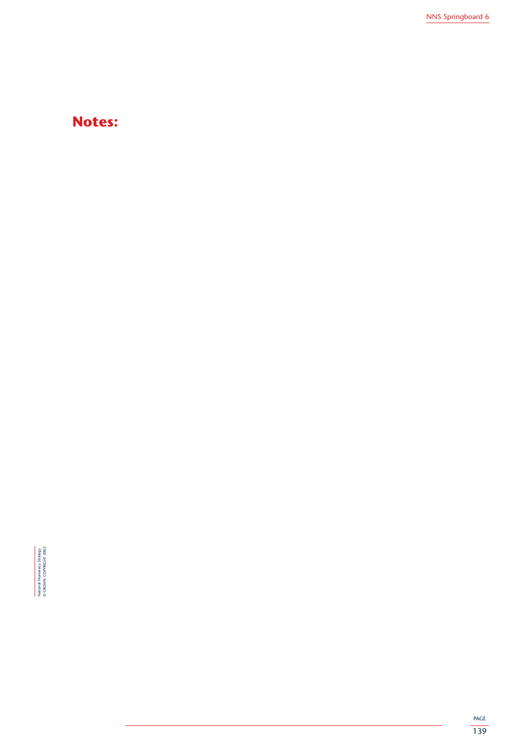# Notes: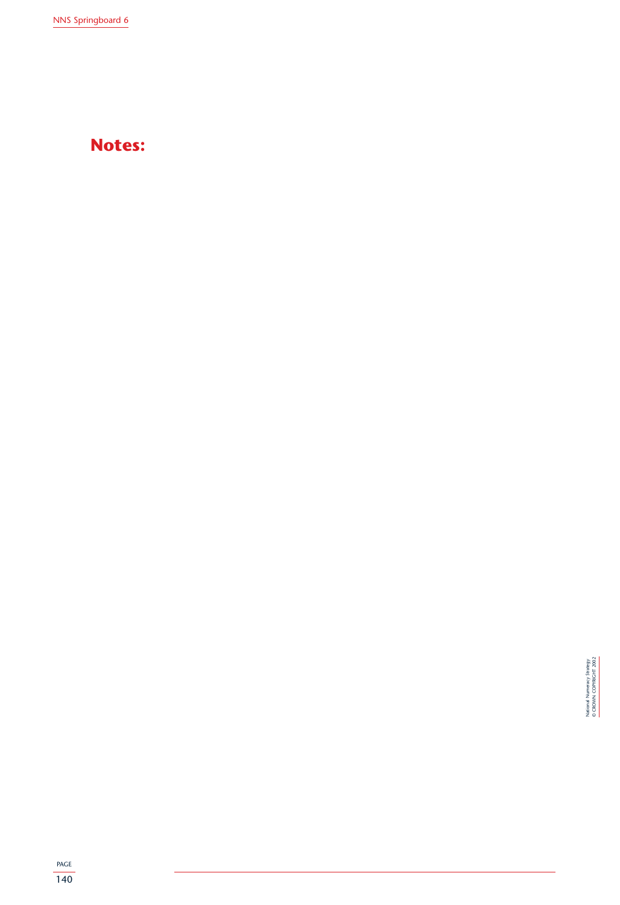# Notes: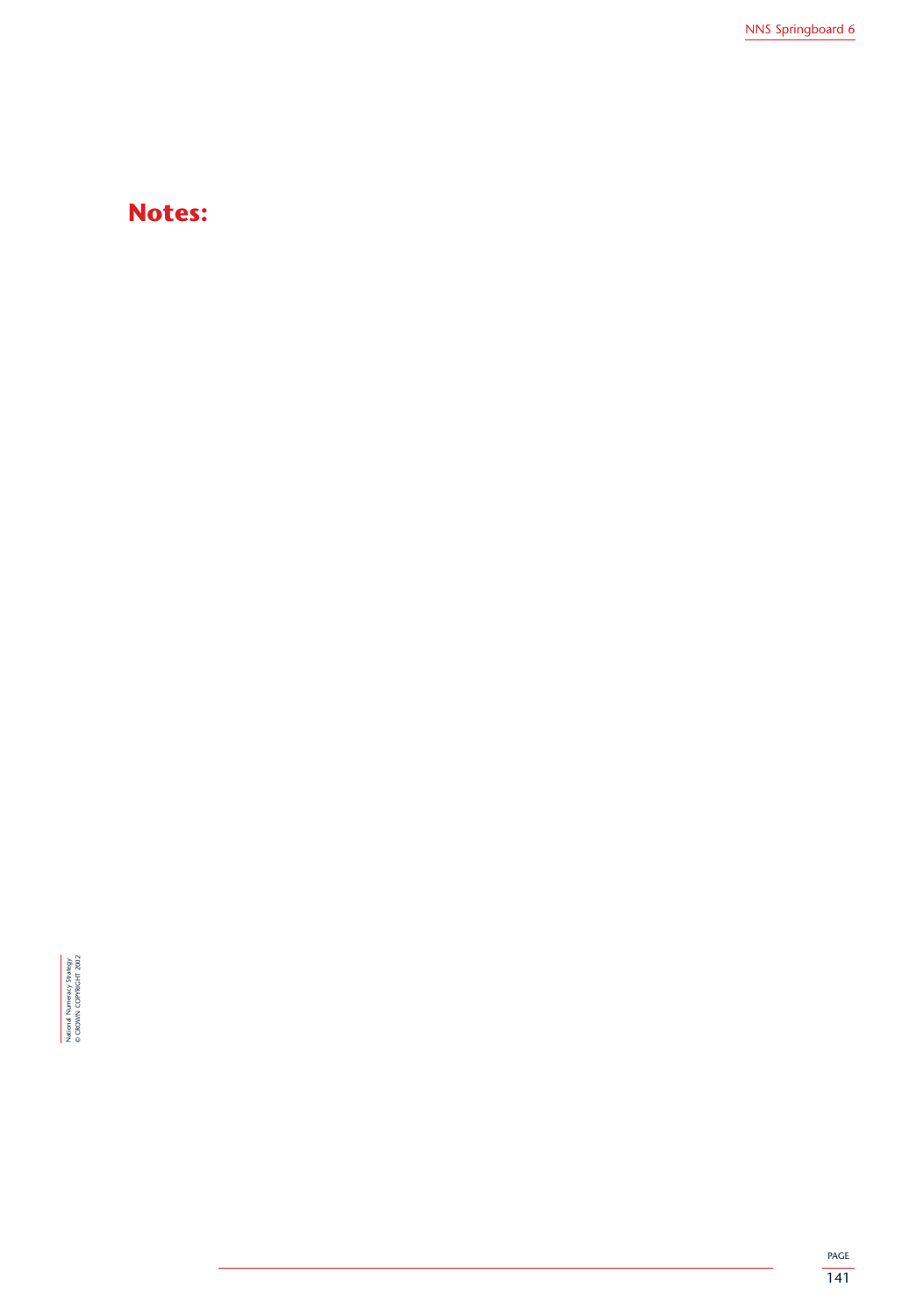## Notes: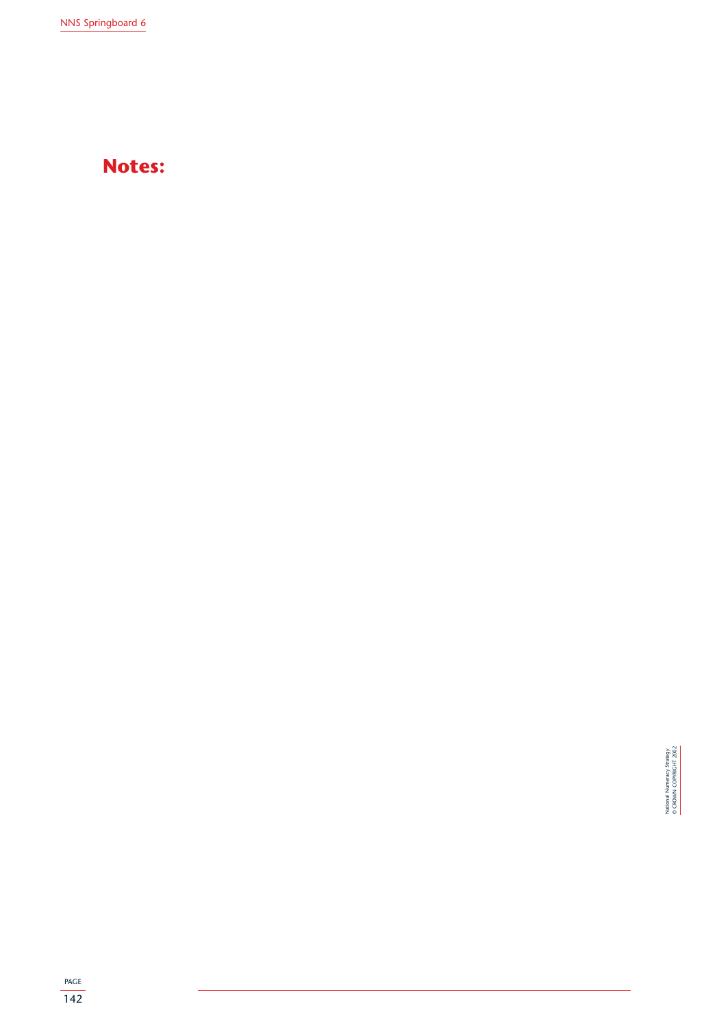## Notes: